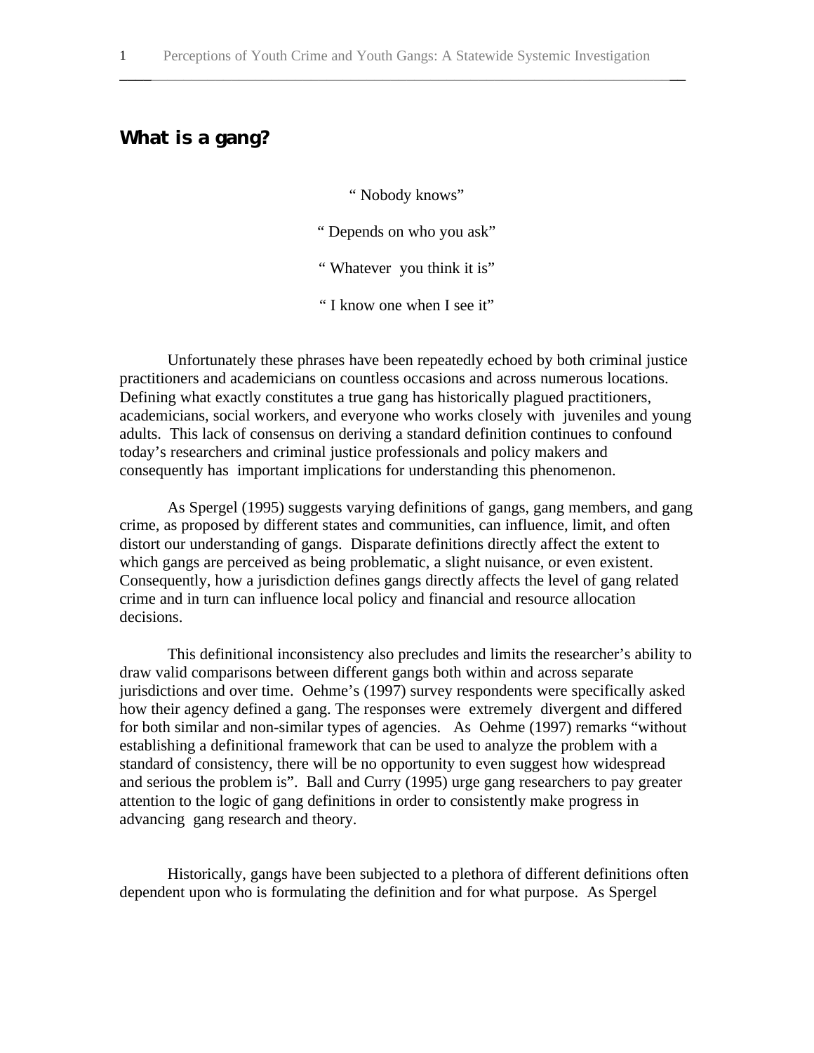## What is a gang?

" Nobody knows"

" Depends on who you ask"

" Whatever you think it is"

" I know one when I see it"

Unfortunately these phrases have been repeatedly echoed by both criminal justice practitioners and academicians on countless occasions and across numerous locations. Defining what exactly constitutes a true gang has historically plagued practitioners, academicians, social workers, and everyone who works closely with juveniles and young adults. This lack of consensus on deriving a standard definition continues to confound today's researchers and criminal justice professionals and policy makers and consequently has important implications for understanding this phenomenon.

As Spergel (1995) suggests varying definitions of gangs, gang members, and gang crime, as proposed by different states and communities, can influence, limit, and often distort our understanding of gangs. Disparate definitions directly affect the extent to which gangs are perceived as being problematic, a slight nuisance, or even existent. Consequently, how a jurisdiction defines gangs directly affects the level of gang related crime and in turn can influence local policy and financial and resource allocation decisions.

This definitional inconsistency also precludes and limits the researcher's ability to draw valid comparisons between different gangs both within and across separate jurisdictions and over time. Oehme's (1997) survey respondents were specifically asked how their agency defined a gang. The responses were extremely divergent and differed for both similar and non-similar types of agencies. As Oehme (1997) remarks "without establishing a definitional framework that can be used to analyze the problem with a standard of consistency, there will be no opportunity to even suggest how widespread and serious the problem is". Ball and Curry (1995) urge gang researchers to pay greater attention to the logic of gang definitions in order to consistently make progress in advancing gang research and theory.

Historically, gangs have been subjected to a plethora of different definitions often dependent upon who is formulating the definition and for what purpose. As Spergel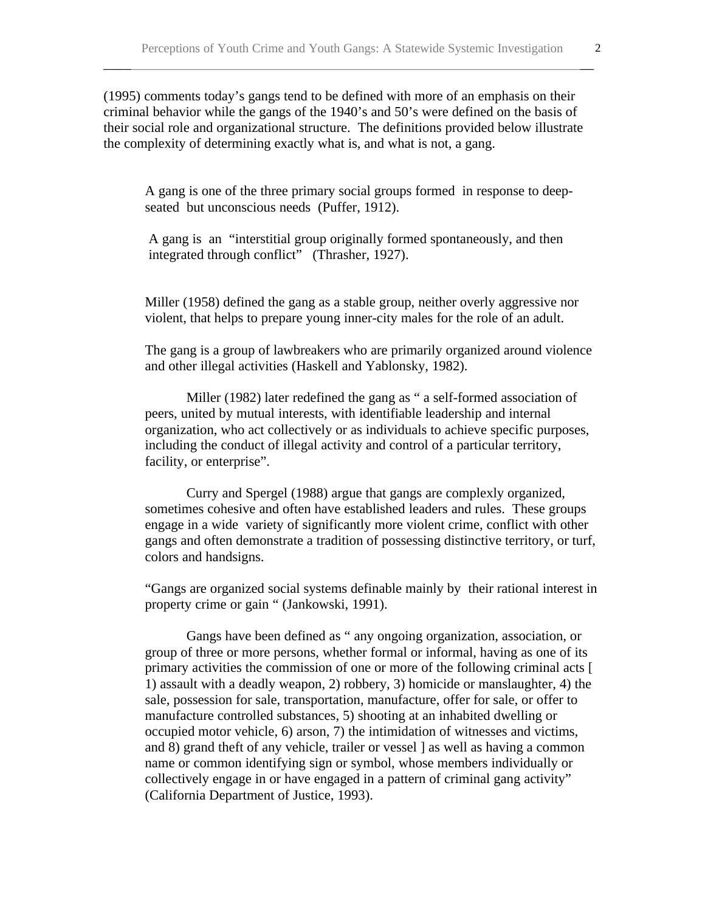(1995) comments today's gangs tend to be defined with more of an emphasis on their criminal behavior while the gangs of the 1940's and 50's were defined on the basis of their social role and organizational structure. The definitions provided below illustrate the complexity of determining exactly what is, and what is not, a gang.

> A gang is one of the three primary social groups formed in response to deep-seated but unconscious needs (Puffer, 1912).
>
> A gang is an "interstitial group originally formed spontaneously, and then integrated through conflict" (Thrasher, 1927).
>
> Miller (1958) defined the gang as a stable group, neither overly aggressive nor violent, that helps to prepare young inner-city males for the role of an adult.
>
> The gang is a group of lawbreakers who are primarily organized around violence and other illegal activities (Haskell and Yablonsky, 1982).
>
> Miller (1982) later redefined the gang as " a self-formed association of peers, united by mutual interests, with identifiable leadership and internal organization, who act collectively or as individuals to achieve specific purposes, including the conduct of illegal activity and control of a particular territory, facility, or enterprise".
>
> Curry and Spergel (1988) argue that gangs are complexly organized, sometimes cohesive and often have established leaders and rules. These groups engage in a wide variety of significantly more violent crime, conflict with other gangs and often demonstrate a tradition of possessing distinctive territory, or turf, colors and handsigns.
>
> "Gangs are organized social systems definable mainly by their rational interest in property crime or gain " (Jankowski, 1991).
>
> Gangs have been defined as " any ongoing organization, association, or group of three or more persons, whether formal or informal, having as one of its primary activities the commission of one or more of the following criminal acts [ 1) assault with a deadly weapon, 2) robbery, 3) homicide or manslaughter, 4) the sale, possession for sale, transportation, manufacture, offer for sale, or offer to manufacture controlled substances, 5) shooting at an inhabited dwelling or occupied motor vehicle, 6) arson, 7) the intimidation of witnesses and victims, and 8) grand theft of any vehicle, trailer or vessel ] as well as having a common name or common identifying sign or symbol, whose members individually or collectively engage in or have engaged in a pattern of criminal gang activity" (California Department of Justice, 1993).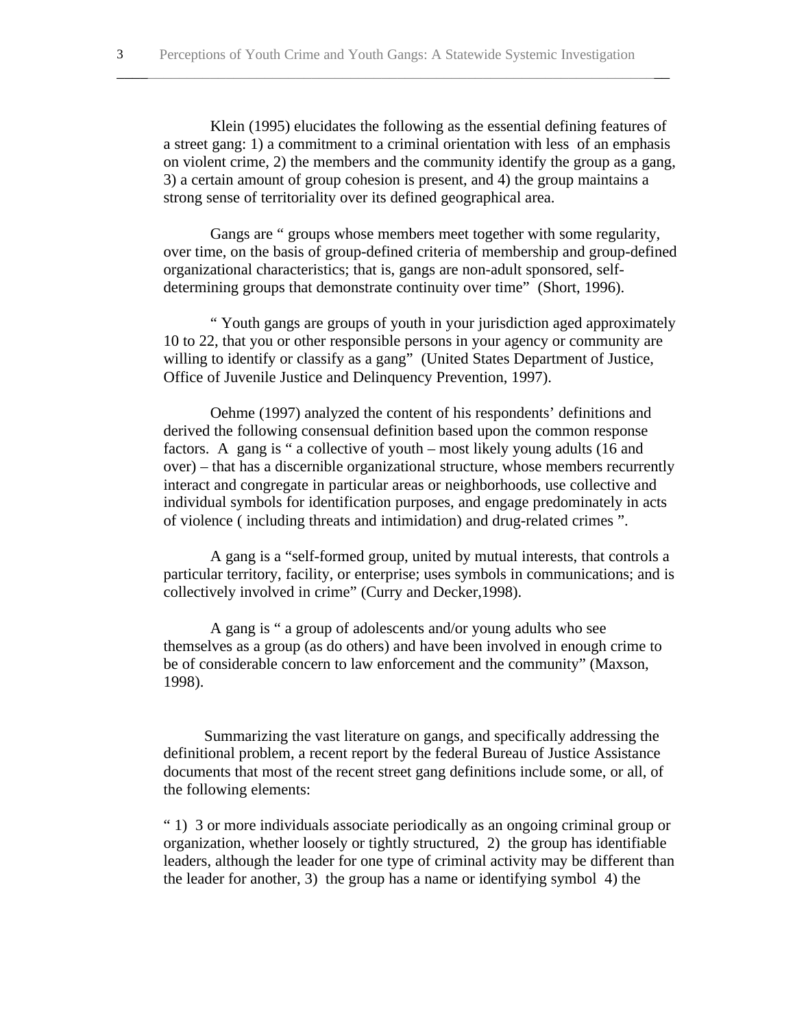Klein (1995) elucidates the following as the essential defining features of a street gang: 1) a commitment to a criminal orientation with less of an emphasis on violent crime, 2) the members and the community identify the group as a gang, 3) a certain amount of group cohesion is present, and 4) the group maintains a strong sense of territoriality over its defined geographical area.

Gangs are " groups whose members meet together with some regularity, over time, on the basis of group-defined criteria of membership and group-defined organizational characteristics; that is, gangs are non-adult sponsored, self-determining groups that demonstrate continuity over time" (Short, 1996).

" Youth gangs are groups of youth in your jurisdiction aged approximately 10 to 22, that you or other responsible persons in your agency or community are willing to identify or classify as a gang" (United States Department of Justice, Office of Juvenile Justice and Delinquency Prevention, 1997).

Oehme (1997) analyzed the content of his respondents' definitions and derived the following consensual definition based upon the common response factors. A gang is " a collective of youth – most likely young adults (16 and over) – that has a discernible organizational structure, whose members recurrently interact and congregate in particular areas or neighborhoods, use collective and individual symbols for identification purposes, and engage predominately in acts of violence ( including threats and intimidation) and drug-related crimes ".

A gang is a "self-formed group, united by mutual interests, that controls a particular territory, facility, or enterprise; uses symbols in communications; and is collectively involved in crime" (Curry and Decker,1998).

A gang is " a group of adolescents and/or young adults who see themselves as a group (as do others) and have been involved in enough crime to be of considerable concern to law enforcement and the community" (Maxson, 1998).

Summarizing the vast literature on gangs, and specifically addressing the definitional problem, a recent report by the federal Bureau of Justice Assistance documents that most of the recent street gang definitions include some, or all, of the following elements:

" 1) 3 or more individuals associate periodically as an ongoing criminal group or organization, whether loosely or tightly structured, 2) the group has identifiable leaders, although the leader for one type of criminal activity may be different than the leader for another, 3) the group has a name or identifying symbol 4) the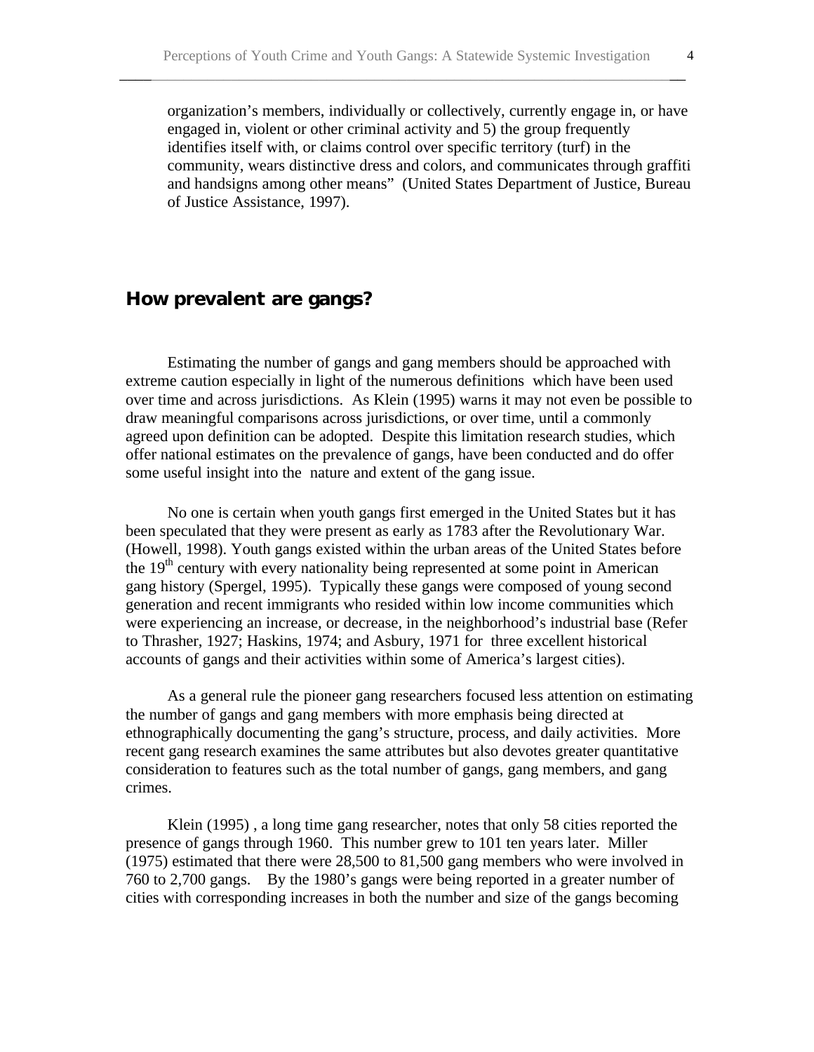organization's members, individually or collectively, currently engage in, or have engaged in, violent or other criminal activity and 5) the group frequently identifies itself with, or claims control over specific territory (turf) in the community, wears distinctive dress and colors, and communicates through graffiti and handsigns among other means" (United States Department of Justice, Bureau of Justice Assistance, 1997).

## How prevalent are gangs?

Estimating the number of gangs and gang members should be approached with extreme caution especially in light of the numerous definitions which have been used over time and across jurisdictions. As Klein (1995) warns it may not even be possible to draw meaningful comparisons across jurisdictions, or over time, until a commonly agreed upon definition can be adopted. Despite this limitation research studies, which offer national estimates on the prevalence of gangs, have been conducted and do offer some useful insight into the nature and extent of the gang issue.

No one is certain when youth gangs first emerged in the United States but it has been speculated that they were present as early as 1783 after the Revolutionary War. (Howell, 1998). Youth gangs existed within the urban areas of the United States before the 19th century with every nationality being represented at some point in American gang history (Spergel, 1995). Typically these gangs were composed of young second generation and recent immigrants who resided within low income communities which were experiencing an increase, or decrease, in the neighborhood's industrial base (Refer to Thrasher, 1927; Haskins, 1974; and Asbury, 1971 for three excellent historical accounts of gangs and their activities within some of America's largest cities).

As a general rule the pioneer gang researchers focused less attention on estimating the number of gangs and gang members with more emphasis being directed at ethnographically documenting the gang's structure, process, and daily activities. More recent gang research examines the same attributes but also devotes greater quantitative consideration to features such as the total number of gangs, gang members, and gang crimes.

Klein (1995) , a long time gang researcher, notes that only 58 cities reported the presence of gangs through 1960. This number grew to 101 ten years later. Miller (1975) estimated that there were 28,500 to 81,500 gang members who were involved in 760 to 2,700 gangs. By the 1980's gangs were being reported in a greater number of cities with corresponding increases in both the number and size of the gangs becoming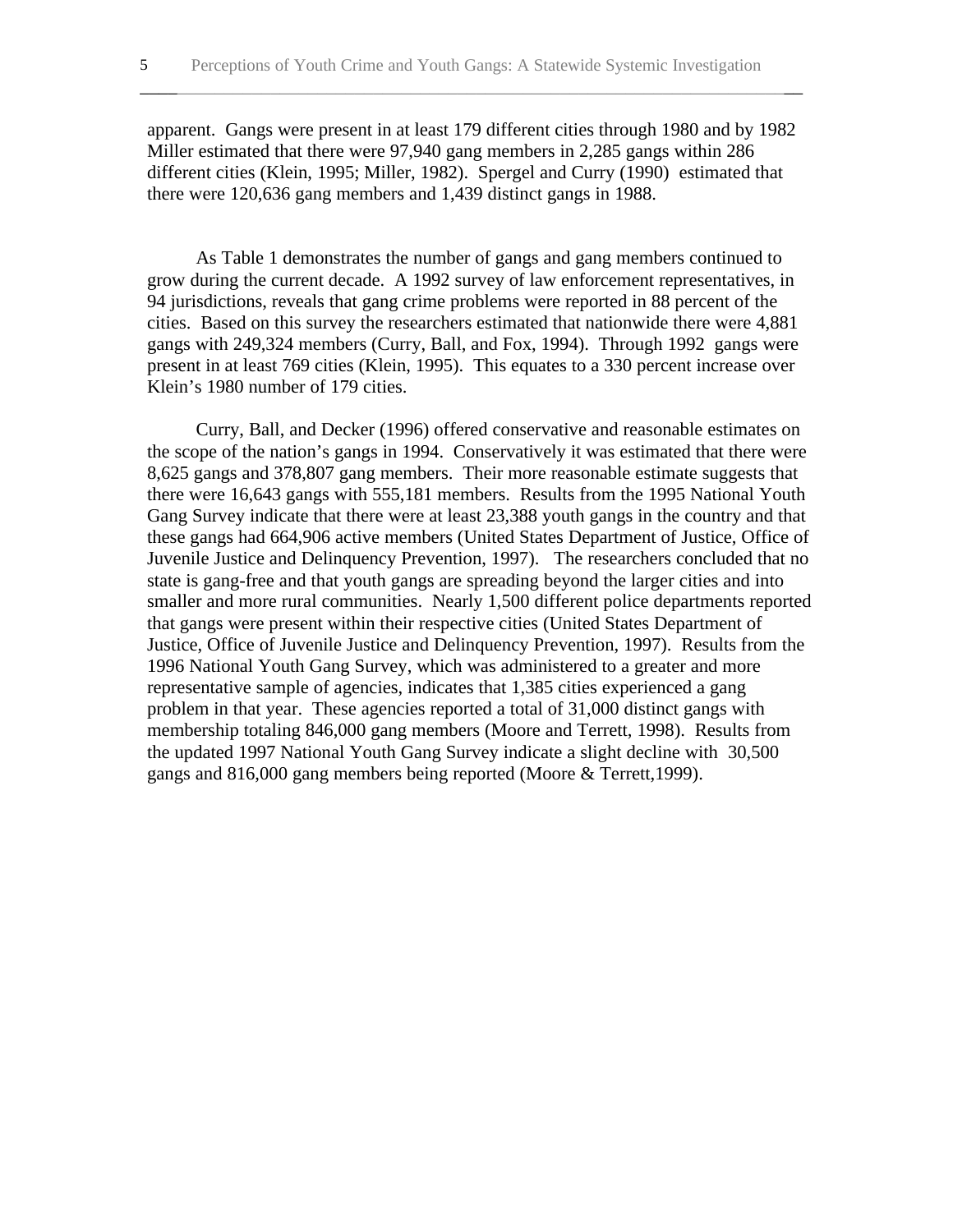apparent. Gangs were present in at least 179 different cities through 1980 and by 1982 Miller estimated that there were 97,940 gang members in 2,285 gangs within 286 different cities (Klein, 1995; Miller, 1982). Spergel and Curry (1990) estimated that there were 120,636 gang members and 1,439 distinct gangs in 1988.

As Table 1 demonstrates the number of gangs and gang members continued to grow during the current decade. A 1992 survey of law enforcement representatives, in 94 jurisdictions, reveals that gang crime problems were reported in 88 percent of the cities. Based on this survey the researchers estimated that nationwide there were 4,881 gangs with 249,324 members (Curry, Ball, and Fox, 1994). Through 1992 gangs were present in at least 769 cities (Klein, 1995). This equates to a 330 percent increase over Klein's 1980 number of 179 cities.

Curry, Ball, and Decker (1996) offered conservative and reasonable estimates on the scope of the nation's gangs in 1994. Conservatively it was estimated that there were 8,625 gangs and 378,807 gang members. Their more reasonable estimate suggests that there were 16,643 gangs with 555,181 members. Results from the 1995 National Youth Gang Survey indicate that there were at least 23,388 youth gangs in the country and that these gangs had 664,906 active members (United States Department of Justice, Office of Juvenile Justice and Delinquency Prevention, 1997). The researchers concluded that no state is gang-free and that youth gangs are spreading beyond the larger cities and into smaller and more rural communities. Nearly 1,500 different police departments reported that gangs were present within their respective cities (United States Department of Justice, Office of Juvenile Justice and Delinquency Prevention, 1997). Results from the 1996 National Youth Gang Survey, which was administered to a greater and more representative sample of agencies, indicates that 1,385 cities experienced a gang problem in that year. These agencies reported a total of 31,000 distinct gangs with membership totaling 846,000 gang members (Moore and Terrett, 1998). Results from the updated 1997 National Youth Gang Survey indicate a slight decline with 30,500 gangs and 816,000 gang members being reported (Moore & Terrett,1999).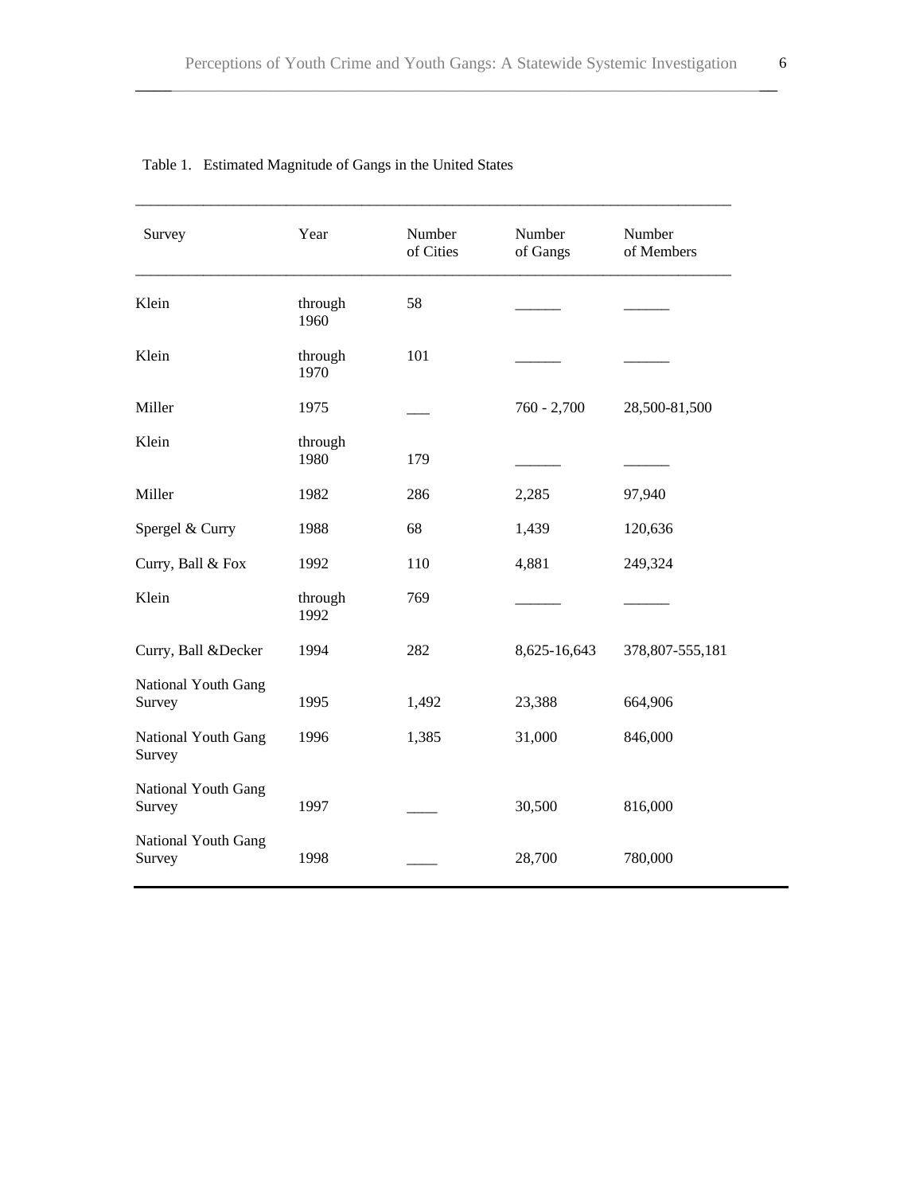Table 1. Estimated Magnitude of Gangs in the United States

| Survey | Year | Number of Cities | Number of Gangs | Number of Members |
|---|---|---|---|---|
| Klein | through 1960 | 58 | ______ | ______ |
| Klein | through 1970 | 101 | ______ | ______ |
| Miller | 1975 | ___ | 760 - 2,700 | 28,500-81,500 |
| Klein | through 1980 | 179 | ______ | ______ |
| Miller | 1982 | 286 | 2,285 | 97,940 |
| Spergel & Curry | 1988 | 68 | 1,439 | 120,636 |
| Curry, Ball & Fox | 1992 | 110 | 4,881 | 249,324 |
| Klein | through 1992 | 769 | ______ | ______ |
| Curry, Ball &Decker | 1994 | 282 | 8,625-16,643 | 378,807-555,181 |
| National Youth Gang Survey | 1995 | 1,492 | 23,388 | 664,906 |
| National Youth Gang Survey | 1996 | 1,385 | 31,000 | 846,000 |
| National Youth Gang Survey | 1997 | ____ | 30,500 | 816,000 |
| National Youth Gang Survey | 1998 | ____ | 28,700 | 780,000 |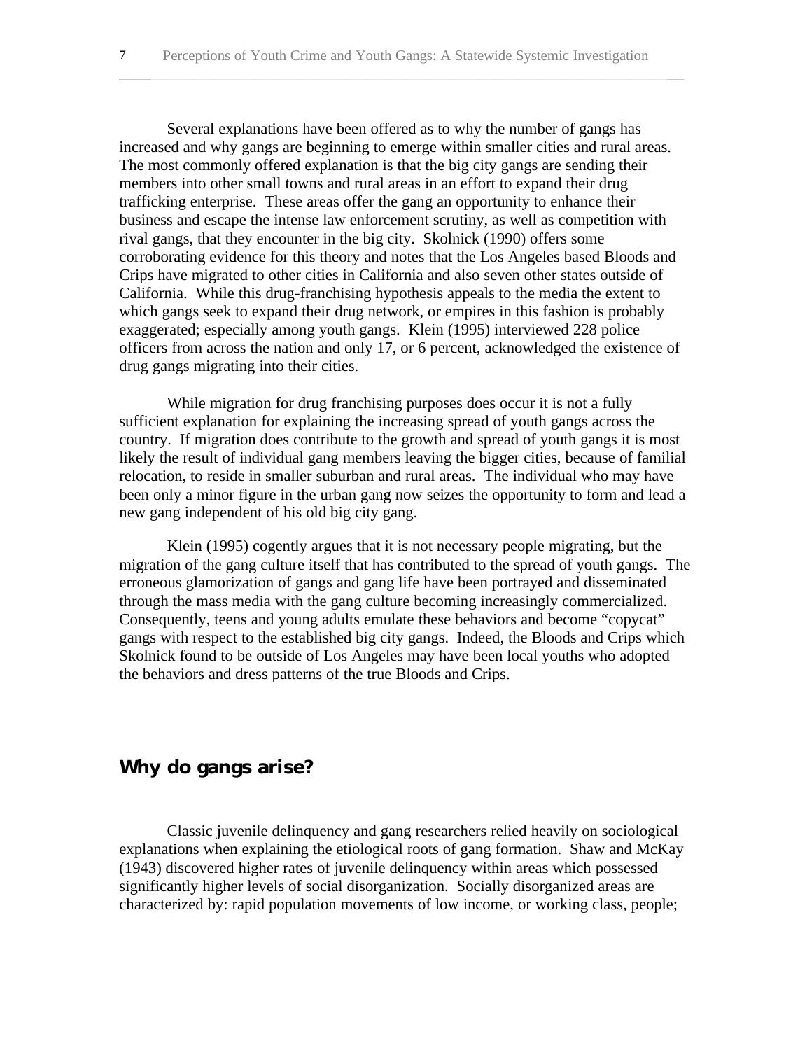Several explanations have been offered as to why the number of gangs has increased and why gangs are beginning to emerge within smaller cities and rural areas. The most commonly offered explanation is that the big city gangs are sending their members into other small towns and rural areas in an effort to expand their drug trafficking enterprise. These areas offer the gang an opportunity to enhance their business and escape the intense law enforcement scrutiny, as well as competition with rival gangs, that they encounter in the big city. Skolnick (1990) offers some corroborating evidence for this theory and notes that the Los Angeles based Bloods and Crips have migrated to other cities in California and also seven other states outside of California. While this drug-franchising hypothesis appeals to the media the extent to which gangs seek to expand their drug network, or empires in this fashion is probably exaggerated; especially among youth gangs. Klein (1995) interviewed 228 police officers from across the nation and only 17, or 6 percent, acknowledged the existence of drug gangs migrating into their cities.

While migration for drug franchising purposes does occur it is not a fully sufficient explanation for explaining the increasing spread of youth gangs across the country. If migration does contribute to the growth and spread of youth gangs it is most likely the result of individual gang members leaving the bigger cities, because of familial relocation, to reside in smaller suburban and rural areas. The individual who may have been only a minor figure in the urban gang now seizes the opportunity to form and lead a new gang independent of his old big city gang.

Klein (1995) cogently argues that it is not necessary people migrating, but the migration of the gang culture itself that has contributed to the spread of youth gangs. The erroneous glamorization of gangs and gang life have been portrayed and disseminated through the mass media with the gang culture becoming increasingly commercialized. Consequently, teens and young adults emulate these behaviors and become "copycat" gangs with respect to the established big city gangs. Indeed, the Bloods and Crips which Skolnick found to be outside of Los Angeles may have been local youths who adopted the behaviors and dress patterns of the true Bloods and Crips.

## Why do gangs arise?

Classic juvenile delinquency and gang researchers relied heavily on sociological explanations when explaining the etiological roots of gang formation. Shaw and McKay (1943) discovered higher rates of juvenile delinquency within areas which possessed significantly higher levels of social disorganization. Socially disorganized areas are characterized by: rapid population movements of low income, or working class, people;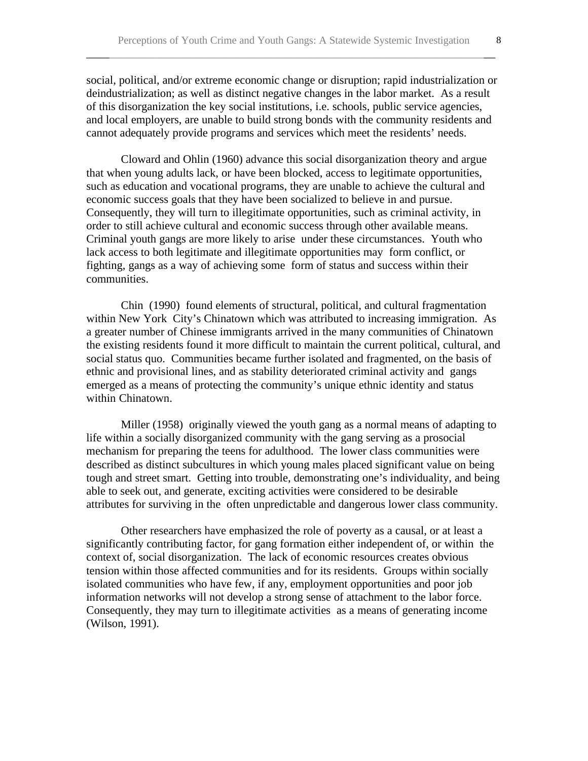social, political, and/or extreme economic change or disruption; rapid industrialization or deindustrialization; as well as distinct negative changes in the labor market. As a result of this disorganization the key social institutions, i.e. schools, public service agencies, and local employers, are unable to build strong bonds with the community residents and cannot adequately provide programs and services which meet the residents' needs.

Cloward and Ohlin (1960) advance this social disorganization theory and argue that when young adults lack, or have been blocked, access to legitimate opportunities, such as education and vocational programs, they are unable to achieve the cultural and economic success goals that they have been socialized to believe in and pursue. Consequently, they will turn to illegitimate opportunities, such as criminal activity, in order to still achieve cultural and economic success through other available means. Criminal youth gangs are more likely to arise under these circumstances. Youth who lack access to both legitimate and illegitimate opportunities may form conflict, or fighting, gangs as a way of achieving some form of status and success within their communities.

Chin (1990) found elements of structural, political, and cultural fragmentation within New York City's Chinatown which was attributed to increasing immigration. As a greater number of Chinese immigrants arrived in the many communities of Chinatown the existing residents found it more difficult to maintain the current political, cultural, and social status quo. Communities became further isolated and fragmented, on the basis of ethnic and provisional lines, and as stability deteriorated criminal activity and gangs emerged as a means of protecting the community's unique ethnic identity and status within Chinatown.

Miller (1958) originally viewed the youth gang as a normal means of adapting to life within a socially disorganized community with the gang serving as a prosocial mechanism for preparing the teens for adulthood. The lower class communities were described as distinct subcultures in which young males placed significant value on being tough and street smart. Getting into trouble, demonstrating one's individuality, and being able to seek out, and generate, exciting activities were considered to be desirable attributes for surviving in the often unpredictable and dangerous lower class community.

Other researchers have emphasized the role of poverty as a causal, or at least a significantly contributing factor, for gang formation either independent of, or within the context of, social disorganization. The lack of economic resources creates obvious tension within those affected communities and for its residents. Groups within socially isolated communities who have few, if any, employment opportunities and poor job information networks will not develop a strong sense of attachment to the labor force. Consequently, they may turn to illegitimate activities as a means of generating income (Wilson, 1991).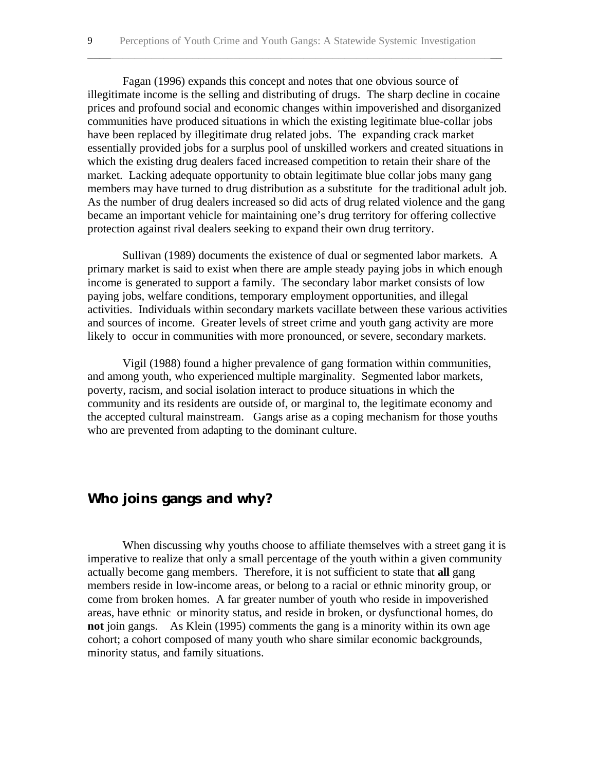Fagan (1996) expands this concept and notes that one obvious source of illegitimate income is the selling and distributing of drugs. The sharp decline in cocaine prices and profound social and economic changes within impoverished and disorganized communities have produced situations in which the existing legitimate blue-collar jobs have been replaced by illegitimate drug related jobs. The expanding crack market essentially provided jobs for a surplus pool of unskilled workers and created situations in which the existing drug dealers faced increased competition to retain their share of the market. Lacking adequate opportunity to obtain legitimate blue collar jobs many gang members may have turned to drug distribution as a substitute for the traditional adult job. As the number of drug dealers increased so did acts of drug related violence and the gang became an important vehicle for maintaining one's drug territory for offering collective protection against rival dealers seeking to expand their own drug territory.

Sullivan (1989) documents the existence of dual or segmented labor markets. A primary market is said to exist when there are ample steady paying jobs in which enough income is generated to support a family. The secondary labor market consists of low paying jobs, welfare conditions, temporary employment opportunities, and illegal activities. Individuals within secondary markets vacillate between these various activities and sources of income. Greater levels of street crime and youth gang activity are more likely to occur in communities with more pronounced, or severe, secondary markets.

Vigil (1988) found a higher prevalence of gang formation within communities, and among youth, who experienced multiple marginality. Segmented labor markets, poverty, racism, and social isolation interact to produce situations in which the community and its residents are outside of, or marginal to, the legitimate economy and the accepted cultural mainstream. Gangs arise as a coping mechanism for those youths who are prevented from adapting to the dominant culture.

## Who joins gangs and why?

When discussing why youths choose to affiliate themselves with a street gang it is imperative to realize that only a small percentage of the youth within a given community actually become gang members. Therefore, it is not sufficient to state that **all** gang members reside in low-income areas, or belong to a racial or ethnic minority group, or come from broken homes. A far greater number of youth who reside in impoverished areas, have ethnic or minority status, and reside in broken, or dysfunctional homes, do **not** join gangs. As Klein (1995) comments the gang is a minority within its own age cohort; a cohort composed of many youth who share similar economic backgrounds, minority status, and family situations.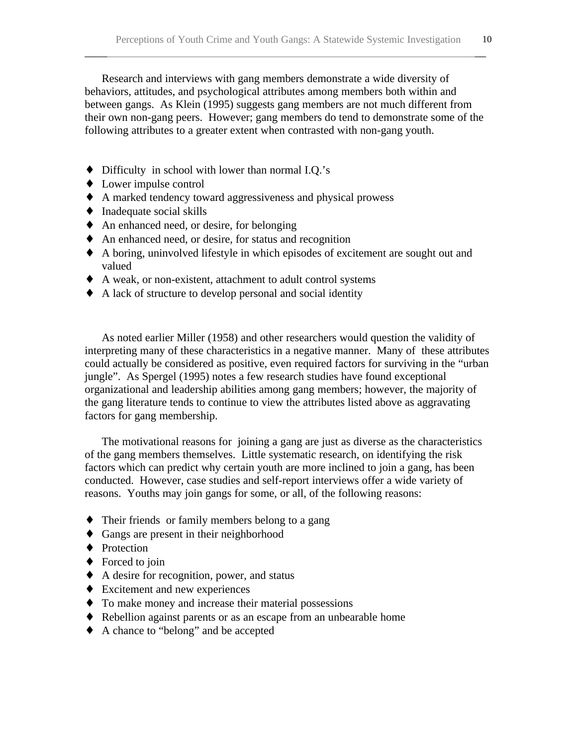Research and interviews with gang members demonstrate a wide diversity of behaviors, attitudes, and psychological attributes among members both within and between gangs. As Klein (1995) suggests gang members are not much different from their own non-gang peers. However; gang members do tend to demonstrate some of the following attributes to a greater extent when contrasted with non-gang youth.

- Difficulty in school with lower than normal I.Q.'s
- Lower impulse control
- A marked tendency toward aggressiveness and physical prowess
- Inadequate social skills
- An enhanced need, or desire, for belonging
- An enhanced need, or desire, for status and recognition
- A boring, uninvolved lifestyle in which episodes of excitement are sought out and valued
- A weak, or non-existent, attachment to adult control systems
- A lack of structure to develop personal and social identity

As noted earlier Miller (1958) and other researchers would question the validity of interpreting many of these characteristics in a negative manner. Many of these attributes could actually be considered as positive, even required factors for surviving in the "urban jungle". As Spergel (1995) notes a few research studies have found exceptional organizational and leadership abilities among gang members; however, the majority of the gang literature tends to continue to view the attributes listed above as aggravating factors for gang membership.

The motivational reasons for joining a gang are just as diverse as the characteristics of the gang members themselves. Little systematic research, on identifying the risk factors which can predict why certain youth are more inclined to join a gang, has been conducted. However, case studies and self-report interviews offer a wide variety of reasons. Youths may join gangs for some, or all, of the following reasons:

- Their friends or family members belong to a gang
- Gangs are present in their neighborhood
- Protection
- Forced to join
- A desire for recognition, power, and status
- Excitement and new experiences
- To make money and increase their material possessions
- Rebellion against parents or as an escape from an unbearable home
- A chance to "belong" and be accepted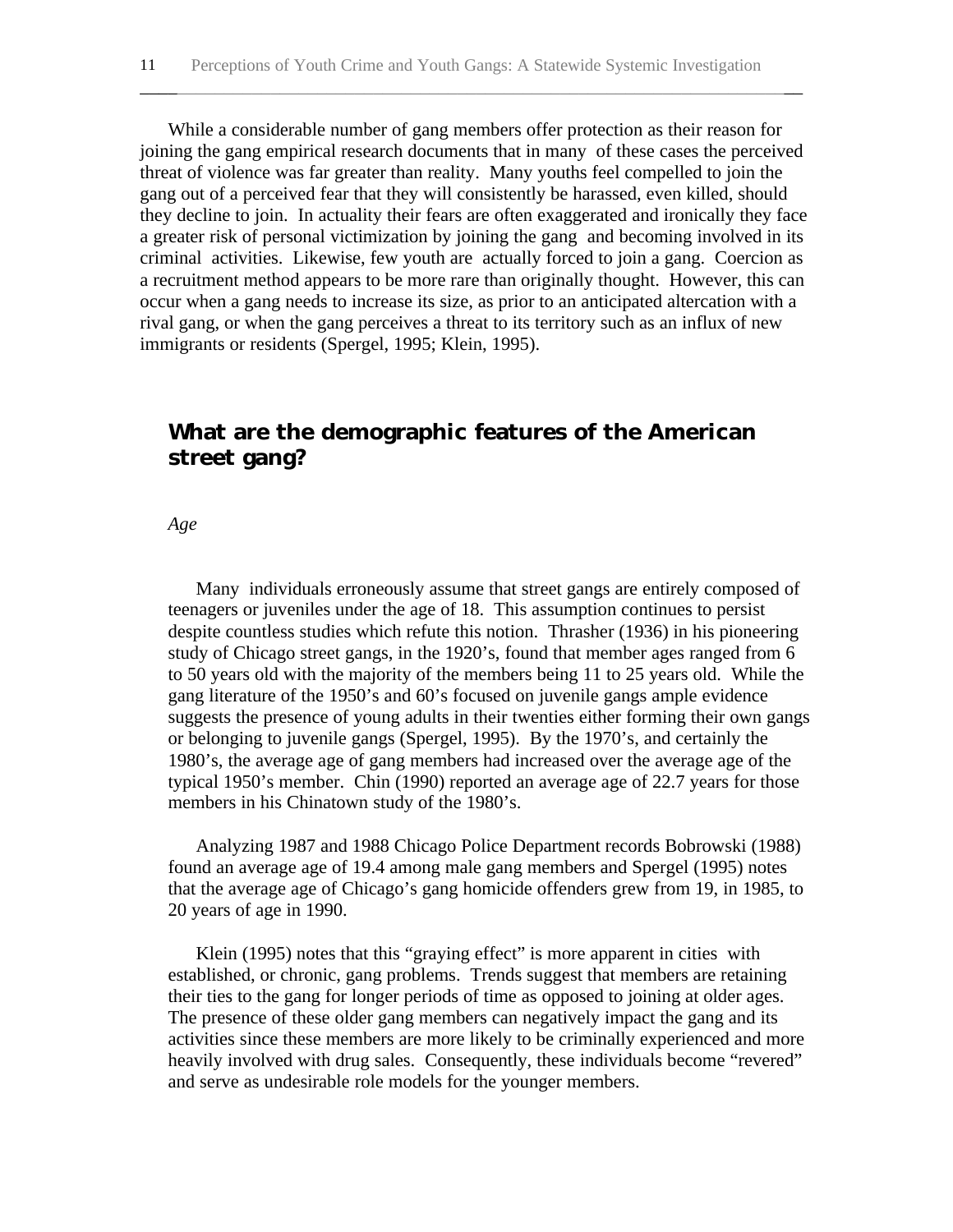While a considerable number of gang members offer protection as their reason for joining the gang empirical research documents that in many of these cases the perceived threat of violence was far greater than reality. Many youths feel compelled to join the gang out of a perceived fear that they will consistently be harassed, even killed, should they decline to join. In actuality their fears are often exaggerated and ironically they face a greater risk of personal victimization by joining the gang and becoming involved in its criminal activities. Likewise, few youth are actually forced to join a gang. Coercion as a recruitment method appears to be more rare than originally thought. However, this can occur when a gang needs to increase its size, as prior to an anticipated altercation with a rival gang, or when the gang perceives a threat to its territory such as an influx of new immigrants or residents (Spergel, 1995; Klein, 1995).

## What are the demographic features of the American street gang?

*Age*

Many individuals erroneously assume that street gangs are entirely composed of teenagers or juveniles under the age of 18. This assumption continues to persist despite countless studies which refute this notion. Thrasher (1936) in his pioneering study of Chicago street gangs, in the 1920's, found that member ages ranged from 6 to 50 years old with the majority of the members being 11 to 25 years old. While the gang literature of the 1950's and 60's focused on juvenile gangs ample evidence suggests the presence of young adults in their twenties either forming their own gangs or belonging to juvenile gangs (Spergel, 1995). By the 1970's, and certainly the 1980's, the average age of gang members had increased over the average age of the typical 1950's member. Chin (1990) reported an average age of 22.7 years for those members in his Chinatown study of the 1980's.

Analyzing 1987 and 1988 Chicago Police Department records Bobrowski (1988) found an average age of 19.4 among male gang members and Spergel (1995) notes that the average age of Chicago's gang homicide offenders grew from 19, in 1985, to 20 years of age in 1990.

Klein (1995) notes that this "graying effect" is more apparent in cities with established, or chronic, gang problems. Trends suggest that members are retaining their ties to the gang for longer periods of time as opposed to joining at older ages. The presence of these older gang members can negatively impact the gang and its activities since these members are more likely to be criminally experienced and more heavily involved with drug sales. Consequently, these individuals become "revered" and serve as undesirable role models for the younger members.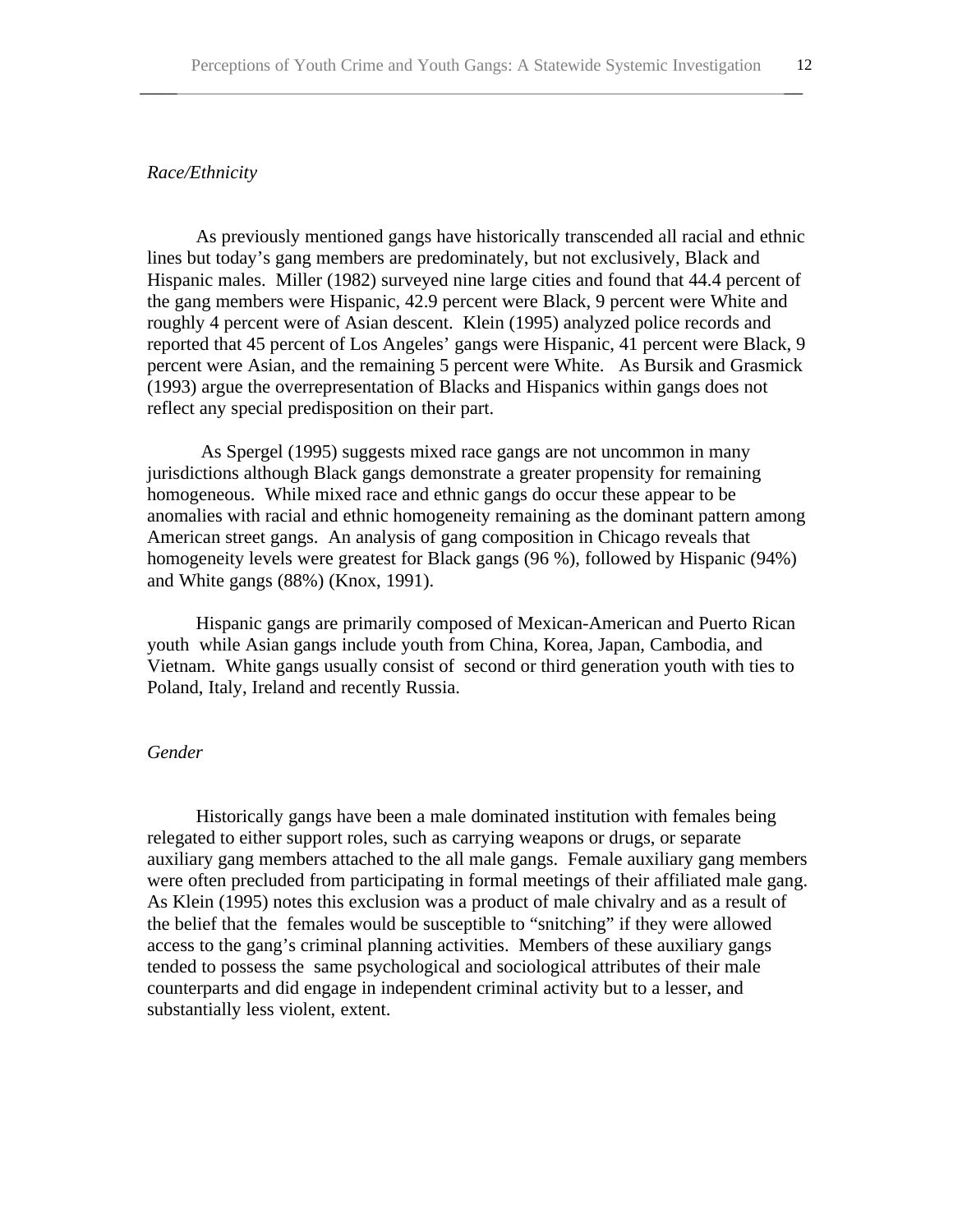*Race/Ethnicity*

As previously mentioned gangs have historically transcended all racial and ethnic lines but today's gang members are predominately, but not exclusively, Black and Hispanic males. Miller (1982) surveyed nine large cities and found that 44.4 percent of the gang members were Hispanic, 42.9 percent were Black, 9 percent were White and roughly 4 percent were of Asian descent. Klein (1995) analyzed police records and reported that 45 percent of Los Angeles' gangs were Hispanic, 41 percent were Black, 9 percent were Asian, and the remaining 5 percent were White. As Bursik and Grasmick (1993) argue the overrepresentation of Blacks and Hispanics within gangs does not reflect any special predisposition on their part.

As Spergel (1995) suggests mixed race gangs are not uncommon in many jurisdictions although Black gangs demonstrate a greater propensity for remaining homogeneous. While mixed race and ethnic gangs do occur these appear to be anomalies with racial and ethnic homogeneity remaining as the dominant pattern among American street gangs. An analysis of gang composition in Chicago reveals that homogeneity levels were greatest for Black gangs (96 %), followed by Hispanic (94%) and White gangs (88%) (Knox, 1991).

Hispanic gangs are primarily composed of Mexican-American and Puerto Rican youth while Asian gangs include youth from China, Korea, Japan, Cambodia, and Vietnam. White gangs usually consist of second or third generation youth with ties to Poland, Italy, Ireland and recently Russia.

*Gender*

Historically gangs have been a male dominated institution with females being relegated to either support roles, such as carrying weapons or drugs, or separate auxiliary gang members attached to the all male gangs. Female auxiliary gang members were often precluded from participating in formal meetings of their affiliated male gang. As Klein (1995) notes this exclusion was a product of male chivalry and as a result of the belief that the females would be susceptible to "snitching" if they were allowed access to the gang's criminal planning activities. Members of these auxiliary gangs tended to possess the same psychological and sociological attributes of their male counterparts and did engage in independent criminal activity but to a lesser, and substantially less violent, extent.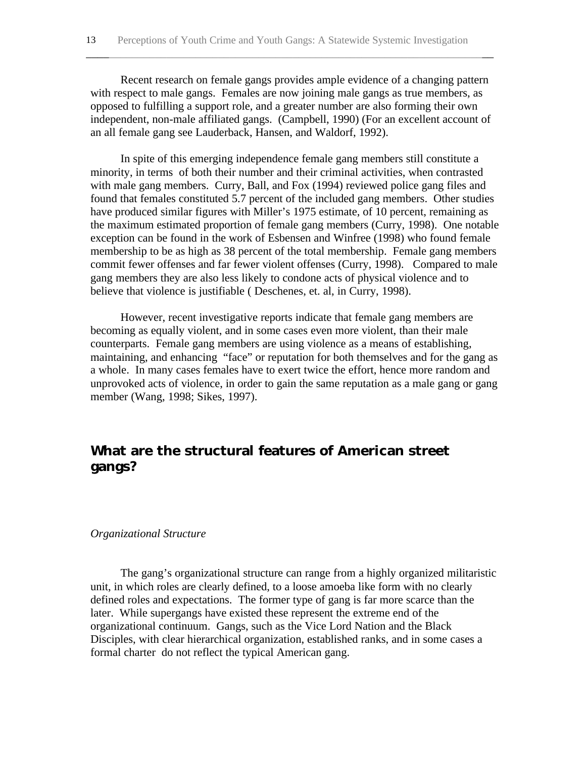Recent research on female gangs provides ample evidence of a changing pattern with respect to male gangs. Females are now joining male gangs as true members, as opposed to fulfilling a support role, and a greater number are also forming their own independent, non-male affiliated gangs. (Campbell, 1990) (For an excellent account of an all female gang see Lauderback, Hansen, and Waldorf, 1992).

In spite of this emerging independence female gang members still constitute a minority, in terms of both their number and their criminal activities, when contrasted with male gang members. Curry, Ball, and Fox (1994) reviewed police gang files and found that females constituted 5.7 percent of the included gang members. Other studies have produced similar figures with Miller's 1975 estimate, of 10 percent, remaining as the maximum estimated proportion of female gang members (Curry, 1998). One notable exception can be found in the work of Esbensen and Winfree (1998) who found female membership to be as high as 38 percent of the total membership. Female gang members commit fewer offenses and far fewer violent offenses (Curry, 1998). Compared to male gang members they are also less likely to condone acts of physical violence and to believe that violence is justifiable ( Deschenes, et. al, in Curry, 1998).

However, recent investigative reports indicate that female gang members are becoming as equally violent, and in some cases even more violent, than their male counterparts. Female gang members are using violence as a means of establishing, maintaining, and enhancing "face" or reputation for both themselves and for the gang as a whole. In many cases females have to exert twice the effort, hence more random and unprovoked acts of violence, in order to gain the same reputation as a male gang or gang member (Wang, 1998; Sikes, 1997).

## What are the structural features of American street gangs?

*Organizational Structure*

The gang's organizational structure can range from a highly organized militaristic unit, in which roles are clearly defined, to a loose amoeba like form with no clearly defined roles and expectations. The former type of gang is far more scarce than the later. While supergangs have existed these represent the extreme end of the organizational continuum. Gangs, such as the Vice Lord Nation and the Black Disciples, with clear hierarchical organization, established ranks, and in some cases a formal charter do not reflect the typical American gang.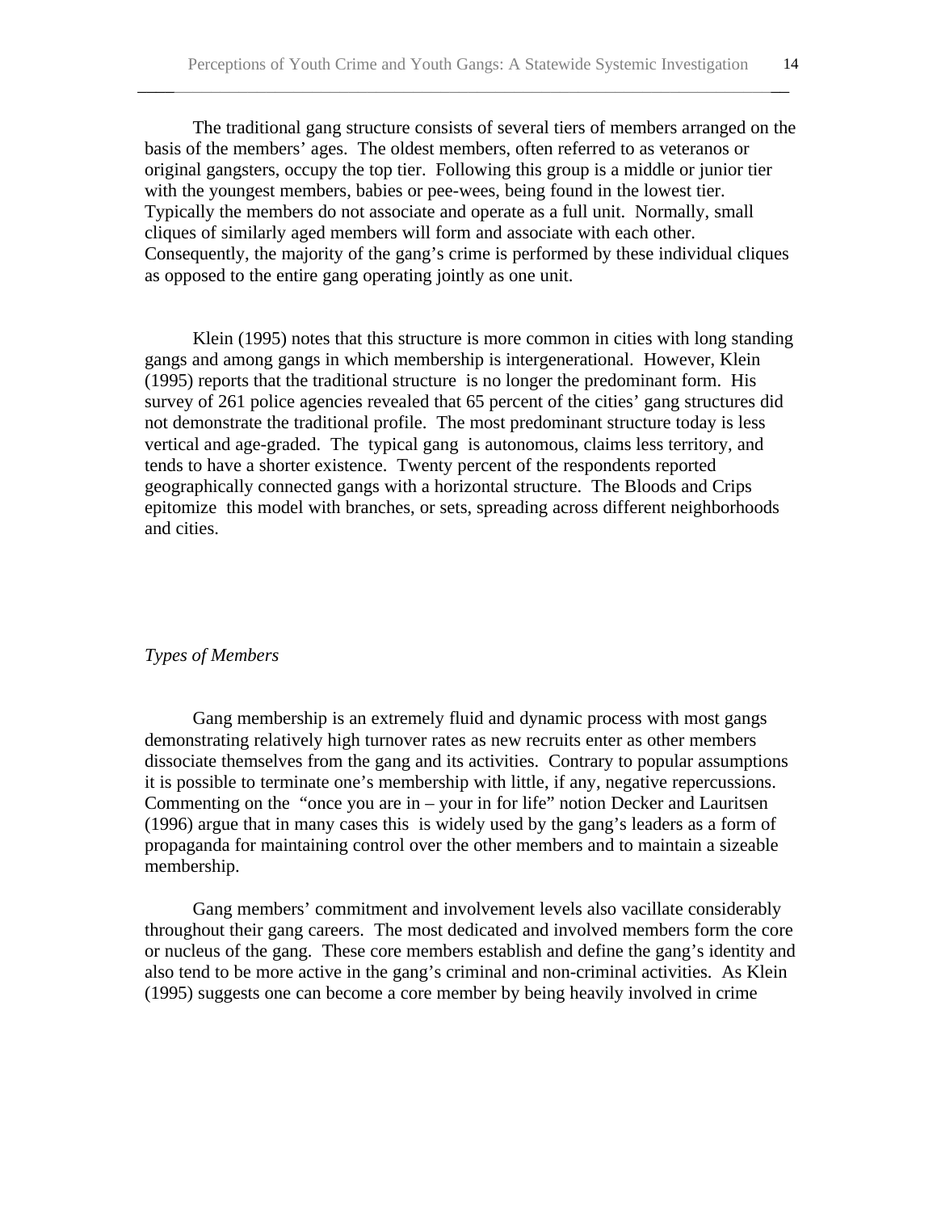The traditional gang structure consists of several tiers of members arranged on the basis of the members' ages. The oldest members, often referred to as veteranos or original gangsters, occupy the top tier. Following this group is a middle or junior tier with the youngest members, babies or pee-wees, being found in the lowest tier. Typically the members do not associate and operate as a full unit. Normally, small cliques of similarly aged members will form and associate with each other. Consequently, the majority of the gang's crime is performed by these individual cliques as opposed to the entire gang operating jointly as one unit.

Klein (1995) notes that this structure is more common in cities with long standing gangs and among gangs in which membership is intergenerational. However, Klein (1995) reports that the traditional structure is no longer the predominant form. His survey of 261 police agencies revealed that 65 percent of the cities' gang structures did not demonstrate the traditional profile. The most predominant structure today is less vertical and age-graded. The typical gang is autonomous, claims less territory, and tends to have a shorter existence. Twenty percent of the respondents reported geographically connected gangs with a horizontal structure. The Bloods and Crips epitomize this model with branches, or sets, spreading across different neighborhoods and cities.

### *Types of Members*

Gang membership is an extremely fluid and dynamic process with most gangs demonstrating relatively high turnover rates as new recruits enter as other members dissociate themselves from the gang and its activities. Contrary to popular assumptions it is possible to terminate one's membership with little, if any, negative repercussions. Commenting on the "once you are in – your in for life" notion Decker and Lauritsen (1996) argue that in many cases this is widely used by the gang's leaders as a form of propaganda for maintaining control over the other members and to maintain a sizeable membership.

Gang members' commitment and involvement levels also vacillate considerably throughout their gang careers. The most dedicated and involved members form the core or nucleus of the gang. These core members establish and define the gang's identity and also tend to be more active in the gang's criminal and non-criminal activities. As Klein (1995) suggests one can become a core member by being heavily involved in crime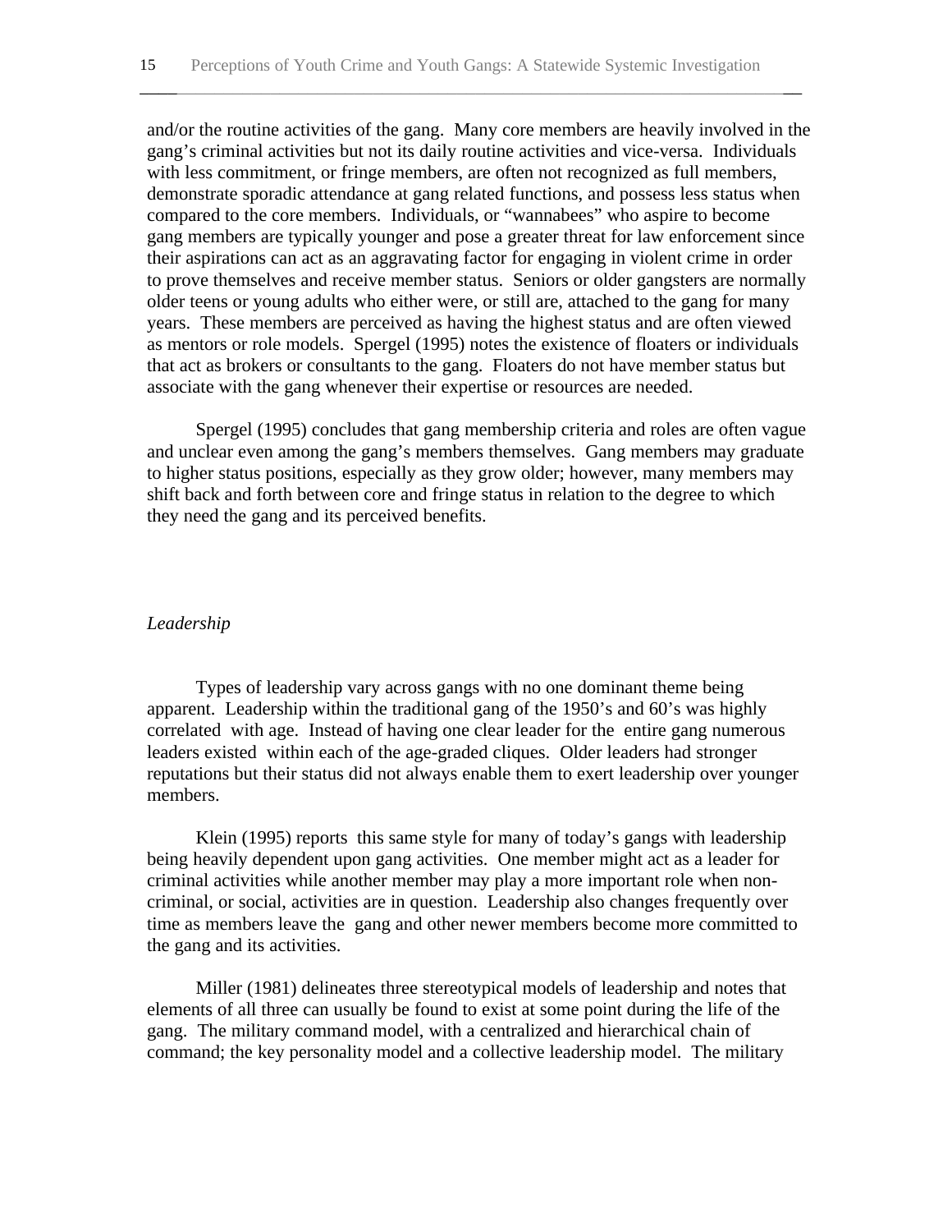and/or the routine activities of the gang. Many core members are heavily involved in the gang's criminal activities but not its daily routine activities and vice-versa. Individuals with less commitment, or fringe members, are often not recognized as full members, demonstrate sporadic attendance at gang related functions, and possess less status when compared to the core members. Individuals, or "wannabees" who aspire to become gang members are typically younger and pose a greater threat for law enforcement since their aspirations can act as an aggravating factor for engaging in violent crime in order to prove themselves and receive member status. Seniors or older gangsters are normally older teens or young adults who either were, or still are, attached to the gang for many years. These members are perceived as having the highest status and are often viewed as mentors or role models. Spergel (1995) notes the existence of floaters or individuals that act as brokers or consultants to the gang. Floaters do not have member status but associate with the gang whenever their expertise or resources are needed.

Spergel (1995) concludes that gang membership criteria and roles are often vague and unclear even among the gang's members themselves. Gang members may graduate to higher status positions, especially as they grow older; however, many members may shift back and forth between core and fringe status in relation to the degree to which they need the gang and its perceived benefits.

*Leadership*

Types of leadership vary across gangs with no one dominant theme being apparent. Leadership within the traditional gang of the 1950's and 60's was highly correlated with age. Instead of having one clear leader for the entire gang numerous leaders existed within each of the age-graded cliques. Older leaders had stronger reputations but their status did not always enable them to exert leadership over younger members.

Klein (1995) reports this same style for many of today's gangs with leadership being heavily dependent upon gang activities. One member might act as a leader for criminal activities while another member may play a more important role when non-criminal, or social, activities are in question. Leadership also changes frequently over time as members leave the gang and other newer members become more committed to the gang and its activities.

Miller (1981) delineates three stereotypical models of leadership and notes that elements of all three can usually be found to exist at some point during the life of the gang. The military command model, with a centralized and hierarchical chain of command; the key personality model and a collective leadership model. The military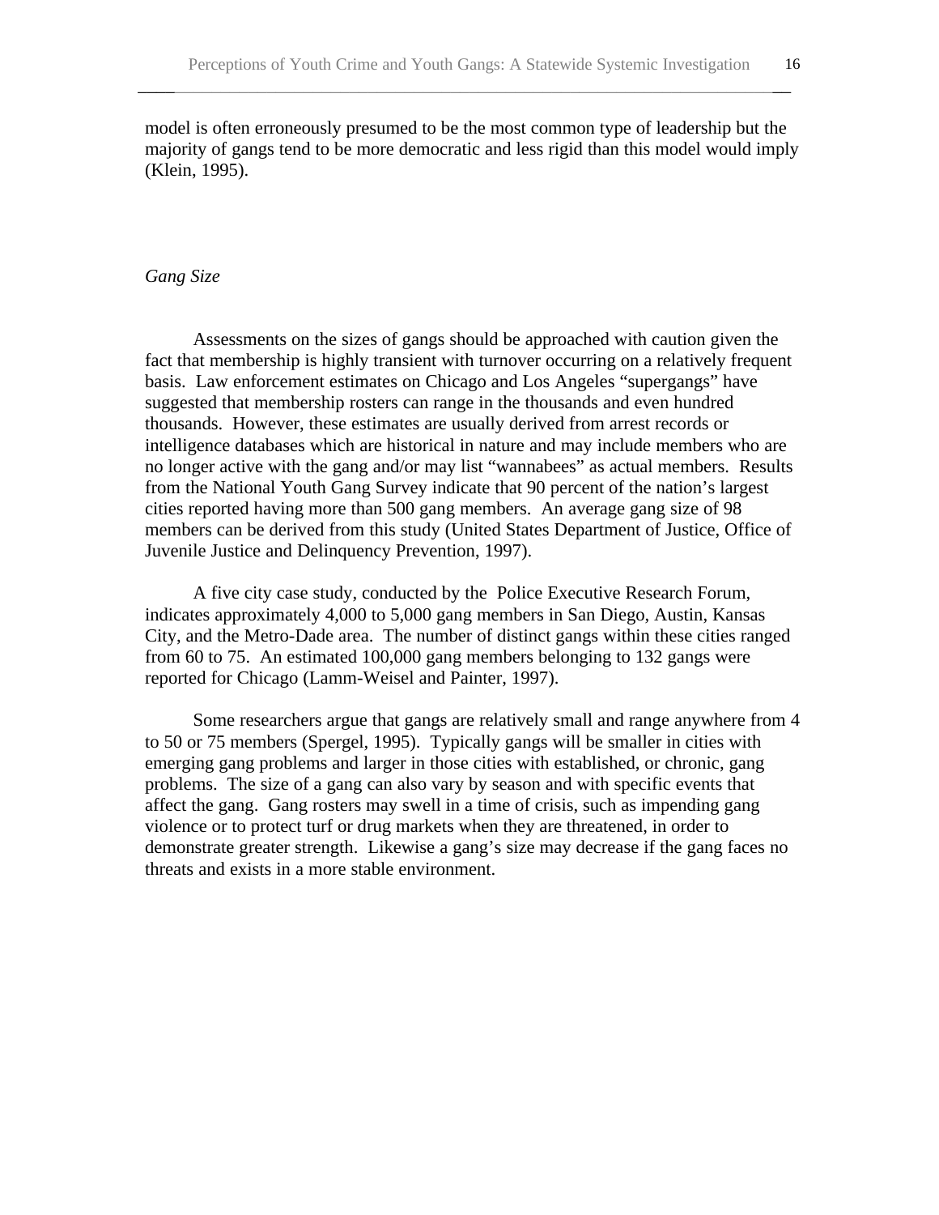model is often erroneously presumed to be the most common type of leadership but the majority of gangs tend to be more democratic and less rigid than this model would imply (Klein, 1995).

*Gang Size*

Assessments on the sizes of gangs should be approached with caution given the fact that membership is highly transient with turnover occurring on a relatively frequent basis. Law enforcement estimates on Chicago and Los Angeles "supergangs" have suggested that membership rosters can range in the thousands and even hundred thousands. However, these estimates are usually derived from arrest records or intelligence databases which are historical in nature and may include members who are no longer active with the gang and/or may list "wannabees" as actual members. Results from the National Youth Gang Survey indicate that 90 percent of the nation's largest cities reported having more than 500 gang members. An average gang size of 98 members can be derived from this study (United States Department of Justice, Office of Juvenile Justice and Delinquency Prevention, 1997).

A five city case study, conducted by the Police Executive Research Forum, indicates approximately 4,000 to 5,000 gang members in San Diego, Austin, Kansas City, and the Metro-Dade area. The number of distinct gangs within these cities ranged from 60 to 75. An estimated 100,000 gang members belonging to 132 gangs were reported for Chicago (Lamm-Weisel and Painter, 1997).

Some researchers argue that gangs are relatively small and range anywhere from 4 to 50 or 75 members (Spergel, 1995). Typically gangs will be smaller in cities with emerging gang problems and larger in those cities with established, or chronic, gang problems. The size of a gang can also vary by season and with specific events that affect the gang. Gang rosters may swell in a time of crisis, such as impending gang violence or to protect turf or drug markets when they are threatened, in order to demonstrate greater strength. Likewise a gang's size may decrease if the gang faces no threats and exists in a more stable environment.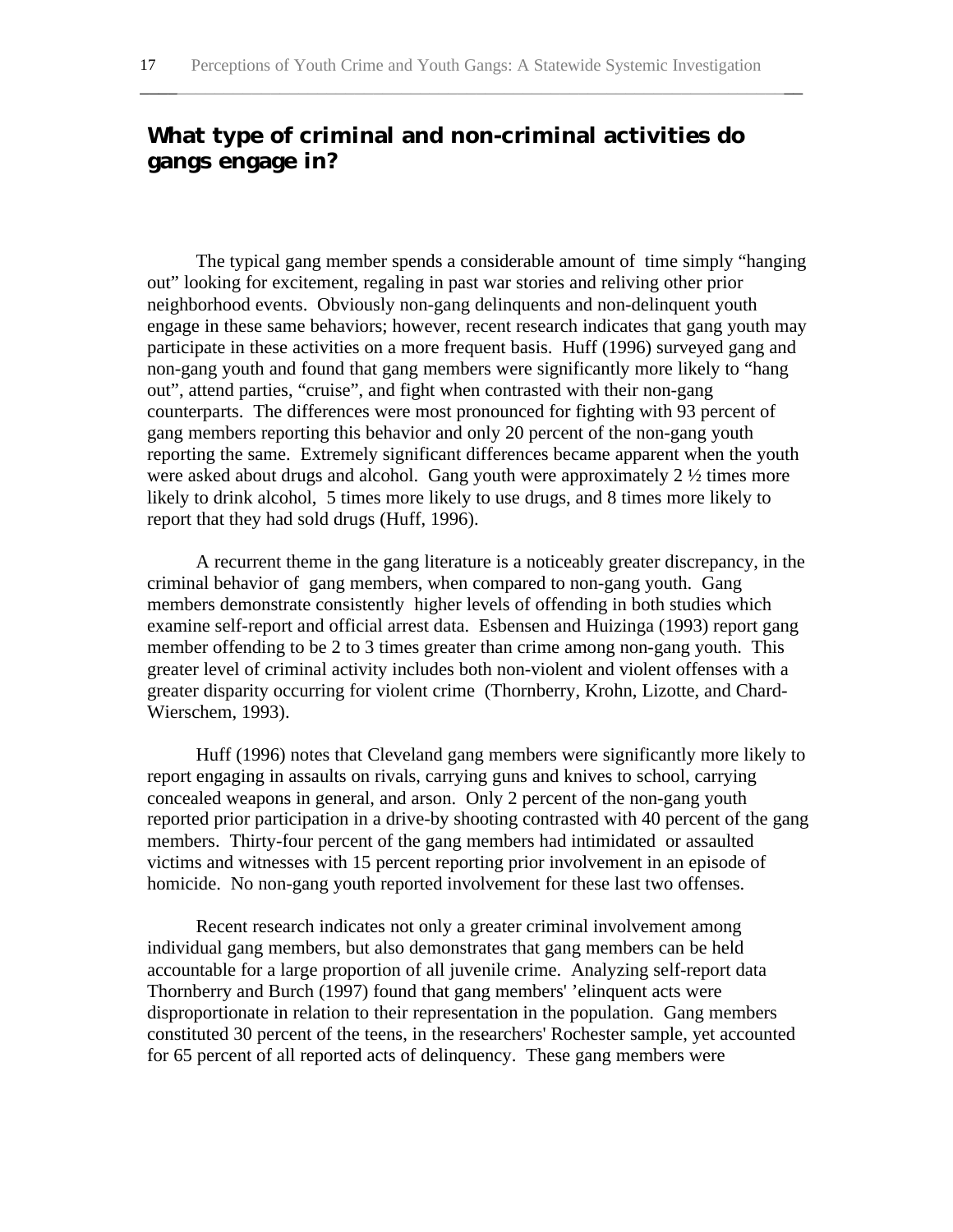## What type of criminal and non-criminal activities do gangs engage in?

The typical gang member spends a considerable amount of time simply "hanging out" looking for excitement, regaling in past war stories and reliving other prior neighborhood events. Obviously non-gang delinquents and non-delinquent youth engage in these same behaviors; however, recent research indicates that gang youth may participate in these activities on a more frequent basis. Huff (1996) surveyed gang and non-gang youth and found that gang members were significantly more likely to "hang out", attend parties, "cruise", and fight when contrasted with their non-gang counterparts. The differences were most pronounced for fighting with 93 percent of gang members reporting this behavior and only 20 percent of the non-gang youth reporting the same. Extremely significant differences became apparent when the youth were asked about drugs and alcohol. Gang youth were approximately 2 ½ times more likely to drink alcohol, 5 times more likely to use drugs, and 8 times more likely to report that they had sold drugs (Huff, 1996).

A recurrent theme in the gang literature is a noticeably greater discrepancy, in the criminal behavior of gang members, when compared to non-gang youth. Gang members demonstrate consistently higher levels of offending in both studies which examine self-report and official arrest data. Esbensen and Huizinga (1993) report gang member offending to be 2 to 3 times greater than crime among non-gang youth. This greater level of criminal activity includes both non-violent and violent offenses with a greater disparity occurring for violent crime (Thornberry, Krohn, Lizotte, and Chard-Wierschem, 1993).

Huff (1996) notes that Cleveland gang members were significantly more likely to report engaging in assaults on rivals, carrying guns and knives to school, carrying concealed weapons in general, and arson. Only 2 percent of the non-gang youth reported prior participation in a drive-by shooting contrasted with 40 percent of the gang members. Thirty-four percent of the gang members had intimidated or assaulted victims and witnesses with 15 percent reporting prior involvement in an episode of homicide. No non-gang youth reported involvement for these last two offenses.

Recent research indicates not only a greater criminal involvement among individual gang members, but also demonstrates that gang members can be held accountable for a large proportion of all juvenile crime. Analyzing self-report data Thornberry and Burch (1997) found that gang members' 'elinquent acts were disproportionate in relation to their representation in the population. Gang members constituted 30 percent of the teens, in the researchers' Rochester sample, yet accounted for 65 percent of all reported acts of delinquency. These gang members were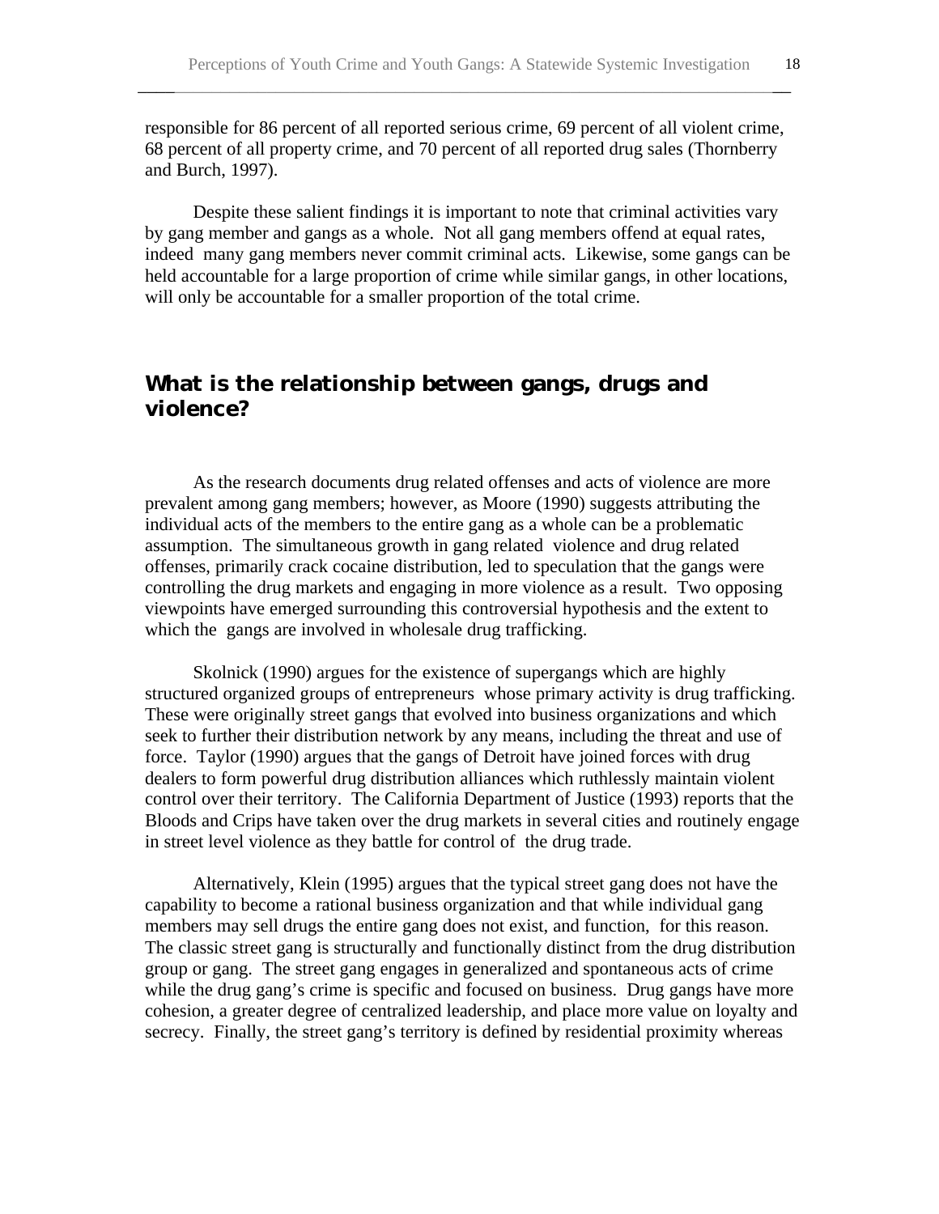responsible for 86 percent of all reported serious crime, 69 percent of all violent crime, 68 percent of all property crime, and 70 percent of all reported drug sales (Thornberry and Burch, 1997).

Despite these salient findings it is important to note that criminal activities vary by gang member and gangs as a whole. Not all gang members offend at equal rates, indeed many gang members never commit criminal acts. Likewise, some gangs can be held accountable for a large proportion of crime while similar gangs, in other locations, will only be accountable for a smaller proportion of the total crime.

## What is the relationship between gangs, drugs and violence?

As the research documents drug related offenses and acts of violence are more prevalent among gang members; however, as Moore (1990) suggests attributing the individual acts of the members to the entire gang as a whole can be a problematic assumption. The simultaneous growth in gang related violence and drug related offenses, primarily crack cocaine distribution, led to speculation that the gangs were controlling the drug markets and engaging in more violence as a result. Two opposing viewpoints have emerged surrounding this controversial hypothesis and the extent to which the gangs are involved in wholesale drug trafficking.

Skolnick (1990) argues for the existence of supergangs which are highly structured organized groups of entrepreneurs whose primary activity is drug trafficking. These were originally street gangs that evolved into business organizations and which seek to further their distribution network by any means, including the threat and use of force. Taylor (1990) argues that the gangs of Detroit have joined forces with drug dealers to form powerful drug distribution alliances which ruthlessly maintain violent control over their territory. The California Department of Justice (1993) reports that the Bloods and Crips have taken over the drug markets in several cities and routinely engage in street level violence as they battle for control of the drug trade.

Alternatively, Klein (1995) argues that the typical street gang does not have the capability to become a rational business organization and that while individual gang members may sell drugs the entire gang does not exist, and function, for this reason. The classic street gang is structurally and functionally distinct from the drug distribution group or gang. The street gang engages in generalized and spontaneous acts of crime while the drug gang's crime is specific and focused on business. Drug gangs have more cohesion, a greater degree of centralized leadership, and place more value on loyalty and secrecy. Finally, the street gang's territory is defined by residential proximity whereas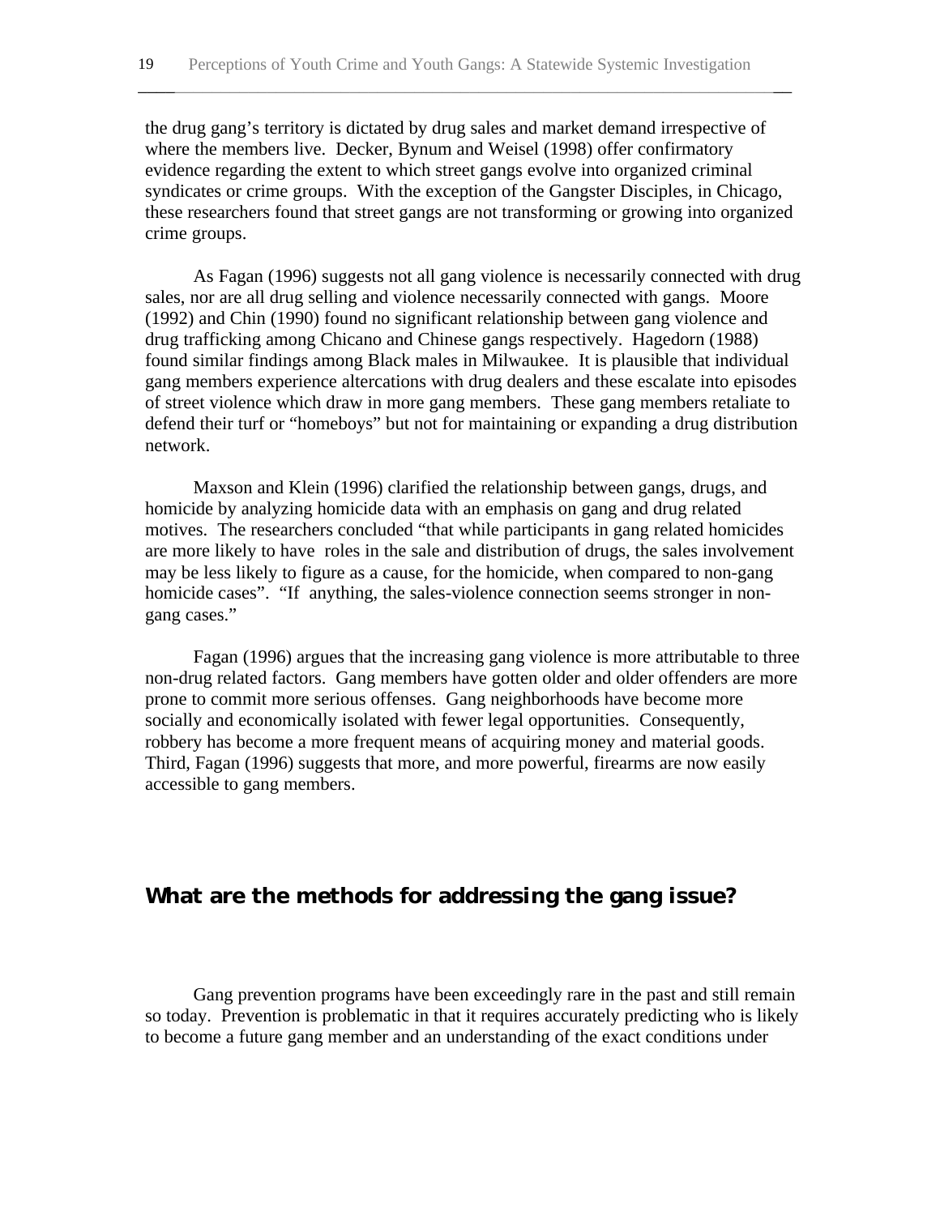the drug gang's territory is dictated by drug sales and market demand irrespective of where the members live. Decker, Bynum and Weisel (1998) offer confirmatory evidence regarding the extent to which street gangs evolve into organized criminal syndicates or crime groups. With the exception of the Gangster Disciples, in Chicago, these researchers found that street gangs are not transforming or growing into organized crime groups.

As Fagan (1996) suggests not all gang violence is necessarily connected with drug sales, nor are all drug selling and violence necessarily connected with gangs. Moore (1992) and Chin (1990) found no significant relationship between gang violence and drug trafficking among Chicano and Chinese gangs respectively. Hagedorn (1988) found similar findings among Black males in Milwaukee. It is plausible that individual gang members experience altercations with drug dealers and these escalate into episodes of street violence which draw in more gang members. These gang members retaliate to defend their turf or "homeboys" but not for maintaining or expanding a drug distribution network.

Maxson and Klein (1996) clarified the relationship between gangs, drugs, and homicide by analyzing homicide data with an emphasis on gang and drug related motives. The researchers concluded "that while participants in gang related homicides are more likely to have roles in the sale and distribution of drugs, the sales involvement may be less likely to figure as a cause, for the homicide, when compared to non-gang homicide cases". "If anything, the sales-violence connection seems stronger in non-gang cases."

Fagan (1996) argues that the increasing gang violence is more attributable to three non-drug related factors. Gang members have gotten older and older offenders are more prone to commit more serious offenses. Gang neighborhoods have become more socially and economically isolated with fewer legal opportunities. Consequently, robbery has become a more frequent means of acquiring money and material goods. Third, Fagan (1996) suggests that more, and more powerful, firearms are now easily accessible to gang members.

## What are the methods for addressing the gang issue?

Gang prevention programs have been exceedingly rare in the past and still remain so today. Prevention is problematic in that it requires accurately predicting who is likely to become a future gang member and an understanding of the exact conditions under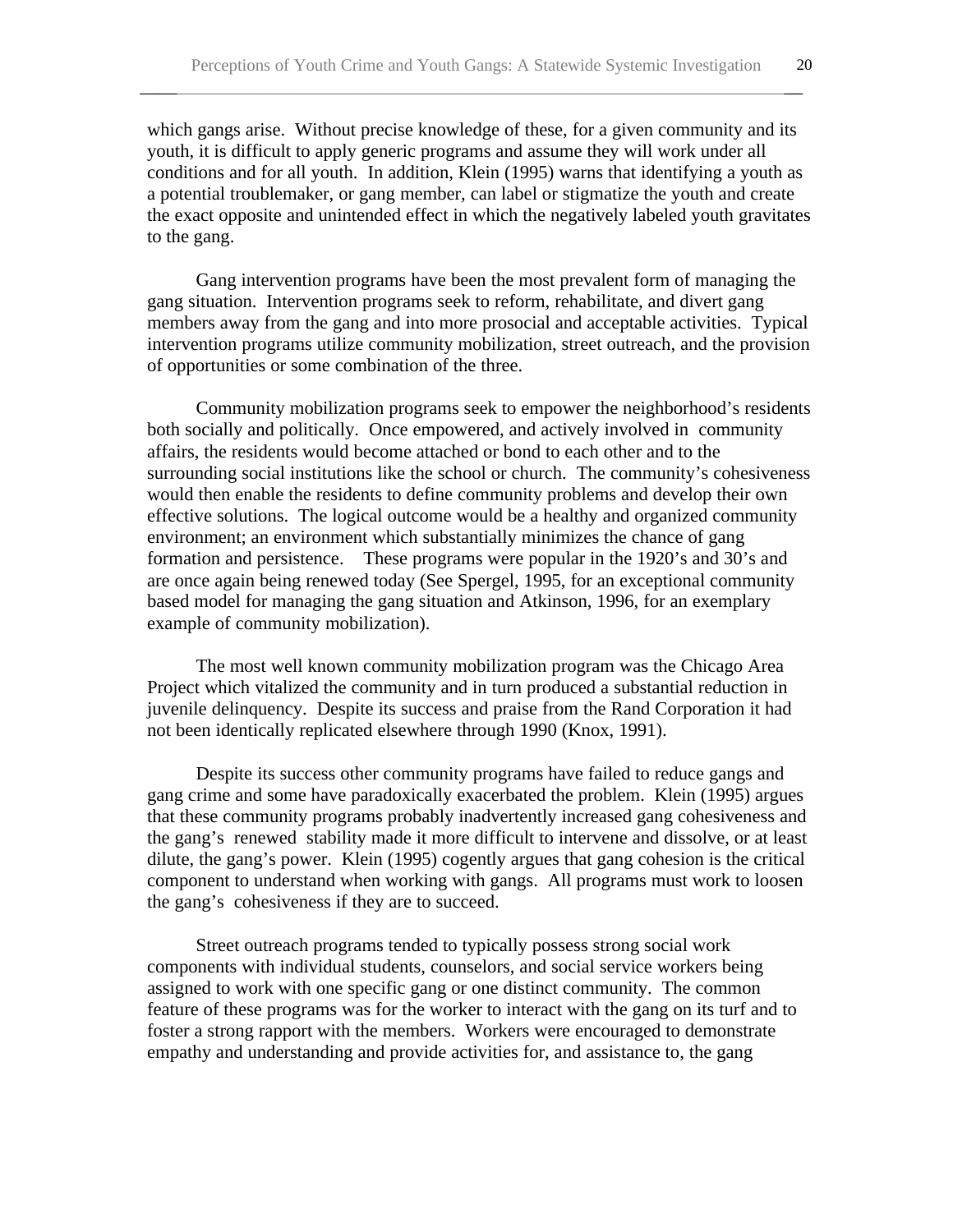which gangs arise. Without precise knowledge of these, for a given community and its youth, it is difficult to apply generic programs and assume they will work under all conditions and for all youth. In addition, Klein (1995) warns that identifying a youth as a potential troublemaker, or gang member, can label or stigmatize the youth and create the exact opposite and unintended effect in which the negatively labeled youth gravitates to the gang.

Gang intervention programs have been the most prevalent form of managing the gang situation. Intervention programs seek to reform, rehabilitate, and divert gang members away from the gang and into more prosocial and acceptable activities. Typical intervention programs utilize community mobilization, street outreach, and the provision of opportunities or some combination of the three.

Community mobilization programs seek to empower the neighborhood's residents both socially and politically. Once empowered, and actively involved in community affairs, the residents would become attached or bond to each other and to the surrounding social institutions like the school or church. The community's cohesiveness would then enable the residents to define community problems and develop their own effective solutions. The logical outcome would be a healthy and organized community environment; an environment which substantially minimizes the chance of gang formation and persistence. These programs were popular in the 1920's and 30's and are once again being renewed today (See Spergel, 1995, for an exceptional community based model for managing the gang situation and Atkinson, 1996, for an exemplary example of community mobilization).

The most well known community mobilization program was the Chicago Area Project which vitalized the community and in turn produced a substantial reduction in juvenile delinquency. Despite its success and praise from the Rand Corporation it had not been identically replicated elsewhere through 1990 (Knox, 1991).

Despite its success other community programs have failed to reduce gangs and gang crime and some have paradoxically exacerbated the problem. Klein (1995) argues that these community programs probably inadvertently increased gang cohesiveness and the gang's renewed stability made it more difficult to intervene and dissolve, or at least dilute, the gang's power. Klein (1995) cogently argues that gang cohesion is the critical component to understand when working with gangs. All programs must work to loosen the gang's cohesiveness if they are to succeed.

Street outreach programs tended to typically possess strong social work components with individual students, counselors, and social service workers being assigned to work with one specific gang or one distinct community. The common feature of these programs was for the worker to interact with the gang on its turf and to foster a strong rapport with the members. Workers were encouraged to demonstrate empathy and understanding and provide activities for, and assistance to, the gang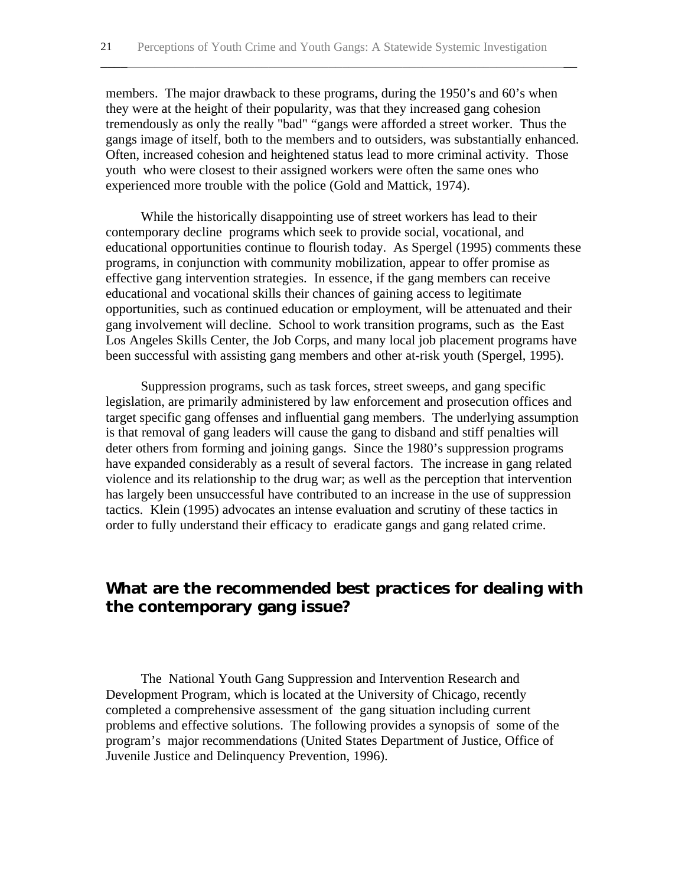members. The major drawback to these programs, during the 1950's and 60's when they were at the height of their popularity, was that they increased gang cohesion tremendously as only the really "bad" "gangs were afforded a street worker. Thus the gangs image of itself, both to the members and to outsiders, was substantially enhanced. Often, increased cohesion and heightened status lead to more criminal activity. Those youth who were closest to their assigned workers were often the same ones who experienced more trouble with the police (Gold and Mattick, 1974).

While the historically disappointing use of street workers has lead to their contemporary decline programs which seek to provide social, vocational, and educational opportunities continue to flourish today. As Spergel (1995) comments these programs, in conjunction with community mobilization, appear to offer promise as effective gang intervention strategies. In essence, if the gang members can receive educational and vocational skills their chances of gaining access to legitimate opportunities, such as continued education or employment, will be attenuated and their gang involvement will decline. School to work transition programs, such as the East Los Angeles Skills Center, the Job Corps, and many local job placement programs have been successful with assisting gang members and other at-risk youth (Spergel, 1995).

Suppression programs, such as task forces, street sweeps, and gang specific legislation, are primarily administered by law enforcement and prosecution offices and target specific gang offenses and influential gang members. The underlying assumption is that removal of gang leaders will cause the gang to disband and stiff penalties will deter others from forming and joining gangs. Since the 1980's suppression programs have expanded considerably as a result of several factors. The increase in gang related violence and its relationship to the drug war; as well as the perception that intervention has largely been unsuccessful have contributed to an increase in the use of suppression tactics. Klein (1995) advocates an intense evaluation and scrutiny of these tactics in order to fully understand their efficacy to eradicate gangs and gang related crime.

## What are the recommended best practices for dealing with the contemporary gang issue?

The National Youth Gang Suppression and Intervention Research and Development Program, which is located at the University of Chicago, recently completed a comprehensive assessment of the gang situation including current problems and effective solutions. The following provides a synopsis of some of the program's major recommendations (United States Department of Justice, Office of Juvenile Justice and Delinquency Prevention, 1996).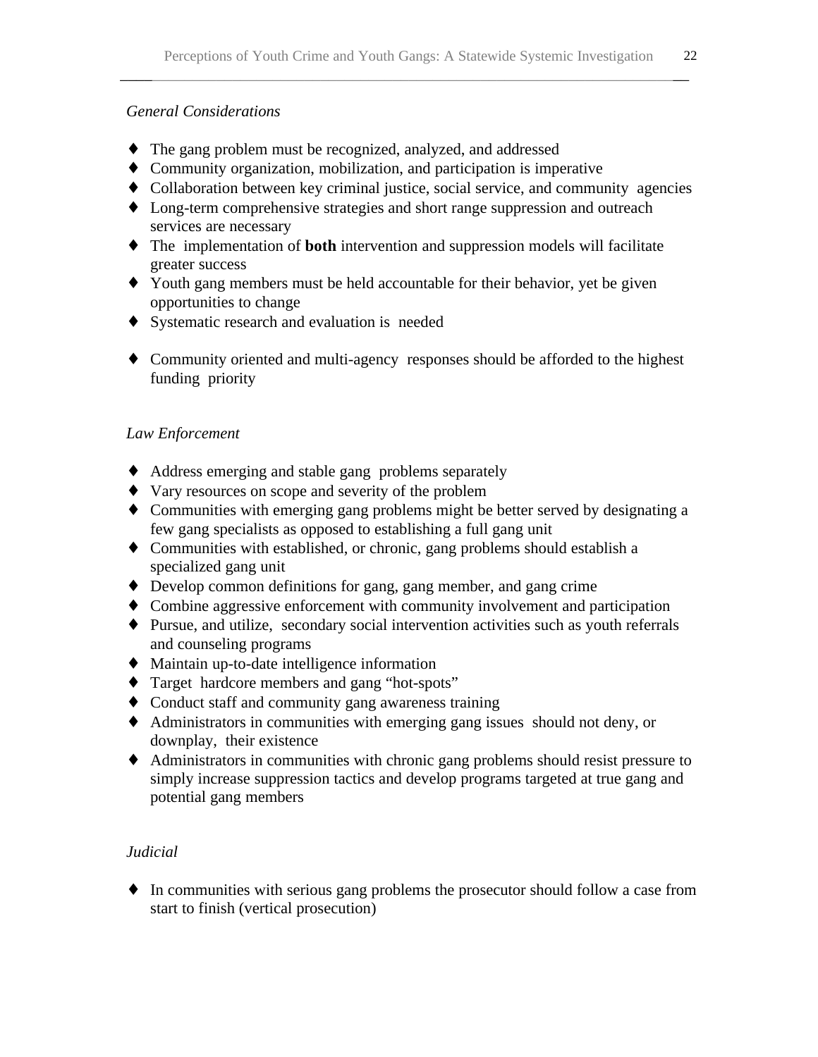*General Considerations*

- The gang problem must be recognized, analyzed, and addressed
- Community organization, mobilization, and participation is imperative
- Collaboration between key criminal justice, social service, and community agencies
- Long-term comprehensive strategies and short range suppression and outreach services are necessary
- The implementation of **both** intervention and suppression models will facilitate greater success
- Youth gang members must be held accountable for their behavior, yet be given opportunities to change
- Systematic research and evaluation is needed
- Community oriented and multi-agency responses should be afforded to the highest funding priority

*Law Enforcement*

- Address emerging and stable gang problems separately
- Vary resources on scope and severity of the problem
- Communities with emerging gang problems might be better served by designating a few gang specialists as opposed to establishing a full gang unit
- Communities with established, or chronic, gang problems should establish a specialized gang unit
- Develop common definitions for gang, gang member, and gang crime
- Combine aggressive enforcement with community involvement and participation
- Pursue, and utilize, secondary social intervention activities such as youth referrals and counseling programs
- Maintain up-to-date intelligence information
- Target hardcore members and gang "hot-spots"
- Conduct staff and community gang awareness training
- Administrators in communities with emerging gang issues should not deny, or downplay, their existence
- Administrators in communities with chronic gang problems should resist pressure to simply increase suppression tactics and develop programs targeted at true gang and potential gang members

*Judicial*

- In communities with serious gang problems the prosecutor should follow a case from start to finish (vertical prosecution)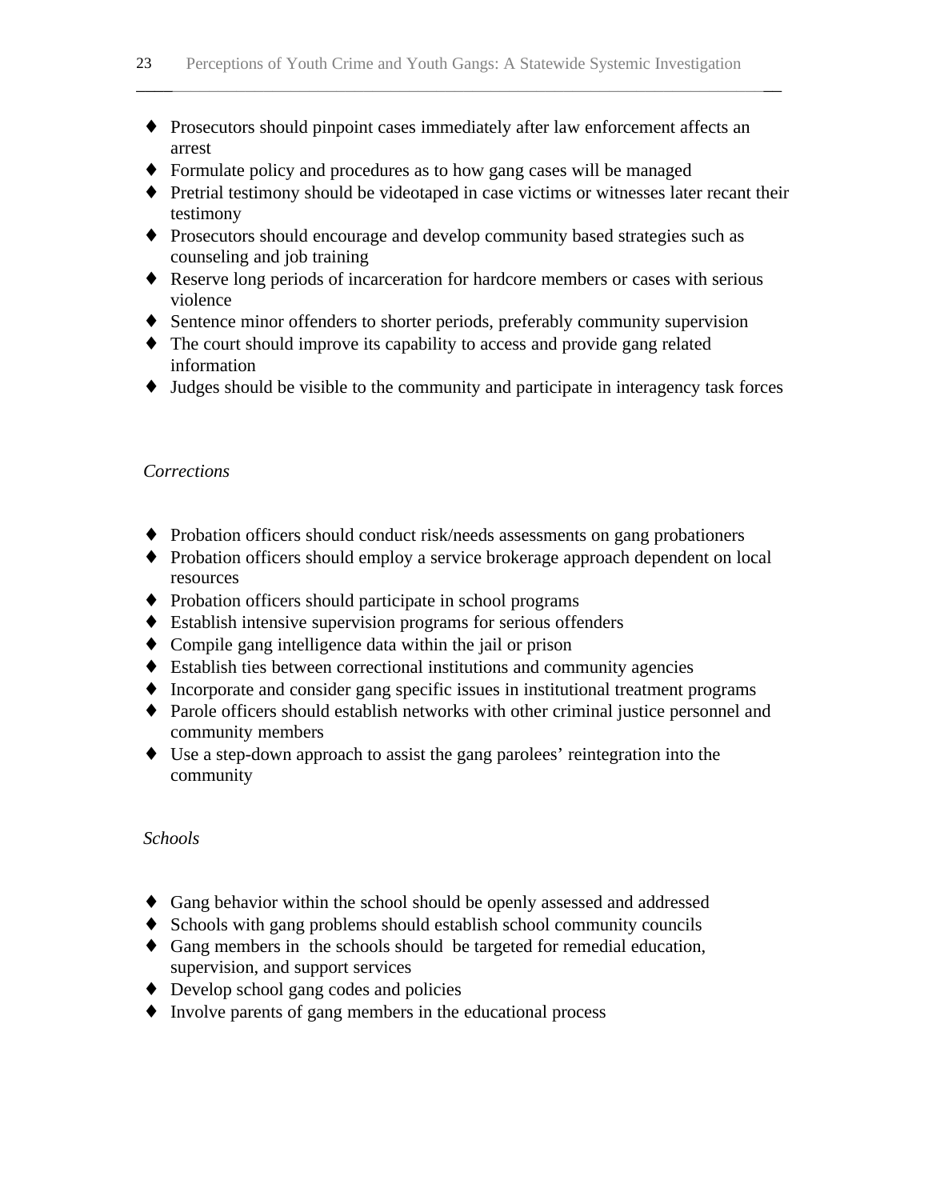- Prosecutors should pinpoint cases immediately after law enforcement affects an arrest
- Formulate policy and procedures as to how gang cases will be managed
- Pretrial testimony should be videotaped in case victims or witnesses later recant their testimony
- Prosecutors should encourage and develop community based strategies such as counseling and job training
- Reserve long periods of incarceration for hardcore members or cases with serious violence
- Sentence minor offenders to shorter periods, preferably community supervision
- The court should improve its capability to access and provide gang related information
- Judges should be visible to the community and participate in interagency task forces

*Corrections*

- Probation officers should conduct risk/needs assessments on gang probationers
- Probation officers should employ a service brokerage approach dependent on local resources
- Probation officers should participate in school programs
- Establish intensive supervision programs for serious offenders
- Compile gang intelligence data within the jail or prison
- Establish ties between correctional institutions and community agencies
- Incorporate and consider gang specific issues in institutional treatment programs
- Parole officers should establish networks with other criminal justice personnel and community members
- Use a step-down approach to assist the gang parolees' reintegration into the community

*Schools*

- Gang behavior within the school should be openly assessed and addressed
- Schools with gang problems should establish school community councils
- Gang members in the schools should be targeted for remedial education, supervision, and support services
- Develop school gang codes and policies
- Involve parents of gang members in the educational process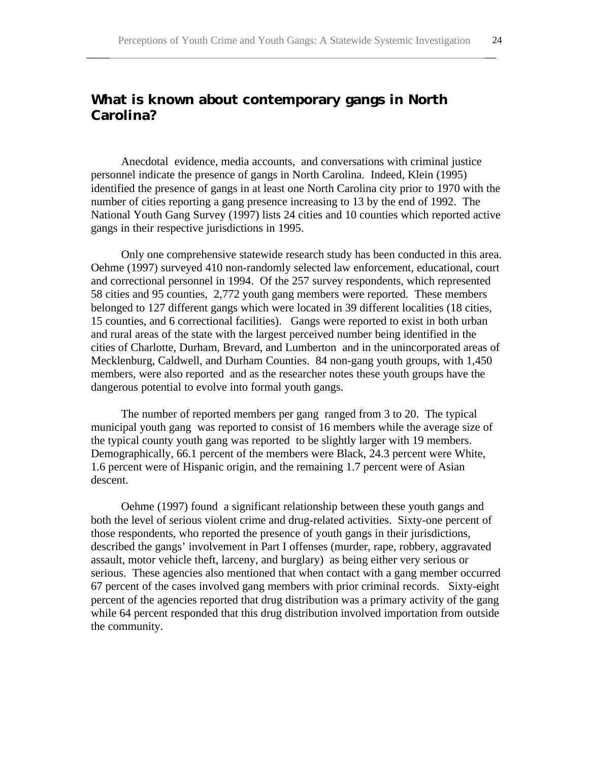## What is known about contemporary gangs in North Carolina?

Anecdotal evidence, media accounts, and conversations with criminal justice personnel indicate the presence of gangs in North Carolina. Indeed, Klein (1995) identified the presence of gangs in at least one North Carolina city prior to 1970 with the number of cities reporting a gang presence increasing to 13 by the end of 1992. The National Youth Gang Survey (1997) lists 24 cities and 10 counties which reported active gangs in their respective jurisdictions in 1995.

Only one comprehensive statewide research study has been conducted in this area. Oehme (1997) surveyed 410 non-randomly selected law enforcement, educational, court and correctional personnel in 1994. Of the 257 survey respondents, which represented 58 cities and 95 counties, 2,772 youth gang members were reported. These members belonged to 127 different gangs which were located in 39 different localities (18 cities, 15 counties, and 6 correctional facilities). Gangs were reported to exist in both urban and rural areas of the state with the largest perceived number being identified in the cities of Charlotte, Durham, Brevard, and Lumberton and in the unincorporated areas of Mecklenburg, Caldwell, and Durham Counties. 84 non-gang youth groups, with 1,450 members, were also reported and as the researcher notes these youth groups have the dangerous potential to evolve into formal youth gangs.

The number of reported members per gang ranged from 3 to 20. The typical municipal youth gang was reported to consist of 16 members while the average size of the typical county youth gang was reported to be slightly larger with 19 members. Demographically, 66.1 percent of the members were Black, 24.3 percent were White, 1.6 percent were of Hispanic origin, and the remaining 1.7 percent were of Asian descent.

Oehme (1997) found a significant relationship between these youth gangs and both the level of serious violent crime and drug-related activities. Sixty-one percent of those respondents, who reported the presence of youth gangs in their jurisdictions, described the gangs' involvement in Part I offenses (murder, rape, robbery, aggravated assault, motor vehicle theft, larceny, and burglary) as being either very serious or serious. These agencies also mentioned that when contact with a gang member occurred 67 percent of the cases involved gang members with prior criminal records. Sixty-eight percent of the agencies reported that drug distribution was a primary activity of the gang while 64 percent responded that this drug distribution involved importation from outside the community.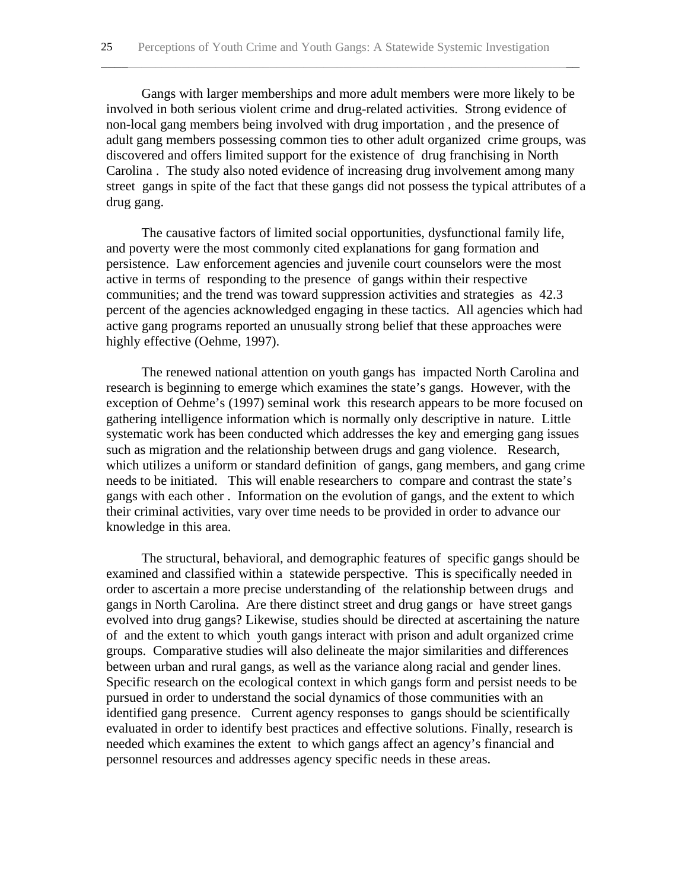Gangs with larger memberships and more adult members were more likely to be involved in both serious violent crime and drug-related activities. Strong evidence of non-local gang members being involved with drug importation , and the presence of adult gang members possessing common ties to other adult organized crime groups, was discovered and offers limited support for the existence of drug franchising in North Carolina . The study also noted evidence of increasing drug involvement among many street gangs in spite of the fact that these gangs did not possess the typical attributes of a drug gang.

The causative factors of limited social opportunities, dysfunctional family life, and poverty were the most commonly cited explanations for gang formation and persistence. Law enforcement agencies and juvenile court counselors were the most active in terms of responding to the presence of gangs within their respective communities; and the trend was toward suppression activities and strategies as 42.3 percent of the agencies acknowledged engaging in these tactics. All agencies which had active gang programs reported an unusually strong belief that these approaches were highly effective (Oehme, 1997).

The renewed national attention on youth gangs has impacted North Carolina and research is beginning to emerge which examines the state's gangs. However, with the exception of Oehme's (1997) seminal work this research appears to be more focused on gathering intelligence information which is normally only descriptive in nature. Little systematic work has been conducted which addresses the key and emerging gang issues such as migration and the relationship between drugs and gang violence. Research, which utilizes a uniform or standard definition of gangs, gang members, and gang crime needs to be initiated. This will enable researchers to compare and contrast the state's gangs with each other . Information on the evolution of gangs, and the extent to which their criminal activities, vary over time needs to be provided in order to advance our knowledge in this area.

The structural, behavioral, and demographic features of specific gangs should be examined and classified within a statewide perspective. This is specifically needed in order to ascertain a more precise understanding of the relationship between drugs and gangs in North Carolina. Are there distinct street and drug gangs or have street gangs evolved into drug gangs? Likewise, studies should be directed at ascertaining the nature of and the extent to which youth gangs interact with prison and adult organized crime groups. Comparative studies will also delineate the major similarities and differences between urban and rural gangs, as well as the variance along racial and gender lines. Specific research on the ecological context in which gangs form and persist needs to be pursued in order to understand the social dynamics of those communities with an identified gang presence. Current agency responses to gangs should be scientifically evaluated in order to identify best practices and effective solutions. Finally, research is needed which examines the extent to which gangs affect an agency's financial and personnel resources and addresses agency specific needs in these areas.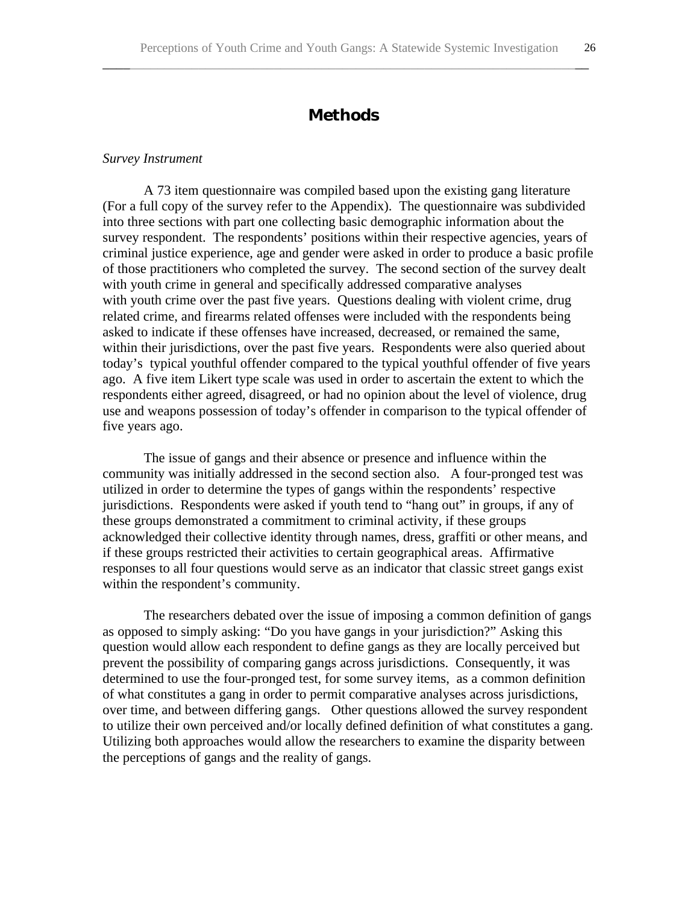# Methods

*Survey Instrument*

A 73 item questionnaire was compiled based upon the existing gang literature (For a full copy of the survey refer to the Appendix). The questionnaire was subdivided into three sections with part one collecting basic demographic information about the survey respondent. The respondents' positions within their respective agencies, years of criminal justice experience, age and gender were asked in order to produce a basic profile of those practitioners who completed the survey. The second section of the survey dealt with youth crime in general and specifically addressed comparative analyses with youth crime over the past five years. Questions dealing with violent crime, drug related crime, and firearms related offenses were included with the respondents being asked to indicate if these offenses have increased, decreased, or remained the same, within their jurisdictions, over the past five years. Respondents were also queried about today's typical youthful offender compared to the typical youthful offender of five years ago. A five item Likert type scale was used in order to ascertain the extent to which the respondents either agreed, disagreed, or had no opinion about the level of violence, drug use and weapons possession of today's offender in comparison to the typical offender of five years ago.

The issue of gangs and their absence or presence and influence within the community was initially addressed in the second section also. A four-pronged test was utilized in order to determine the types of gangs within the respondents' respective jurisdictions. Respondents were asked if youth tend to "hang out" in groups, if any of these groups demonstrated a commitment to criminal activity, if these groups acknowledged their collective identity through names, dress, graffiti or other means, and if these groups restricted their activities to certain geographical areas. Affirmative responses to all four questions would serve as an indicator that classic street gangs exist within the respondent's community.

The researchers debated over the issue of imposing a common definition of gangs as opposed to simply asking: "Do you have gangs in your jurisdiction?" Asking this question would allow each respondent to define gangs as they are locally perceived but prevent the possibility of comparing gangs across jurisdictions. Consequently, it was determined to use the four-pronged test, for some survey items, as a common definition of what constitutes a gang in order to permit comparative analyses across jurisdictions, over time, and between differing gangs. Other questions allowed the survey respondent to utilize their own perceived and/or locally defined definition of what constitutes a gang. Utilizing both approaches would allow the researchers to examine the disparity between the perceptions of gangs and the reality of gangs.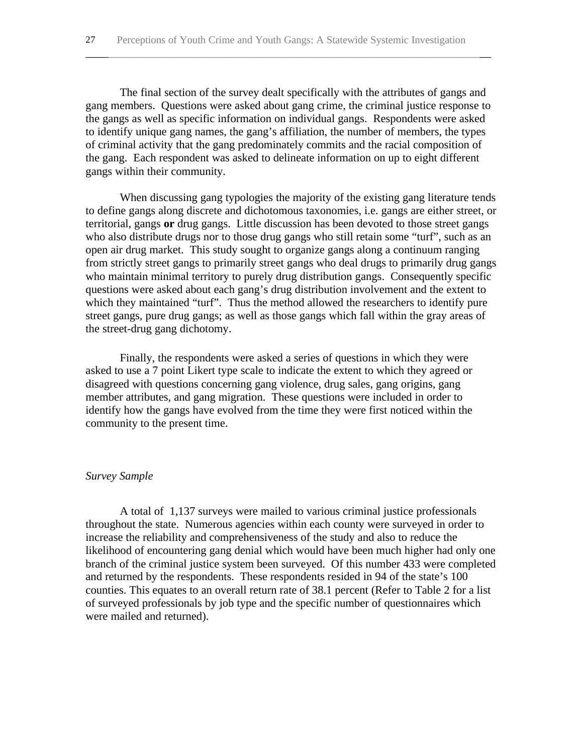The final section of the survey dealt specifically with the attributes of gangs and gang members. Questions were asked about gang crime, the criminal justice response to the gangs as well as specific information on individual gangs. Respondents were asked to identify unique gang names, the gang's affiliation, the number of members, the types of criminal activity that the gang predominately commits and the racial composition of the gang. Each respondent was asked to delineate information on up to eight different gangs within their community.

When discussing gang typologies the majority of the existing gang literature tends to define gangs along discrete and dichotomous taxonomies, i.e. gangs are either street, or territorial, gangs **or** drug gangs. Little discussion has been devoted to those street gangs who also distribute drugs nor to those drug gangs who still retain some "turf", such as an open air drug market. This study sought to organize gangs along a continuum ranging from strictly street gangs to primarily street gangs who deal drugs to primarily drug gangs who maintain minimal territory to purely drug distribution gangs. Consequently specific questions were asked about each gang's drug distribution involvement and the extent to which they maintained "turf". Thus the method allowed the researchers to identify pure street gangs, pure drug gangs; as well as those gangs which fall within the gray areas of the street-drug gang dichotomy.

Finally, the respondents were asked a series of questions in which they were asked to use a 7 point Likert type scale to indicate the extent to which they agreed or disagreed with questions concerning gang violence, drug sales, gang origins, gang member attributes, and gang migration. These questions were included in order to identify how the gangs have evolved from the time they were first noticed within the community to the present time.

*Survey Sample*

A total of 1,137 surveys were mailed to various criminal justice professionals throughout the state. Numerous agencies within each county were surveyed in order to increase the reliability and comprehensiveness of the study and also to reduce the likelihood of encountering gang denial which would have been much higher had only one branch of the criminal justice system been surveyed. Of this number 433 were completed and returned by the respondents. These respondents resided in 94 of the state's 100 counties. This equates to an overall return rate of 38.1 percent (Refer to Table 2 for a list of surveyed professionals by job type and the specific number of questionnaires which were mailed and returned).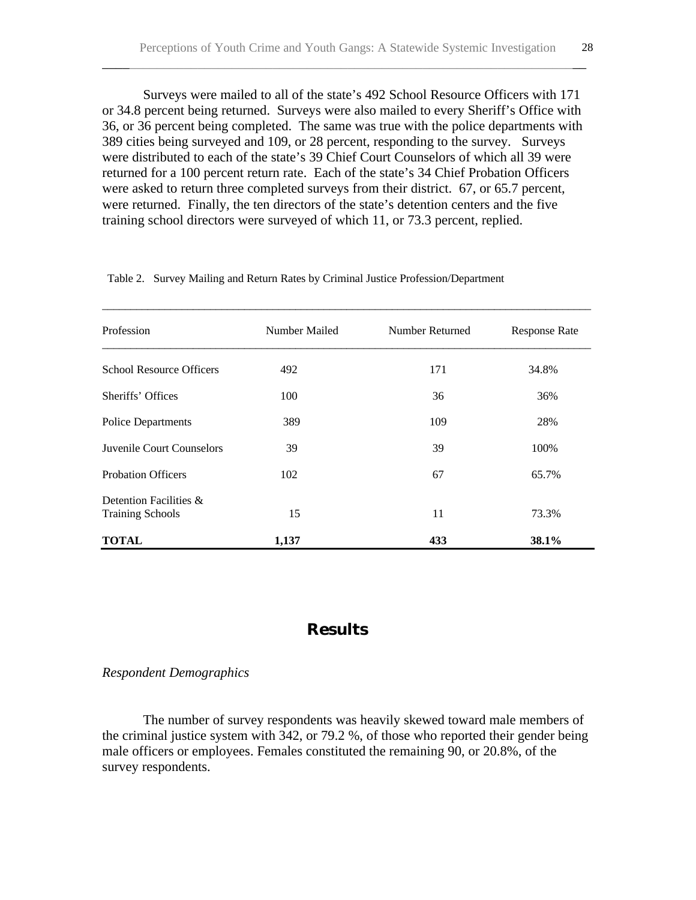Surveys were mailed to all of the state's 492 School Resource Officers with 171 or 34.8 percent being returned. Surveys were also mailed to every Sheriff's Office with 36, or 36 percent being completed. The same was true with the police departments with 389 cities being surveyed and 109, or 28 percent, responding to the survey. Surveys were distributed to each of the state's 39 Chief Court Counselors of which all 39 were returned for a 100 percent return rate. Each of the state's 34 Chief Probation Officers were asked to return three completed surveys from their district. 67, or 65.7 percent, were returned. Finally, the ten directors of the state's detention centers and the five training school directors were surveyed of which 11, or 73.3 percent, replied.

Table 2. Survey Mailing and Return Rates by Criminal Justice Profession/Department

| Profession | Number Mailed | Number Returned | Response Rate |
|---|---|---|---|
| School Resource Officers | 492 | 171 | 34.8% |
| Sheriffs' Offices | 100 | 36 | 36% |
| Police Departments | 389 | 109 | 28% |
| Juvenile Court Counselors | 39 | 39 | 100% |
| Probation Officers | 102 | 67 | 65.7% |
| Detention Facilities & Training Schools | 15 | 11 | 73.3% |
| **TOTAL** | **1,137** | **433** | **38.1%** |

## Results

### *Respondent Demographics*

The number of survey respondents was heavily skewed toward male members of the criminal justice system with 342, or 79.2 %, of those who reported their gender being male officers or employees. Females constituted the remaining 90, or 20.8%, of the survey respondents.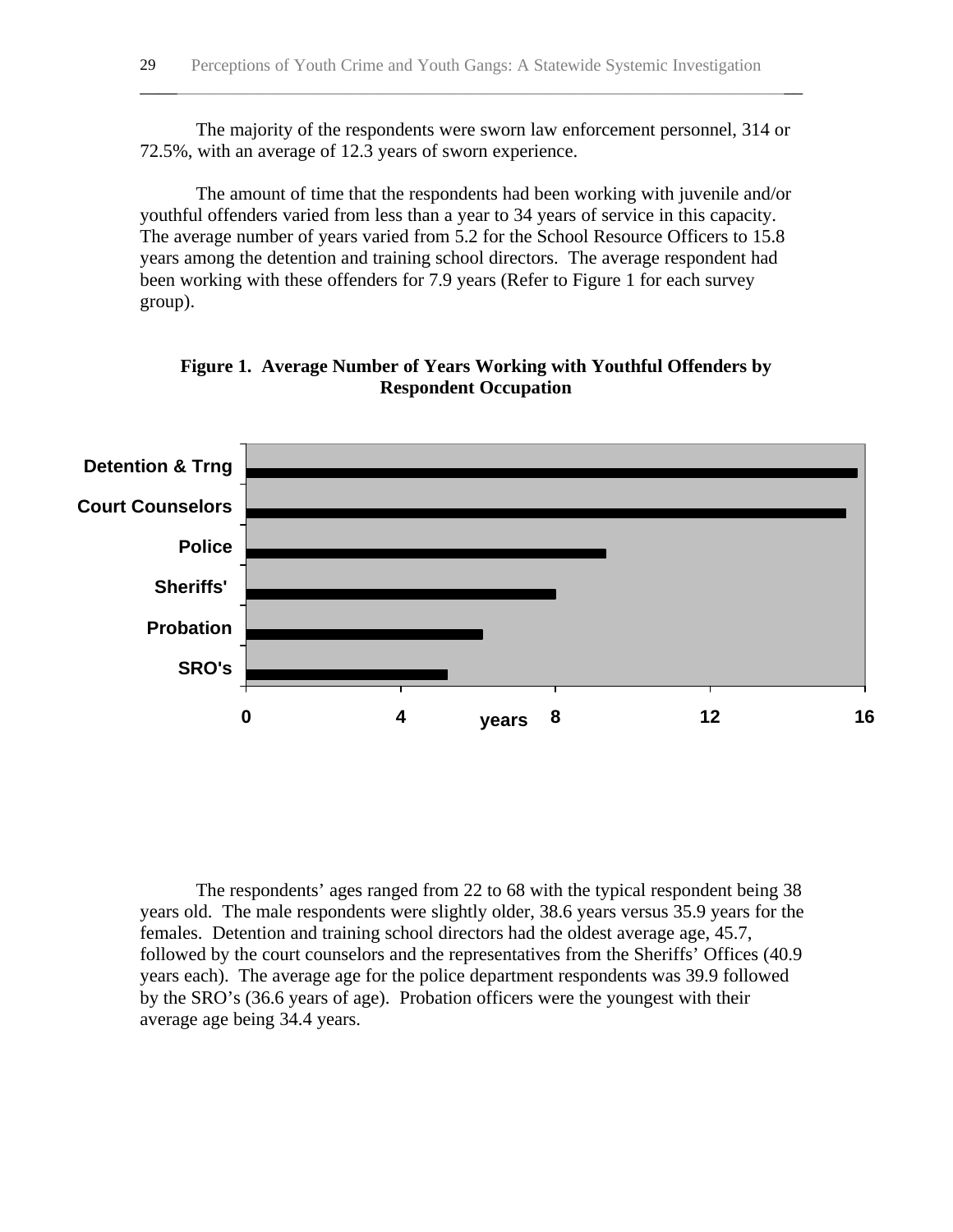The majority of the respondents were sworn law enforcement personnel, 314 or 72.5%, with an average of 12.3 years of sworn experience.

The amount of time that the respondents had been working with juvenile and/or youthful offenders varied from less than a year to 34 years of service in this capacity. The average number of years varied from 5.2 for the School Resource Officers to 15.8 years among the detention and training school directors. The average respondent had been working with these offenders for 7.9 years (Refer to Figure 1 for each survey group).

**Figure 1. Average Number of Years Working with Youthful Offenders by Respondent Occupation**

Detention & Trng
Court Counselors
Police
Sheriffs'
Probation
SRO's

0
4
8
12
16
years

The respondents' ages ranged from 22 to 68 with the typical respondent being 38 years old. The male respondents were slightly older, 38.6 years versus 35.9 years for the females. Detention and training school directors had the oldest average age, 45.7, followed by the court counselors and the representatives from the Sheriffs' Offices (40.9 years each). The average age for the police department respondents was 39.9 followed by the SRO's (36.6 years of age). Probation officers were the youngest with their average age being 34.4 years.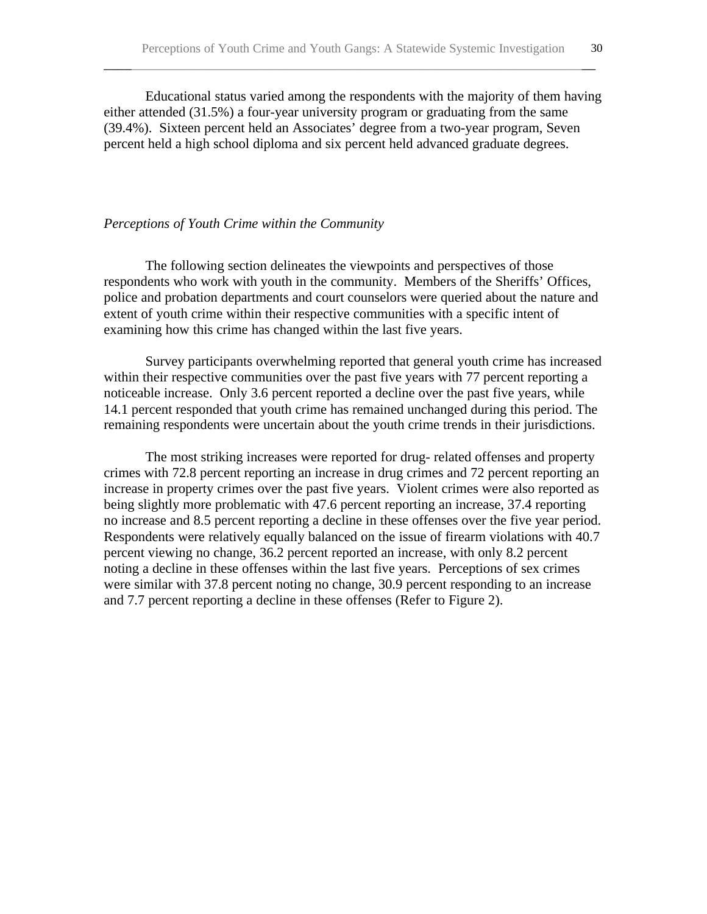Educational status varied among the respondents with the majority of them having either attended (31.5%) a four-year university program or graduating from the same (39.4%). Sixteen percent held an Associates' degree from a two-year program, Seven percent held a high school diploma and six percent held advanced graduate degrees.

*Perceptions of Youth Crime within the Community*

The following section delineates the viewpoints and perspectives of those respondents who work with youth in the community. Members of the Sheriffs' Offices, police and probation departments and court counselors were queried about the nature and extent of youth crime within their respective communities with a specific intent of examining how this crime has changed within the last five years.

Survey participants overwhelming reported that general youth crime has increased within their respective communities over the past five years with 77 percent reporting a noticeable increase. Only 3.6 percent reported a decline over the past five years, while 14.1 percent responded that youth crime has remained unchanged during this period. The remaining respondents were uncertain about the youth crime trends in their jurisdictions.

The most striking increases were reported for drug- related offenses and property crimes with 72.8 percent reporting an increase in drug crimes and 72 percent reporting an increase in property crimes over the past five years. Violent crimes were also reported as being slightly more problematic with 47.6 percent reporting an increase, 37.4 reporting no increase and 8.5 percent reporting a decline in these offenses over the five year period. Respondents were relatively equally balanced on the issue of firearm violations with 40.7 percent viewing no change, 36.2 percent reported an increase, with only 8.2 percent noting a decline in these offenses within the last five years. Perceptions of sex crimes were similar with 37.8 percent noting no change, 30.9 percent responding to an increase and 7.7 percent reporting a decline in these offenses (Refer to Figure 2).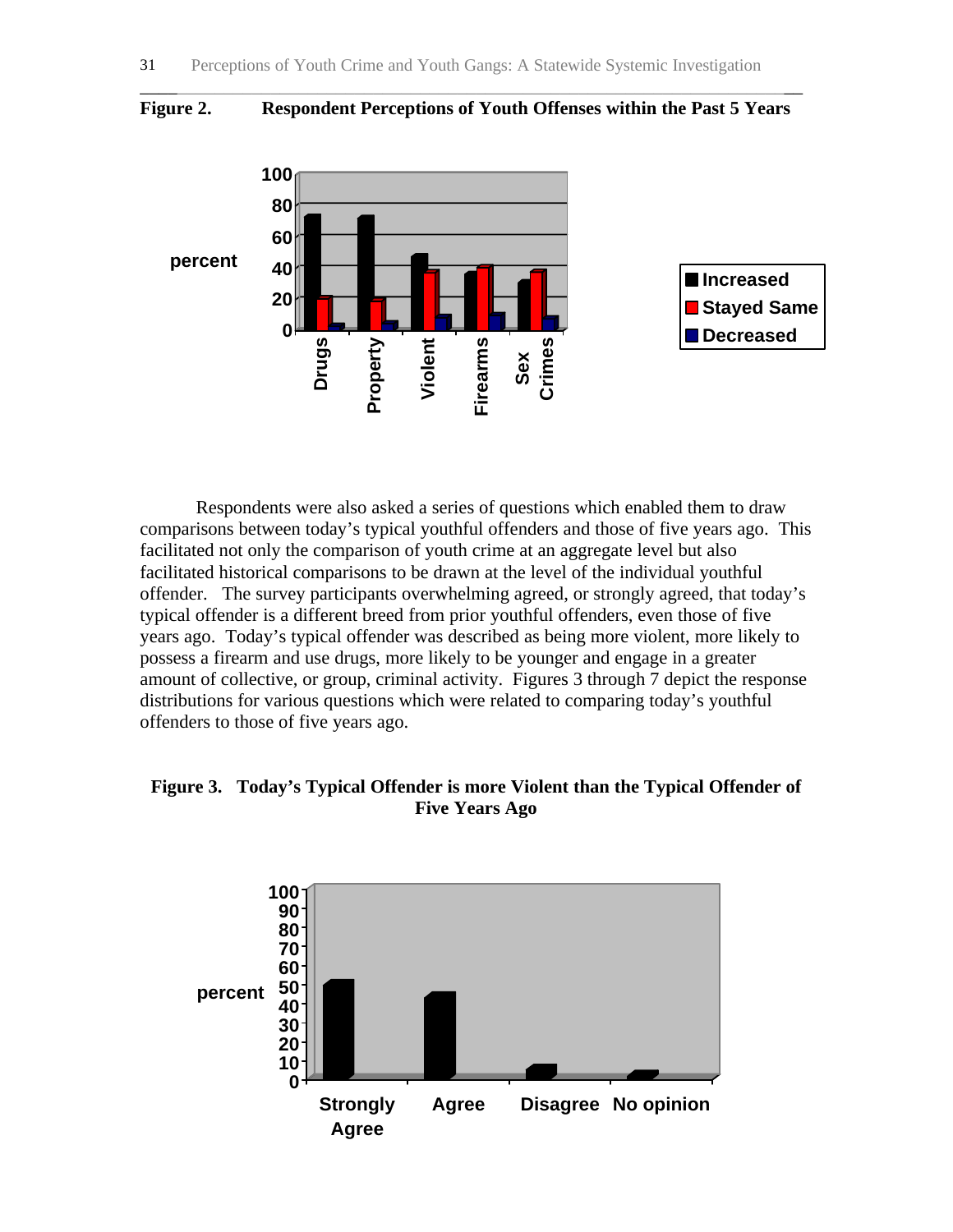**Figure 2. Respondent Perceptions of Youth Offenses within the Past 5 Years**

percent

100
80
60
40
20
0

Drugs
Property
Violent
Firearms
Sex Crimes

Increased
Stayed Same
Decreased

Respondents were also asked a series of questions which enabled them to draw comparisons between today's typical youthful offenders and those of five years ago. This facilitated not only the comparison of youth crime at an aggregate level but also facilitated historical comparisons to be drawn at the level of the individual youthful offender. The survey participants overwhelming agreed, or strongly agreed, that today's typical offender is a different breed from prior youthful offenders, even those of five years ago. Today's typical offender was described as being more violent, more likely to possess a firearm and use drugs, more likely to be younger and engage in a greater amount of collective, or group, criminal activity. Figures 3 through 7 depict the response distributions for various questions which were related to comparing today's youthful offenders to those of five years ago.

**Figure 3. Today's Typical Offender is more Violent than the Typical Offender of Five Years Ago**

percent

100
90
80
70
60
50
40
30
20
10
0

Strongly Agree
Agree
Disagree
No opinion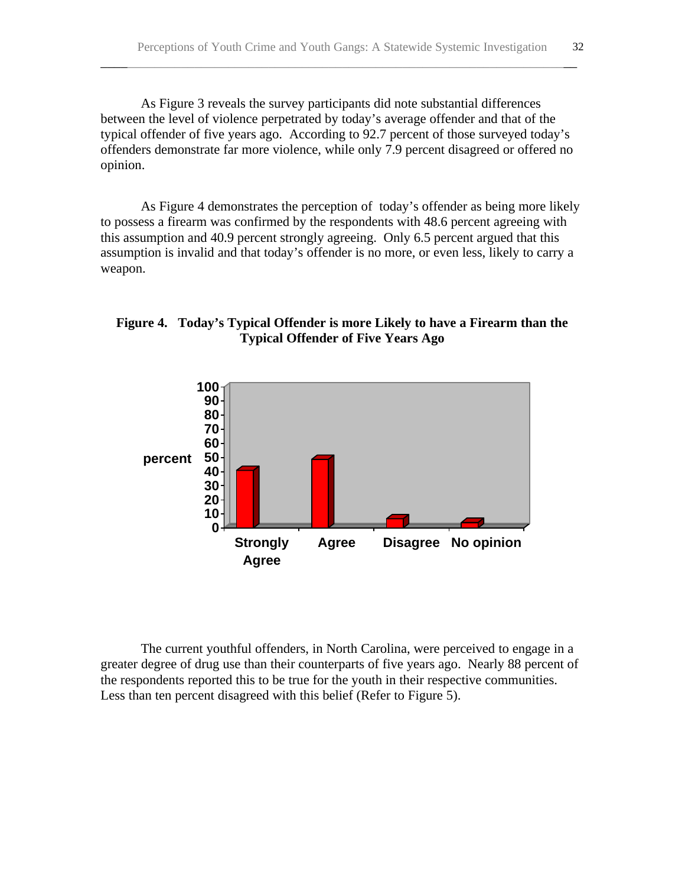As Figure 3 reveals the survey participants did note substantial differences between the level of violence perpetrated by today's average offender and that of the typical offender of five years ago. According to 92.7 percent of those surveyed today's offenders demonstrate far more violence, while only 7.9 percent disagreed or offered no opinion.

As Figure 4 demonstrates the perception of today's offender as being more likely to possess a firearm was confirmed by the respondents with 48.6 percent agreeing with this assumption and 40.9 percent strongly agreeing. Only 6.5 percent argued that this assumption is invalid and that today's offender is no more, or even less, likely to carry a weapon.

**Figure 4. Today's Typical Offender is more Likely to have a Firearm than the Typical Offender of Five Years Ago**

percent

100
90
80
70
60
50
40
30
20
10
0

Strongly Agree
Agree
Disagree
No opinion

The current youthful offenders, in North Carolina, were perceived to engage in a greater degree of drug use than their counterparts of five years ago. Nearly 88 percent of the respondents reported this to be true for the youth in their respective communities. Less than ten percent disagreed with this belief (Refer to Figure 5).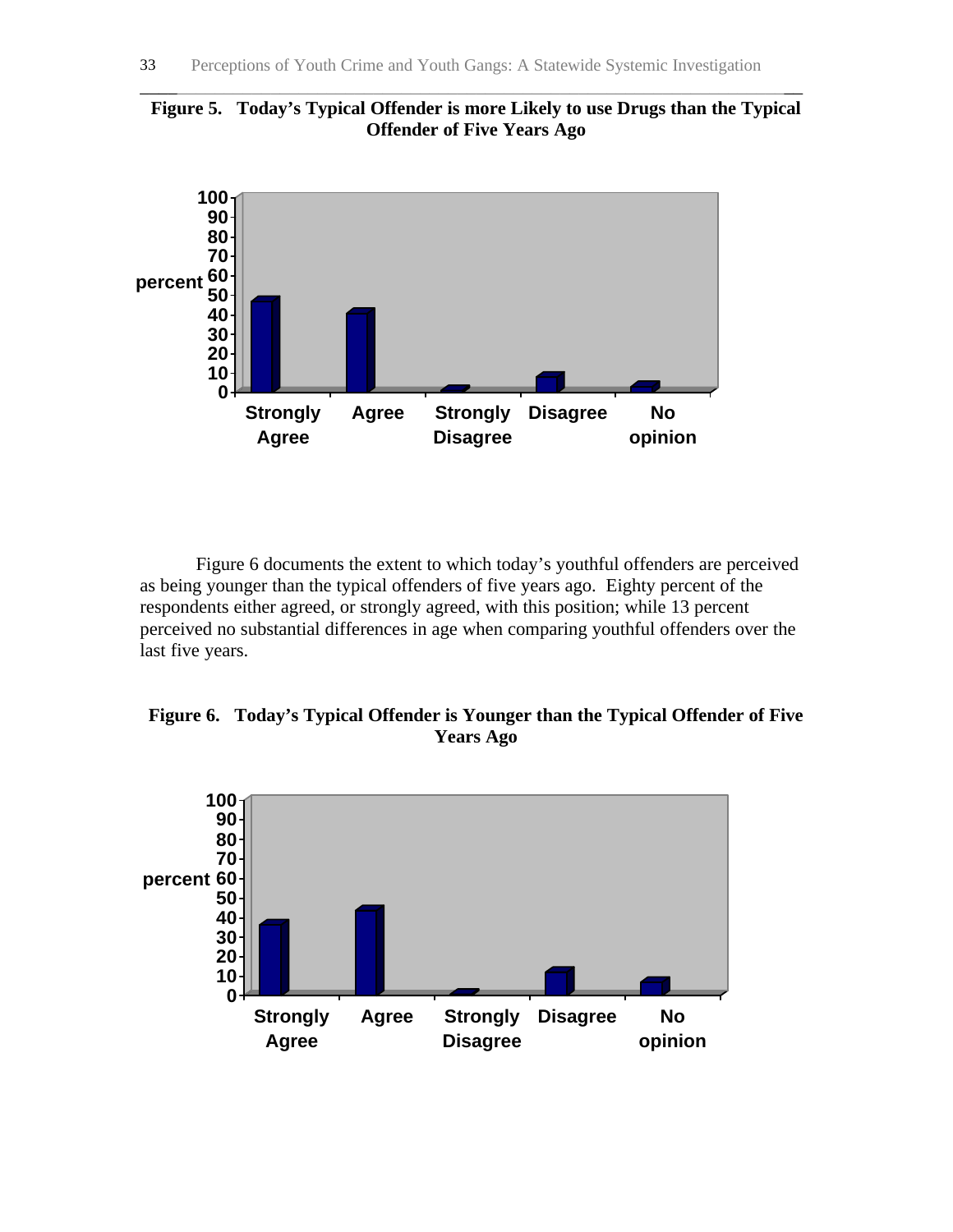**Figure 5. Today's Typical Offender is more Likely to use Drugs than the Typical Offender of Five Years Ago**

100
90
80
70
percent 60
50
40
30
20
10
0

Strongly Agree
Agree
Strongly Disagree
Disagree
No opinion

Figure 6 documents the extent to which today's youthful offenders are perceived as being younger than the typical offenders of five years ago. Eighty percent of the respondents either agreed, or strongly agreed, with this position; while 13 percent perceived no substantial differences in age when comparing youthful offenders over the last five years.

**Figure 6. Today's Typical Offender is Younger than the Typical Offender of Five Years Ago**

100
90
80
70
percent 60
50
40
30
20
10
0

Strongly Agree
Agree
Strongly Disagree
Disagree
No opinion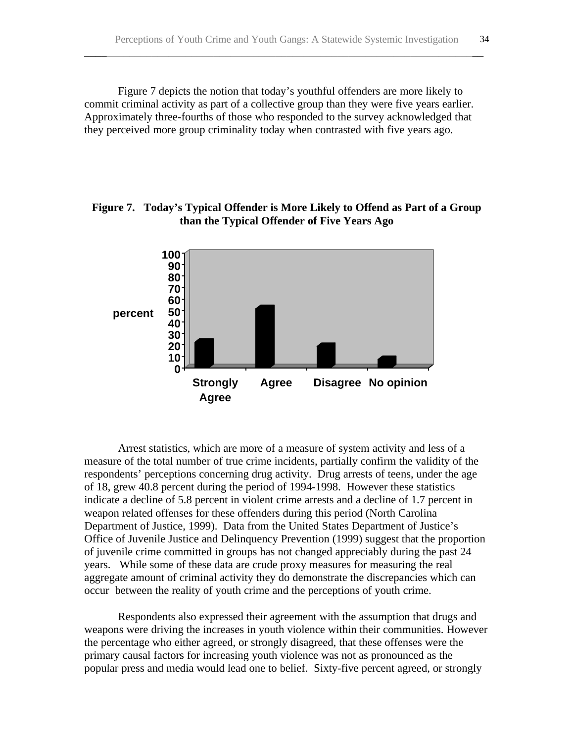Figure 7 depicts the notion that today's youthful offenders are more likely to commit criminal activity as part of a collective group than they were five years earlier. Approximately three-fourths of those who responded to the survey acknowledged that they perceived more group criminality today when contrasted with five years ago.

**Figure 7. Today's Typical Offender is More Likely to Offend as Part of a Group than the Typical Offender of Five Years Ago**

percent

100
90
80
70
60
50
40
30
20
10
0

Strongly Agree
Agree
Disagree
No opinion

Arrest statistics, which are more of a measure of system activity and less of a measure of the total number of true crime incidents, partially confirm the validity of the respondents' perceptions concerning drug activity. Drug arrests of teens, under the age of 18, grew 40.8 percent during the period of 1994-1998. However these statistics indicate a decline of 5.8 percent in violent crime arrests and a decline of 1.7 percent in weapon related offenses for these offenders during this period (North Carolina Department of Justice, 1999). Data from the United States Department of Justice's Office of Juvenile Justice and Delinquency Prevention (1999) suggest that the proportion of juvenile crime committed in groups has not changed appreciably during the past 24 years. While some of these data are crude proxy measures for measuring the real aggregate amount of criminal activity they do demonstrate the discrepancies which can occur between the reality of youth crime and the perceptions of youth crime.

Respondents also expressed their agreement with the assumption that drugs and weapons were driving the increases in youth violence within their communities. However the percentage who either agreed, or strongly disagreed, that these offenses were the primary causal factors for increasing youth violence was not as pronounced as the popular press and media would lead one to belief. Sixty-five percent agreed, or strongly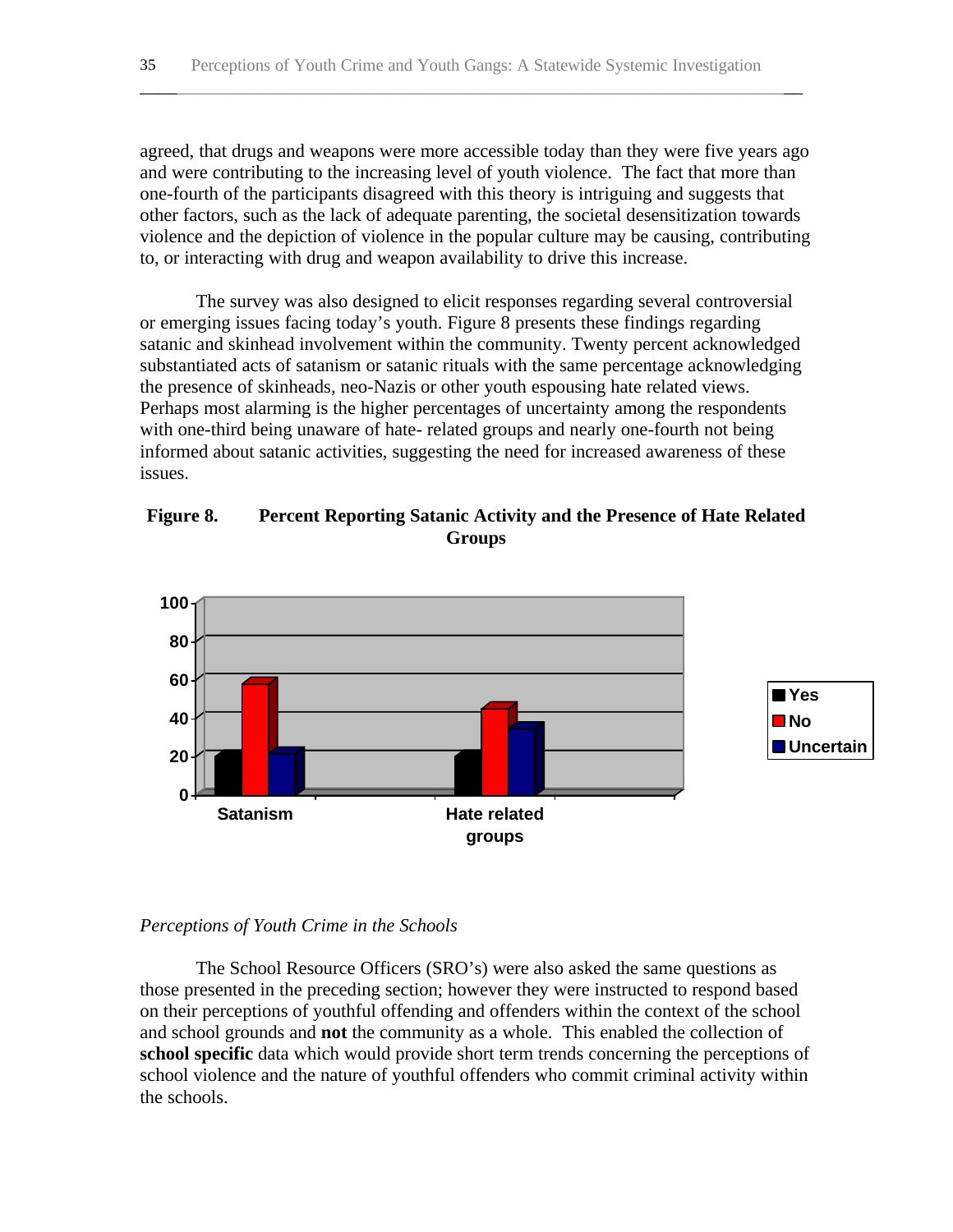agreed, that drugs and weapons were more accessible today than they were five years ago and were contributing to the increasing level of youth violence. The fact that more than one-fourth of the participants disagreed with this theory is intriguing and suggests that other factors, such as the lack of adequate parenting, the societal desensitization towards violence and the depiction of violence in the popular culture may be causing, contributing to, or interacting with drug and weapon availability to drive this increase.

The survey was also designed to elicit responses regarding several controversial or emerging issues facing today's youth. Figure 8 presents these findings regarding satanic and skinhead involvement within the community. Twenty percent acknowledged substantiated acts of satanism or satanic rituals with the same percentage acknowledging the presence of skinheads, neo-Nazis or other youth espousing hate related views. Perhaps most alarming is the higher percentages of uncertainty among the respondents with one-third being unaware of hate- related groups and nearly one-fourth not being informed about satanic activities, suggesting the need for increased awareness of these issues.

**Figure 8. Percent Reporting Satanic Activity and the Presence of Hate Related Groups**

100
80
60
40
20
0

Satanism
Hate related groups

Yes
No
Uncertain

*Perceptions of Youth Crime in the Schools*

The School Resource Officers (SRO's) were also asked the same questions as those presented in the preceding section; however they were instructed to respond based on their perceptions of youthful offending and offenders within the context of the school and school grounds and **not** the community as a whole. This enabled the collection of **school specific** data which would provide short term trends concerning the perceptions of school violence and the nature of youthful offenders who commit criminal activity within the schools.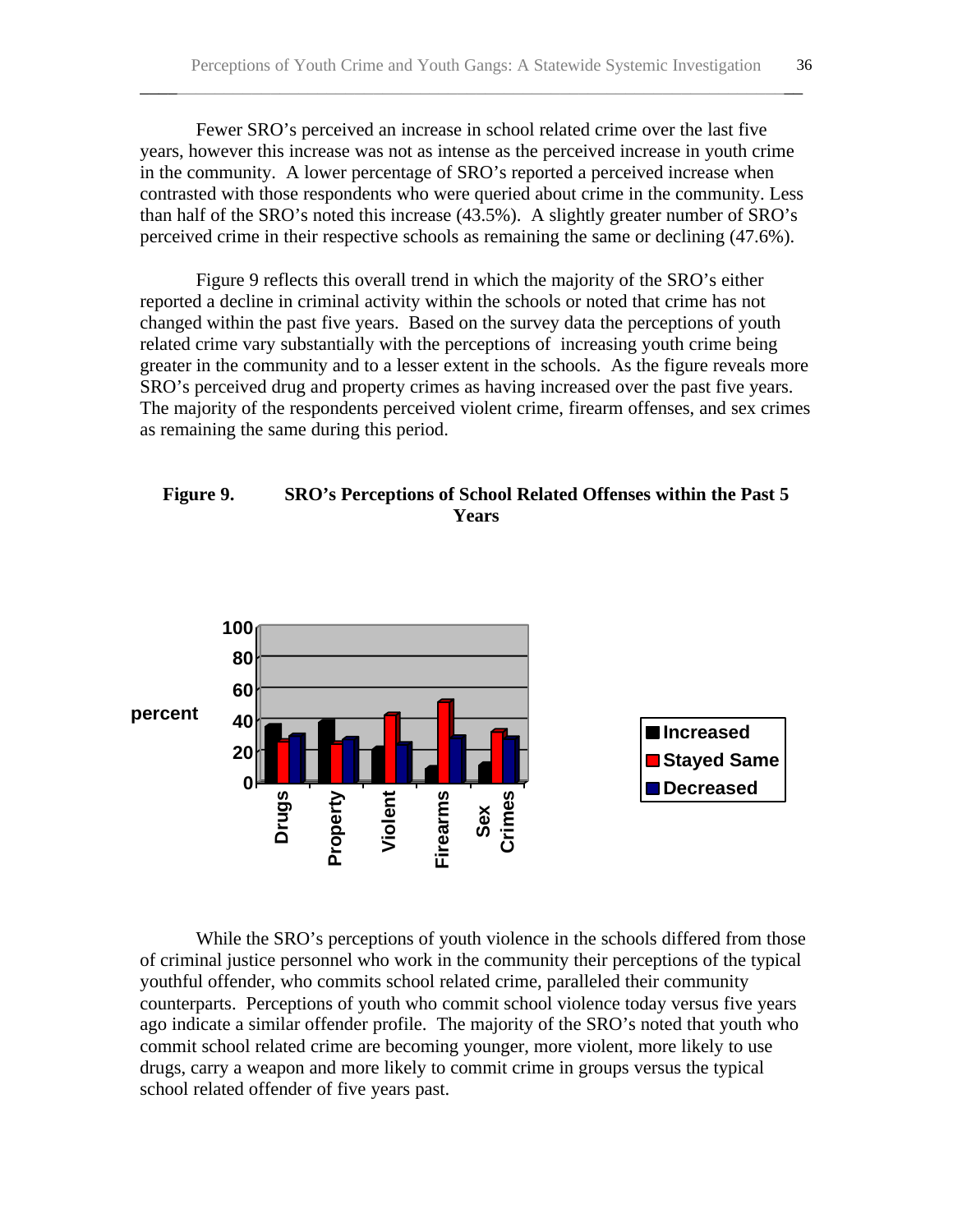Fewer SRO's perceived an increase in school related crime over the last five years, however this increase was not as intense as the perceived increase in youth crime in the community. A lower percentage of SRO's reported a perceived increase when contrasted with those respondents who were queried about crime in the community. Less than half of the SRO's noted this increase (43.5%). A slightly greater number of SRO's perceived crime in their respective schools as remaining the same or declining (47.6%).

Figure 9 reflects this overall trend in which the majority of the SRO's either reported a decline in criminal activity within the schools or noted that crime has not changed within the past five years. Based on the survey data the perceptions of youth related crime vary substantially with the perceptions of increasing youth crime being greater in the community and to a lesser extent in the schools. As the figure reveals more SRO's perceived drug and property crimes as having increased over the past five years. The majority of the respondents perceived violent crime, firearm offenses, and sex crimes as remaining the same during this period.

**Figure 9. SRO's Perceptions of School Related Offenses within the Past 5 Years**

percent

100
80
60
40
20
0

Drugs
Property
Violent
Firearms
Sex Crimes

Increased
Stayed Same
Decreased

While the SRO's perceptions of youth violence in the schools differed from those of criminal justice personnel who work in the community their perceptions of the typical youthful offender, who commits school related crime, paralleled their community counterparts. Perceptions of youth who commit school violence today versus five years ago indicate a similar offender profile. The majority of the SRO's noted that youth who commit school related crime are becoming younger, more violent, more likely to use drugs, carry a weapon and more likely to commit crime in groups versus the typical school related offender of five years past.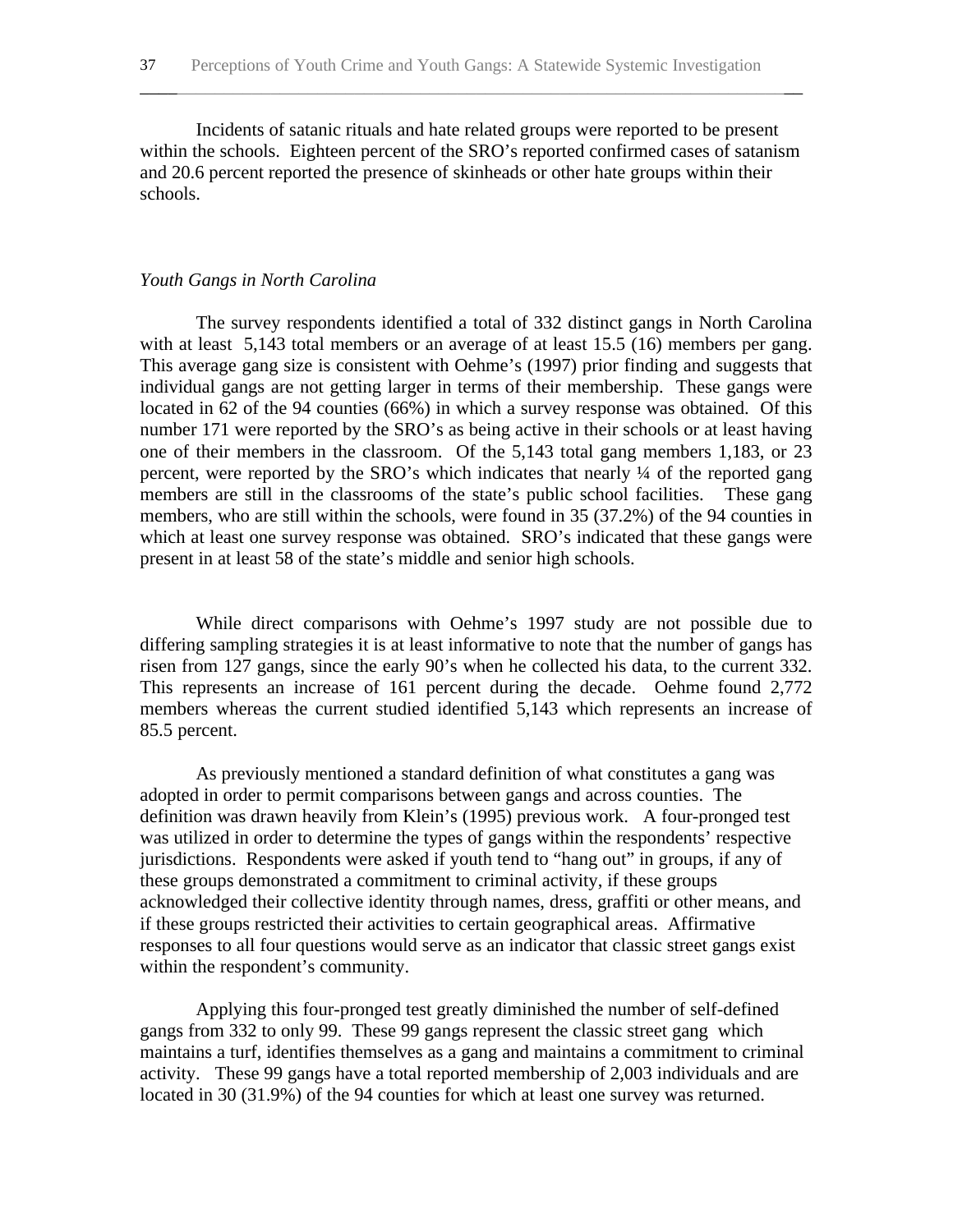Incidents of satanic rituals and hate related groups were reported to be present within the schools. Eighteen percent of the SRO's reported confirmed cases of satanism and 20.6 percent reported the presence of skinheads or other hate groups within their schools.

*Youth Gangs in North Carolina*

The survey respondents identified a total of 332 distinct gangs in North Carolina with at least 5,143 total members or an average of at least 15.5 (16) members per gang. This average gang size is consistent with Oehme's (1997) prior finding and suggests that individual gangs are not getting larger in terms of their membership. These gangs were located in 62 of the 94 counties (66%) in which a survey response was obtained. Of this number 171 were reported by the SRO's as being active in their schools or at least having one of their members in the classroom. Of the 5,143 total gang members 1,183, or 23 percent, were reported by the SRO's which indicates that nearly ¼ of the reported gang members are still in the classrooms of the state's public school facilities. These gang members, who are still within the schools, were found in 35 (37.2%) of the 94 counties in which at least one survey response was obtained. SRO's indicated that these gangs were present in at least 58 of the state's middle and senior high schools.

While direct comparisons with Oehme's 1997 study are not possible due to differing sampling strategies it is at least informative to note that the number of gangs has risen from 127 gangs, since the early 90's when he collected his data, to the current 332. This represents an increase of 161 percent during the decade. Oehme found 2,772 members whereas the current studied identified 5,143 which represents an increase of 85.5 percent.

As previously mentioned a standard definition of what constitutes a gang was adopted in order to permit comparisons between gangs and across counties. The definition was drawn heavily from Klein's (1995) previous work. A four-pronged test was utilized in order to determine the types of gangs within the respondents' respective jurisdictions. Respondents were asked if youth tend to "hang out" in groups, if any of these groups demonstrated a commitment to criminal activity, if these groups acknowledged their collective identity through names, dress, graffiti or other means, and if these groups restricted their activities to certain geographical areas. Affirmative responses to all four questions would serve as an indicator that classic street gangs exist within the respondent's community.

Applying this four-pronged test greatly diminished the number of self-defined gangs from 332 to only 99. These 99 gangs represent the classic street gang which maintains a turf, identifies themselves as a gang and maintains a commitment to criminal activity. These 99 gangs have a total reported membership of 2,003 individuals and are located in 30 (31.9%) of the 94 counties for which at least one survey was returned.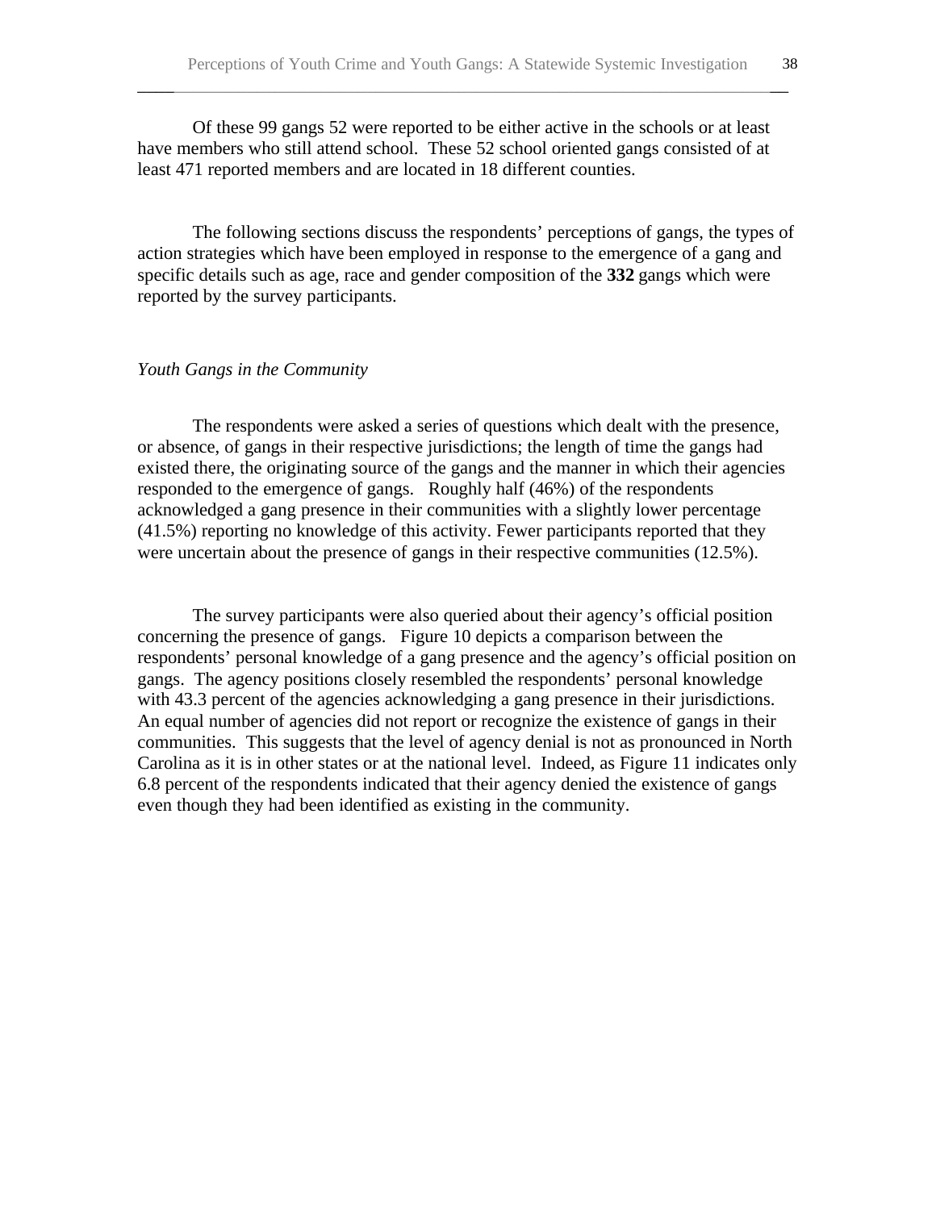Of these 99 gangs 52 were reported to be either active in the schools or at least have members who still attend school. These 52 school oriented gangs consisted of at least 471 reported members and are located in 18 different counties.

The following sections discuss the respondents' perceptions of gangs, the types of action strategies which have been employed in response to the emergence of a gang and specific details such as age, race and gender composition of the **332** gangs which were reported by the survey participants.

*Youth Gangs in the Community*

The respondents were asked a series of questions which dealt with the presence, or absence, of gangs in their respective jurisdictions; the length of time the gangs had existed there, the originating source of the gangs and the manner in which their agencies responded to the emergence of gangs. Roughly half (46%) of the respondents acknowledged a gang presence in their communities with a slightly lower percentage (41.5%) reporting no knowledge of this activity. Fewer participants reported that they were uncertain about the presence of gangs in their respective communities (12.5%).

The survey participants were also queried about their agency's official position concerning the presence of gangs. Figure 10 depicts a comparison between the respondents' personal knowledge of a gang presence and the agency's official position on gangs. The agency positions closely resembled the respondents' personal knowledge with 43.3 percent of the agencies acknowledging a gang presence in their jurisdictions. An equal number of agencies did not report or recognize the existence of gangs in their communities. This suggests that the level of agency denial is not as pronounced in North Carolina as it is in other states or at the national level. Indeed, as Figure 11 indicates only 6.8 percent of the respondents indicated that their agency denied the existence of gangs even though they had been identified as existing in the community.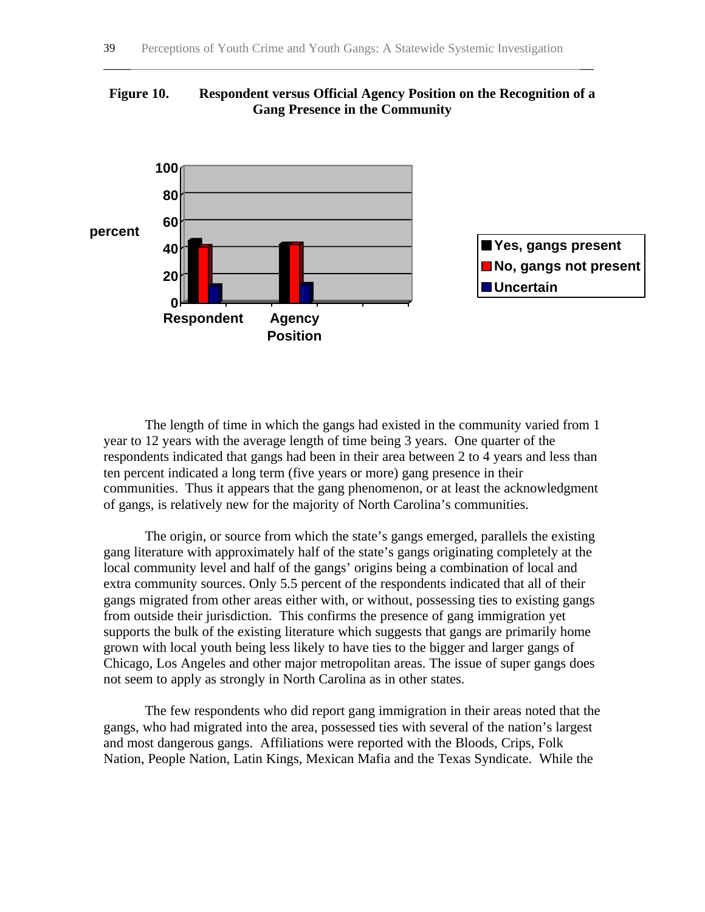**Figure 10. Respondent versus Official Agency Position on the Recognition of a Gang Presence in the Community**

percent

100
80
60
40
20
0

Respondent
Agency Position

Yes, gangs present
No, gangs not present
Uncertain

The length of time in which the gangs had existed in the community varied from 1 year to 12 years with the average length of time being 3 years. One quarter of the respondents indicated that gangs had been in their area between 2 to 4 years and less than ten percent indicated a long term (five years or more) gang presence in their communities. Thus it appears that the gang phenomenon, or at least the acknowledgment of gangs, is relatively new for the majority of North Carolina's communities.

The origin, or source from which the state's gangs emerged, parallels the existing gang literature with approximately half of the state's gangs originating completely at the local community level and half of the gangs' origins being a combination of local and extra community sources. Only 5.5 percent of the respondents indicated that all of their gangs migrated from other areas either with, or without, possessing ties to existing gangs from outside their jurisdiction. This confirms the presence of gang immigration yet supports the bulk of the existing literature which suggests that gangs are primarily home grown with local youth being less likely to have ties to the bigger and larger gangs of Chicago, Los Angeles and other major metropolitan areas. The issue of super gangs does not seem to apply as strongly in North Carolina as in other states.

The few respondents who did report gang immigration in their areas noted that the gangs, who had migrated into the area, possessed ties with several of the nation's largest and most dangerous gangs. Affiliations were reported with the Bloods, Crips, Folk Nation, People Nation, Latin Kings, Mexican Mafia and the Texas Syndicate. While the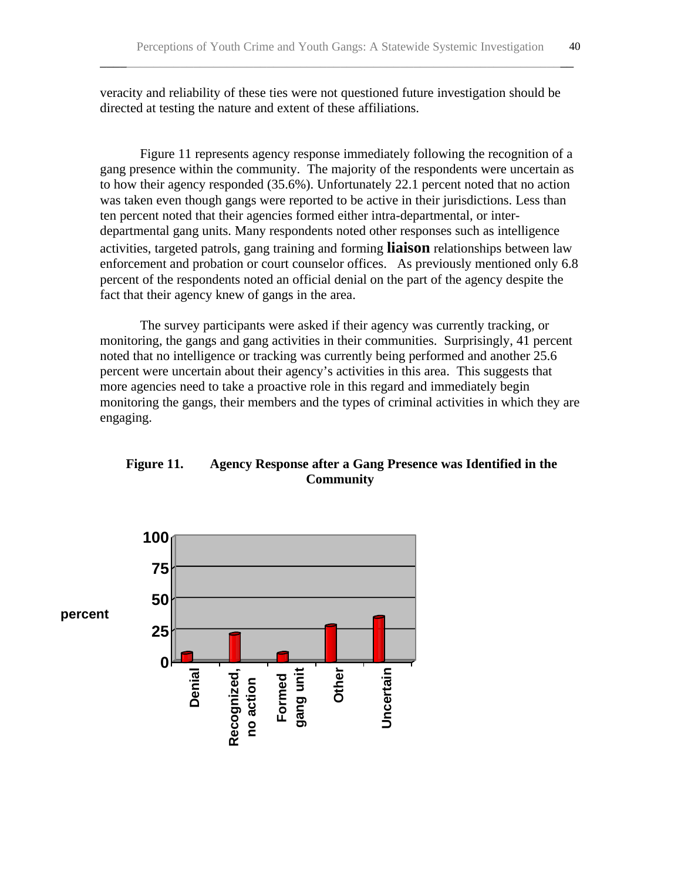veracity and reliability of these ties were not questioned future investigation should be directed at testing the nature and extent of these affiliations.

Figure 11 represents agency response immediately following the recognition of a gang presence within the community. The majority of the respondents were uncertain as to how their agency responded (35.6%). Unfortunately 22.1 percent noted that no action was taken even though gangs were reported to be active in their jurisdictions. Less than ten percent noted that their agencies formed either intra-departmental, or inter-departmental gang units. Many respondents noted other responses such as intelligence activities, targeted patrols, gang training and forming **liaison** relationships between law enforcement and probation or court counselor offices. As previously mentioned only 6.8 percent of the respondents noted an official denial on the part of the agency despite the fact that their agency knew of gangs in the area.

The survey participants were asked if their agency was currently tracking, or monitoring, the gangs and gang activities in their communities. Surprisingly, 41 percent noted that no intelligence or tracking was currently being performed and another 25.6 percent were uncertain about their agency's activities in this area. This suggests that more agencies need to take a proactive role in this regard and immediately begin monitoring the gangs, their members and the types of criminal activities in which they are engaging.

**Figure 11. Agency Response after a Gang Presence was Identified in the Community**

percent

100
75
50
25
0

Denial | Recognized, no action | Formed gang unit | Other | Uncertain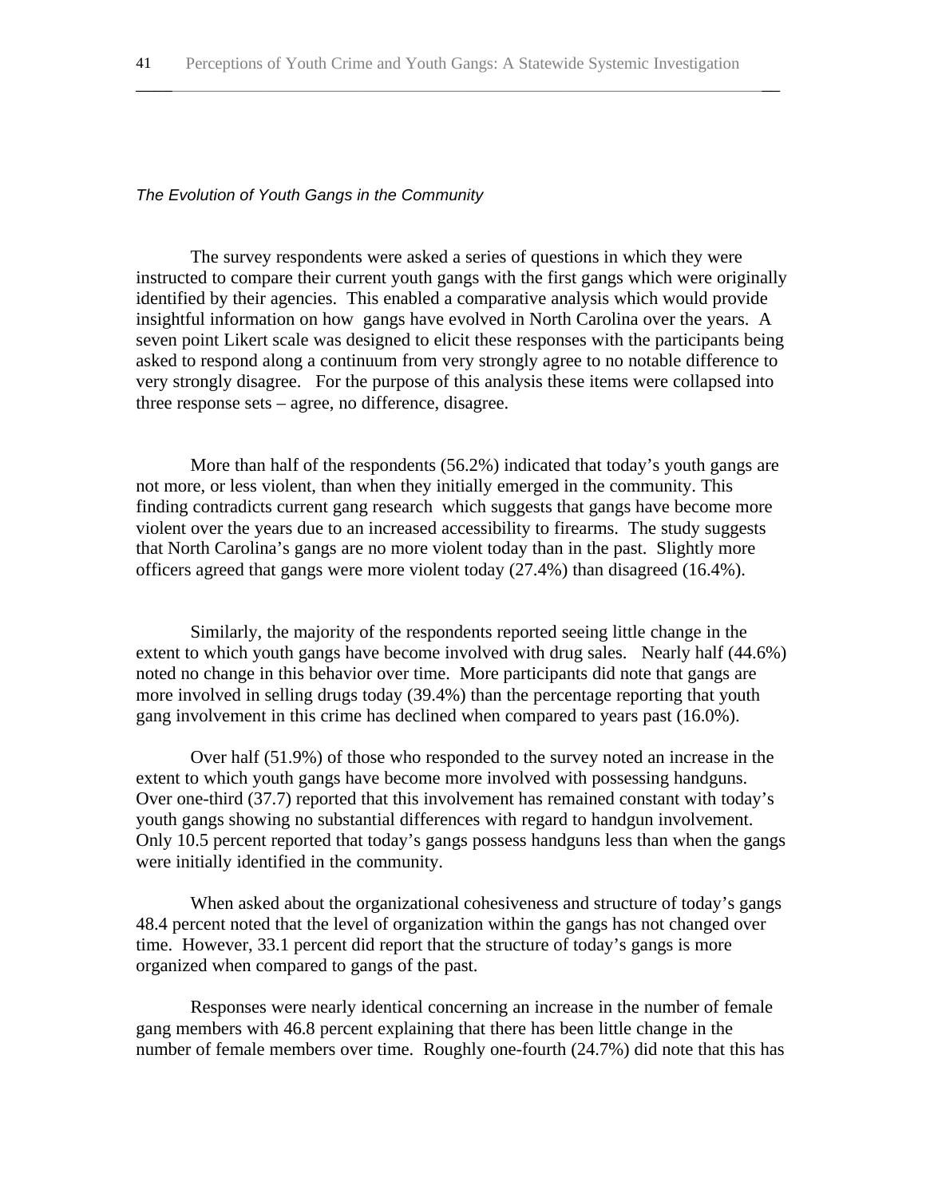*The Evolution of Youth Gangs in the Community*

The survey respondents were asked a series of questions in which they were instructed to compare their current youth gangs with the first gangs which were originally identified by their agencies. This enabled a comparative analysis which would provide insightful information on how gangs have evolved in North Carolina over the years. A seven point Likert scale was designed to elicit these responses with the participants being asked to respond along a continuum from very strongly agree to no notable difference to very strongly disagree. For the purpose of this analysis these items were collapsed into three response sets – agree, no difference, disagree.

More than half of the respondents (56.2%) indicated that today's youth gangs are not more, or less violent, than when they initially emerged in the community. This finding contradicts current gang research which suggests that gangs have become more violent over the years due to an increased accessibility to firearms. The study suggests that North Carolina's gangs are no more violent today than in the past. Slightly more officers agreed that gangs were more violent today (27.4%) than disagreed (16.4%).

Similarly, the majority of the respondents reported seeing little change in the extent to which youth gangs have become involved with drug sales. Nearly half (44.6%) noted no change in this behavior over time. More participants did note that gangs are more involved in selling drugs today (39.4%) than the percentage reporting that youth gang involvement in this crime has declined when compared to years past (16.0%).

Over half (51.9%) of those who responded to the survey noted an increase in the extent to which youth gangs have become more involved with possessing handguns. Over one-third (37.7) reported that this involvement has remained constant with today's youth gangs showing no substantial differences with regard to handgun involvement. Only 10.5 percent reported that today's gangs possess handguns less than when the gangs were initially identified in the community.

When asked about the organizational cohesiveness and structure of today's gangs 48.4 percent noted that the level of organization within the gangs has not changed over time. However, 33.1 percent did report that the structure of today's gangs is more organized when compared to gangs of the past.

Responses were nearly identical concerning an increase in the number of female gang members with 46.8 percent explaining that there has been little change in the number of female members over time. Roughly one-fourth (24.7%) did note that this has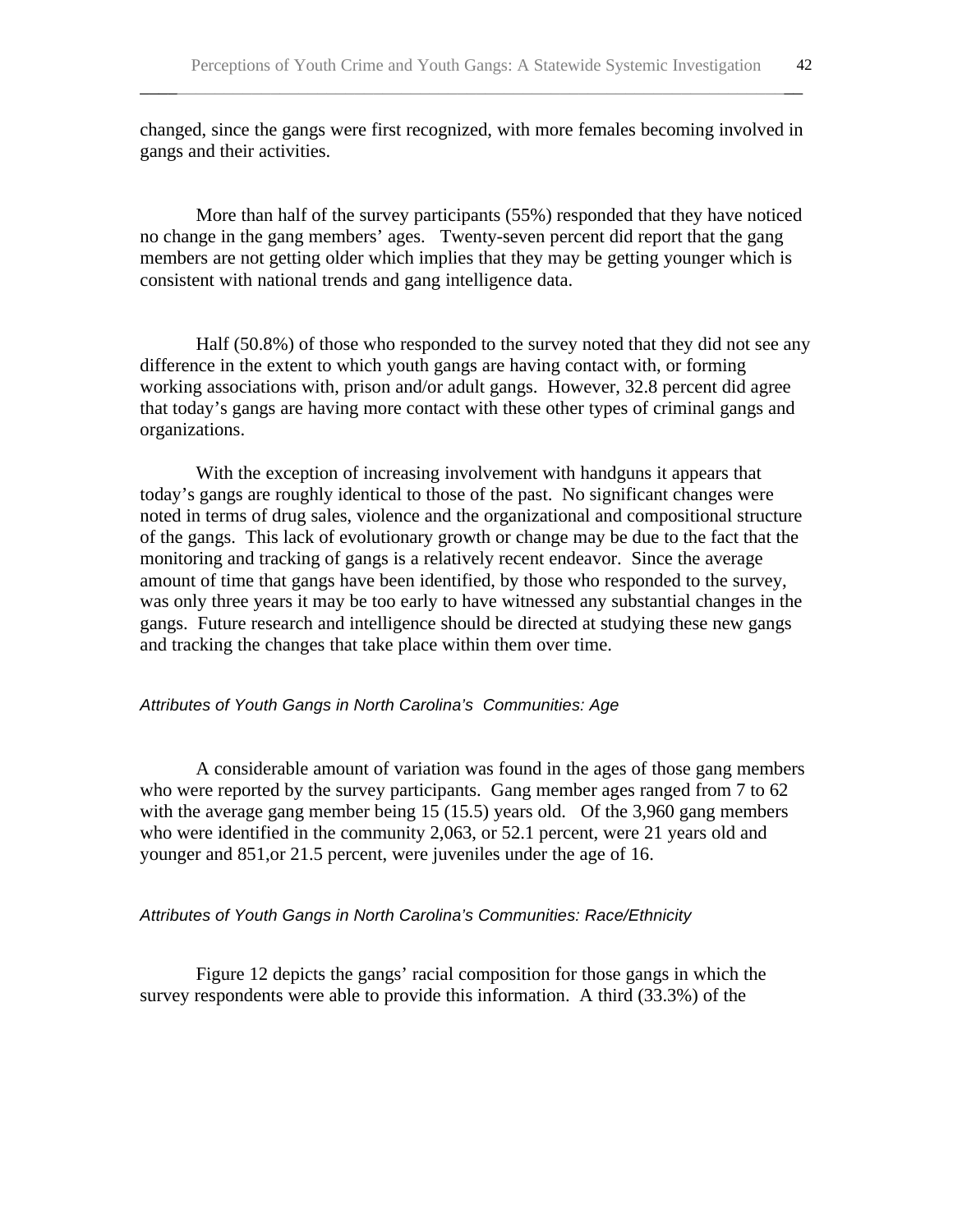changed, since the gangs were first recognized, with more females becoming involved in gangs and their activities.

More than half of the survey participants (55%) responded that they have noticed no change in the gang members' ages. Twenty-seven percent did report that the gang members are not getting older which implies that they may be getting younger which is consistent with national trends and gang intelligence data.

Half (50.8%) of those who responded to the survey noted that they did not see any difference in the extent to which youth gangs are having contact with, or forming working associations with, prison and/or adult gangs. However, 32.8 percent did agree that today's gangs are having more contact with these other types of criminal gangs and organizations.

With the exception of increasing involvement with handguns it appears that today's gangs are roughly identical to those of the past. No significant changes were noted in terms of drug sales, violence and the organizational and compositional structure of the gangs. This lack of evolutionary growth or change may be due to the fact that the monitoring and tracking of gangs is a relatively recent endeavor. Since the average amount of time that gangs have been identified, by those who responded to the survey, was only three years it may be too early to have witnessed any substantial changes in the gangs. Future research and intelligence should be directed at studying these new gangs and tracking the changes that take place within them over time.

### *Attributes of Youth Gangs in North Carolina's Communities: Age*

A considerable amount of variation was found in the ages of those gang members who were reported by the survey participants. Gang member ages ranged from 7 to 62 with the average gang member being 15 (15.5) years old. Of the 3,960 gang members who were identified in the community 2,063, or 52.1 percent, were 21 years old and younger and 851,or 21.5 percent, were juveniles under the age of 16.

### *Attributes of Youth Gangs in North Carolina's Communities: Race/Ethnicity*

Figure 12 depicts the gangs' racial composition for those gangs in which the survey respondents were able to provide this information. A third (33.3%) of the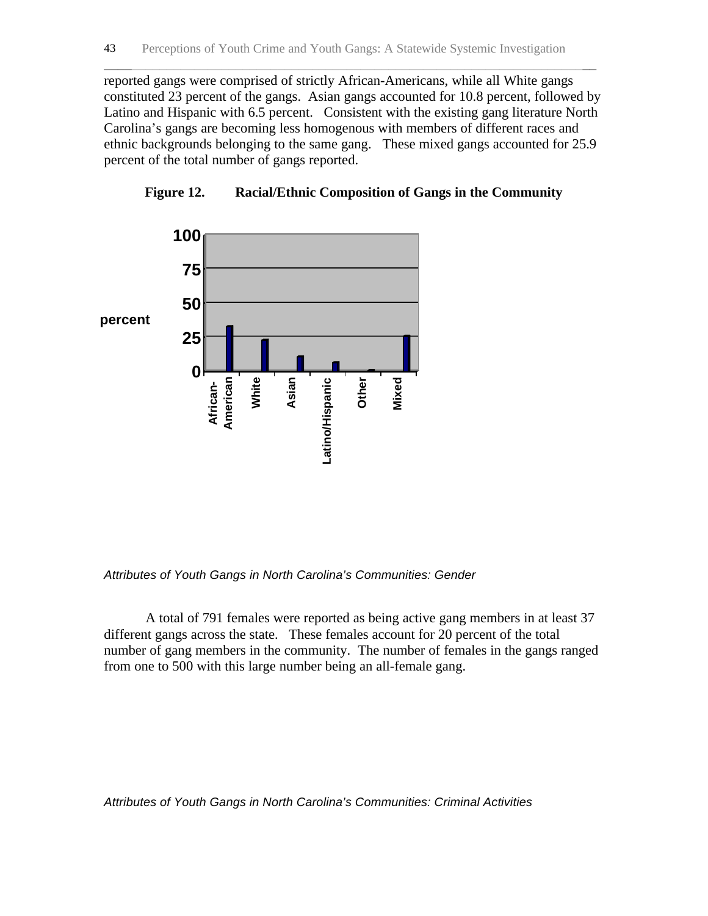reported gangs were comprised of strictly African-Americans, while all White gangs constituted 23 percent of the gangs. Asian gangs accounted for 10.8 percent, followed by Latino and Hispanic with 6.5 percent. Consistent with the existing gang literature North Carolina's gangs are becoming less homogenous with members of different races and ethnic backgrounds belonging to the same gang. These mixed gangs accounted for 25.9 percent of the total number of gangs reported.

**Figure 12. Racial/Ethnic Composition of Gangs in the Community**

percent

100
75
50
25
0

African-American
White
Asian
Latino/Hispanic
Other
Mixed

*Attributes of Youth Gangs in North Carolina's Communities: Gender*

A total of 791 females were reported as being active gang members in at least 37 different gangs across the state. These females account for 20 percent of the total number of gang members in the community. The number of females in the gangs ranged from one to 500 with this large number being an all-female gang.

*Attributes of Youth Gangs in North Carolina's Communities: Criminal Activities*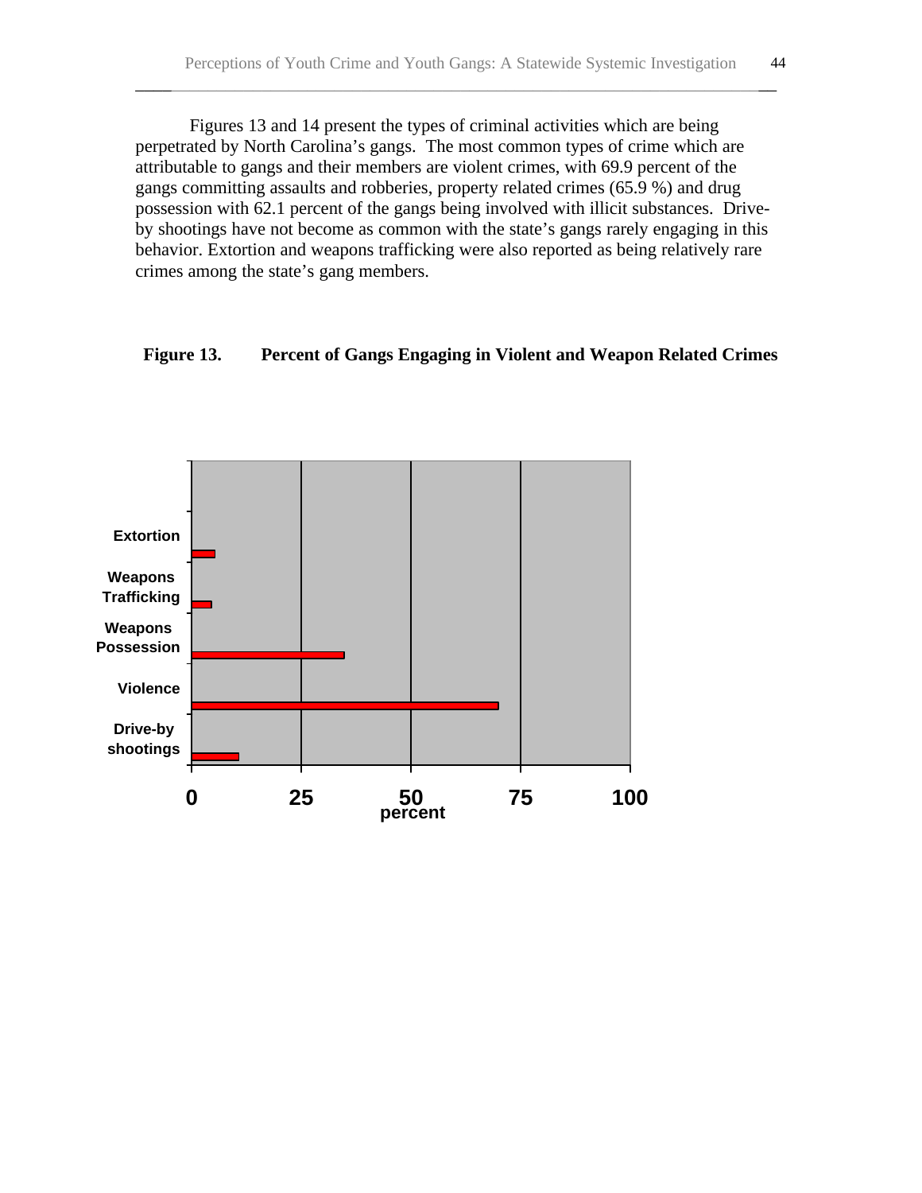Figures 13 and 14 present the types of criminal activities which are being perpetrated by North Carolina's gangs. The most common types of crime which are attributable to gangs and their members are violent crimes, with 69.9 percent of the gangs committing assaults and robberies, property related crimes (65.9 %) and drug possession with 62.1 percent of the gangs being involved with illicit substances. Drive-by shootings have not become as common with the state's gangs rarely engaging in this behavior. Extortion and weapons trafficking were also reported as being relatively rare crimes among the state's gang members.

**Figure 13. Percent of Gangs Engaging in Violent and Weapon Related Crimes**

Extortion
Weapons Trafficking
Weapons Possession
Violence
Drive-by shootings

0 25 50 75 100
percent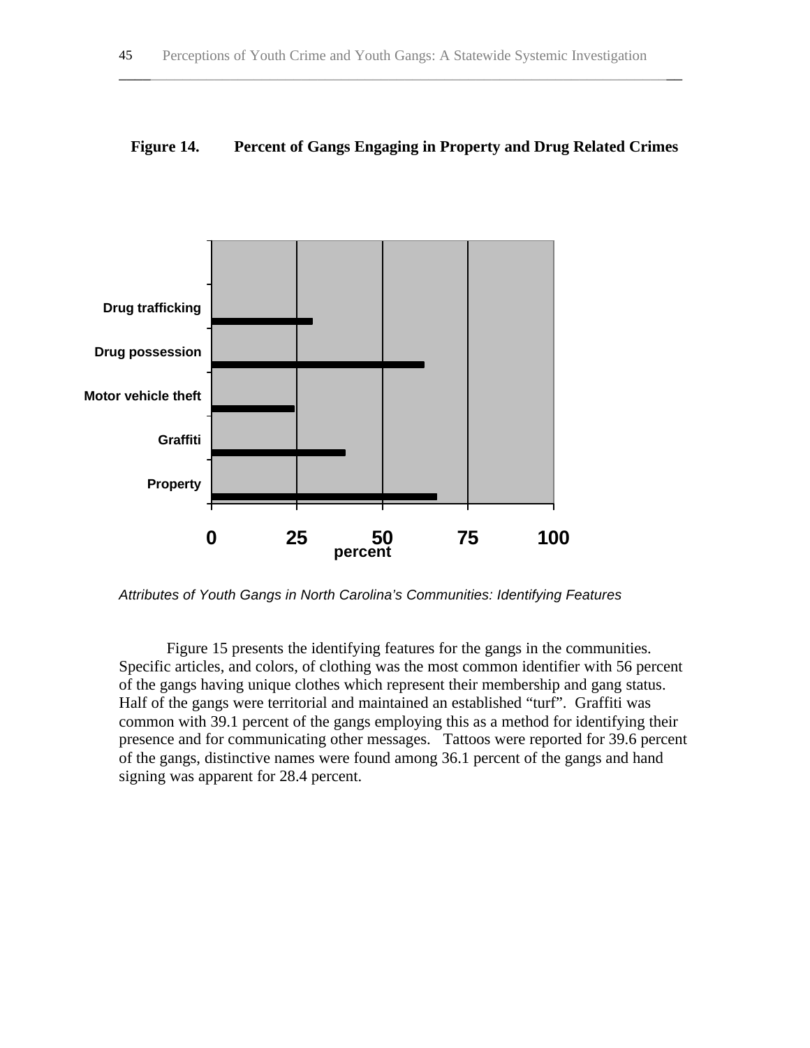**Figure 14. Percent of Gangs Engaging in Property and Drug Related Crimes**

*Attributes of Youth Gangs in North Carolina's Communities: Identifying Features*

Figure 15 presents the identifying features for the gangs in the communities. Specific articles, and colors, of clothing was the most common identifier with 56 percent of the gangs having unique clothes which represent their membership and gang status. Half of the gangs were territorial and maintained an established "turf". Graffiti was common with 39.1 percent of the gangs employing this as a method for identifying their presence and for communicating other messages. Tattoos were reported for 39.6 percent of the gangs, distinctive names were found among 36.1 percent of the gangs and hand signing was apparent for 28.4 percent.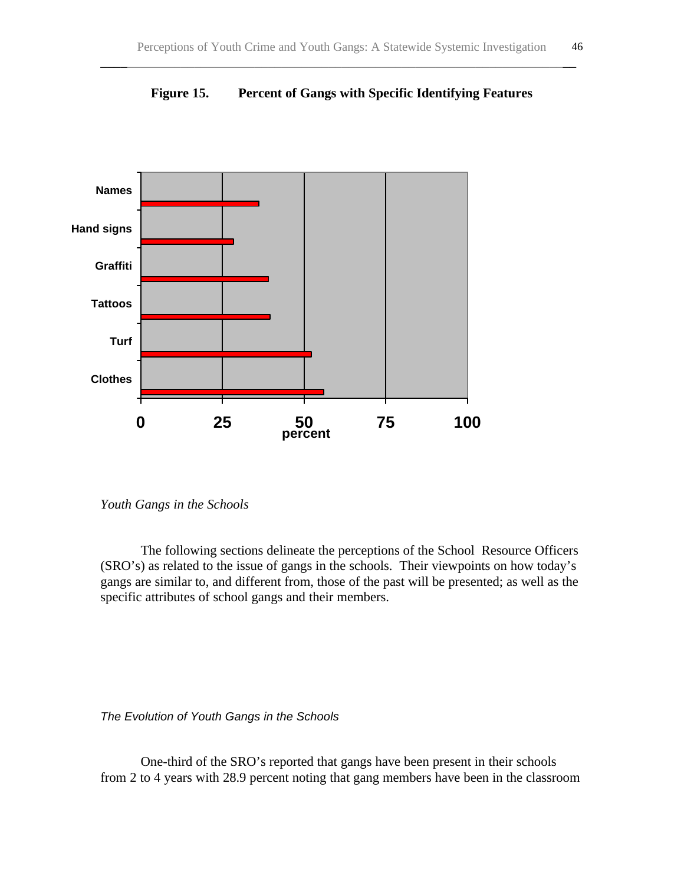**Figure 15. Percent of Gangs with Specific Identifying Features**

Names

Hand signs

Graffiti

Tattoos

Turf

Clothes

0 25 50 75 100

percent

*Youth Gangs in the Schools*

The following sections delineate the perceptions of the School Resource Officers (SRO's) as related to the issue of gangs in the schools. Their viewpoints on how today's gangs are similar to, and different from, those of the past will be presented; as well as the specific attributes of school gangs and their members.

*The Evolution of Youth Gangs in the Schools*

One-third of the SRO's reported that gangs have been present in their schools from 2 to 4 years with 28.9 percent noting that gang members have been in the classroom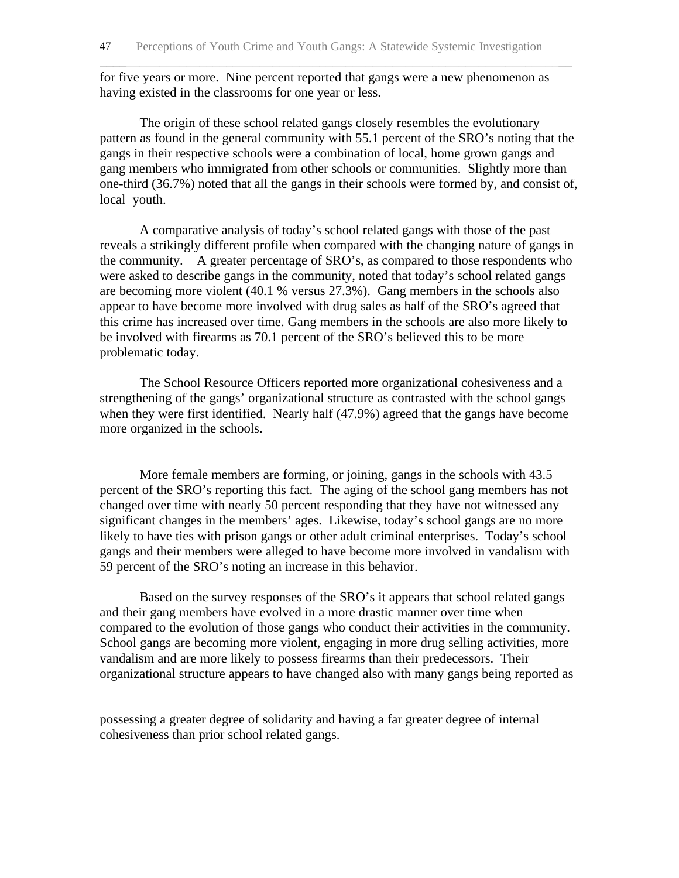for five years or more. Nine percent reported that gangs were a new phenomenon as having existed in the classrooms for one year or less.

The origin of these school related gangs closely resembles the evolutionary pattern as found in the general community with 55.1 percent of the SRO's noting that the gangs in their respective schools were a combination of local, home grown gangs and gang members who immigrated from other schools or communities. Slightly more than one-third (36.7%) noted that all the gangs in their schools were formed by, and consist of, local youth.

A comparative analysis of today's school related gangs with those of the past reveals a strikingly different profile when compared with the changing nature of gangs in the community. A greater percentage of SRO's, as compared to those respondents who were asked to describe gangs in the community, noted that today's school related gangs are becoming more violent (40.1 % versus 27.3%). Gang members in the schools also appear to have become more involved with drug sales as half of the SRO's agreed that this crime has increased over time. Gang members in the schools are also more likely to be involved with firearms as 70.1 percent of the SRO's believed this to be more problematic today.

The School Resource Officers reported more organizational cohesiveness and a strengthening of the gangs' organizational structure as contrasted with the school gangs when they were first identified. Nearly half (47.9%) agreed that the gangs have become more organized in the schools.

More female members are forming, or joining, gangs in the schools with 43.5 percent of the SRO's reporting this fact. The aging of the school gang members has not changed over time with nearly 50 percent responding that they have not witnessed any significant changes in the members' ages. Likewise, today's school gangs are no more likely to have ties with prison gangs or other adult criminal enterprises. Today's school gangs and their members were alleged to have become more involved in vandalism with 59 percent of the SRO's noting an increase in this behavior.

Based on the survey responses of the SRO's it appears that school related gangs and their gang members have evolved in a more drastic manner over time when compared to the evolution of those gangs who conduct their activities in the community. School gangs are becoming more violent, engaging in more drug selling activities, more vandalism and are more likely to possess firearms than their predecessors. Their organizational structure appears to have changed also with many gangs being reported as possessing a greater degree of solidarity and having a far greater degree of internal cohesiveness than prior school related gangs.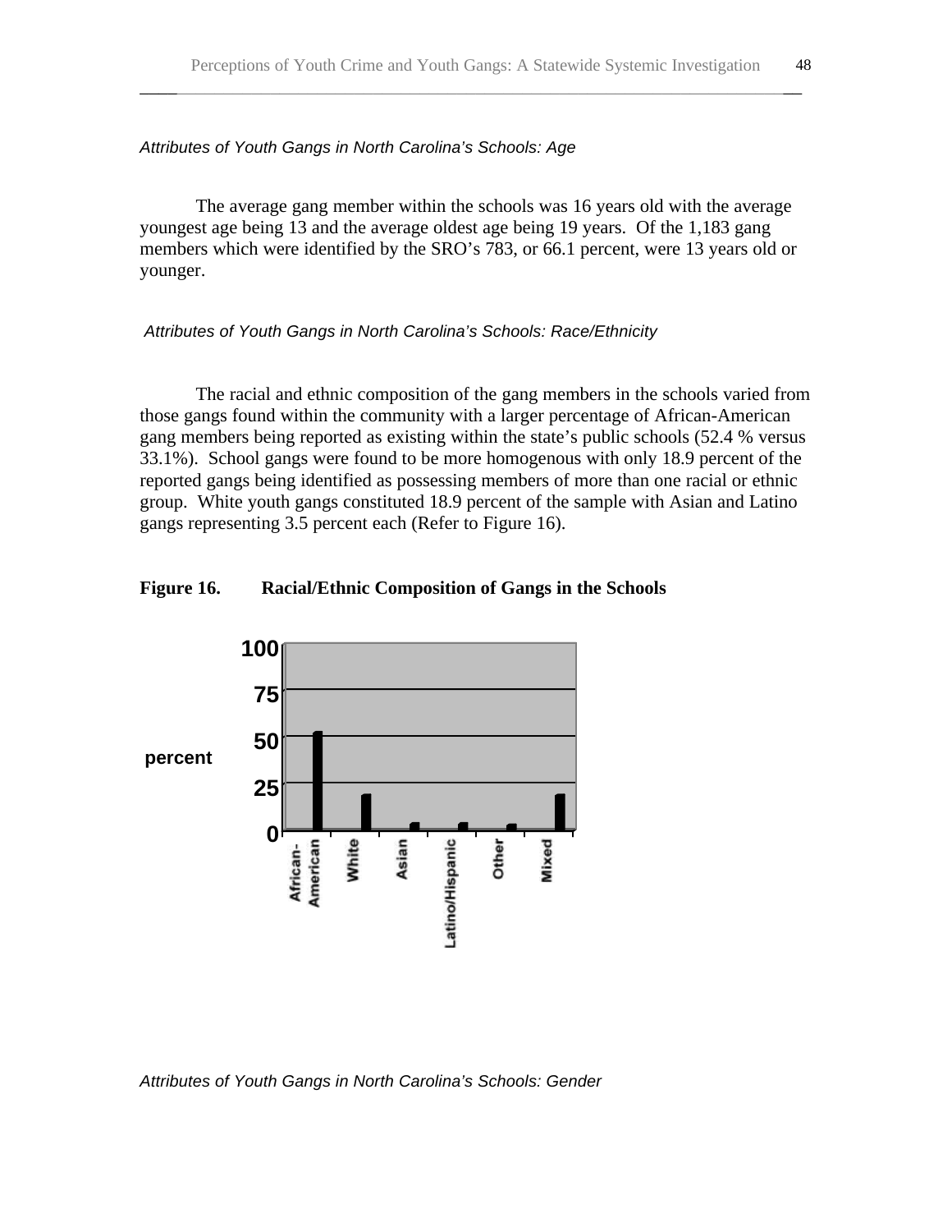*Attributes of Youth Gangs in North Carolina's Schools: Age*

The average gang member within the schools was 16 years old with the average youngest age being 13 and the average oldest age being 19 years. Of the 1,183 gang members which were identified by the SRO's 783, or 66.1 percent, were 13 years old or younger.

*Attributes of Youth Gangs in North Carolina's Schools: Race/Ethnicity*

The racial and ethnic composition of the gang members in the schools varied from those gangs found within the community with a larger percentage of African-American gang members being reported as existing within the state's public schools (52.4 % versus 33.1%). School gangs were found to be more homogenous with only 18.9 percent of the reported gangs being identified as possessing members of more than one racial or ethnic group. White youth gangs constituted 18.9 percent of the sample with Asian and Latino gangs representing 3.5 percent each (Refer to Figure 16).

**Figure 16. Racial/Ethnic Composition of Gangs in the Schools**

percent

100
75
50
25
0

African-American
White
Asian
Latino/Hispanic
Other
Mixed

*Attributes of Youth Gangs in North Carolina's Schools: Gender*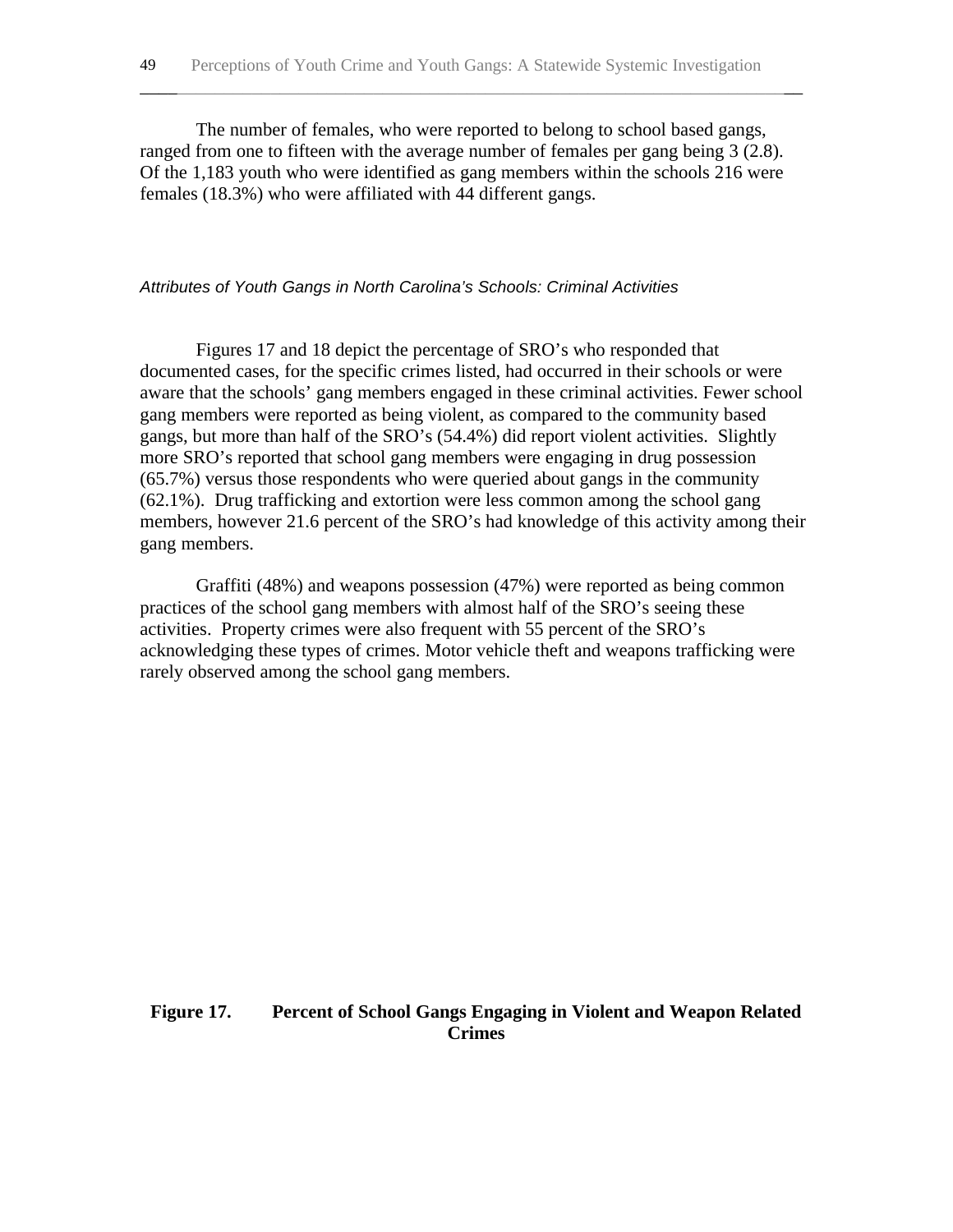The number of females, who were reported to belong to school based gangs, ranged from one to fifteen with the average number of females per gang being 3 (2.8). Of the 1,183 youth who were identified as gang members within the schools 216 were females (18.3%) who were affiliated with 44 different gangs.

*Attributes of Youth Gangs in North Carolina's Schools: Criminal Activities*

Figures 17 and 18 depict the percentage of SRO's who responded that documented cases, for the specific crimes listed, had occurred in their schools or were aware that the schools' gang members engaged in these criminal activities. Fewer school gang members were reported as being violent, as compared to the community based gangs, but more than half of the SRO's (54.4%) did report violent activities. Slightly more SRO's reported that school gang members were engaging in drug possession (65.7%) versus those respondents who were queried about gangs in the community (62.1%). Drug trafficking and extortion were less common among the school gang members, however 21.6 percent of the SRO's had knowledge of this activity among their gang members.

Graffiti (48%) and weapons possession (47%) were reported as being common practices of the school gang members with almost half of the SRO's seeing these activities. Property crimes were also frequent with 55 percent of the SRO's acknowledging these types of crimes. Motor vehicle theft and weapons trafficking were rarely observed among the school gang members.

**Figure 17. Percent of School Gangs Engaging in Violent and Weapon Related Crimes**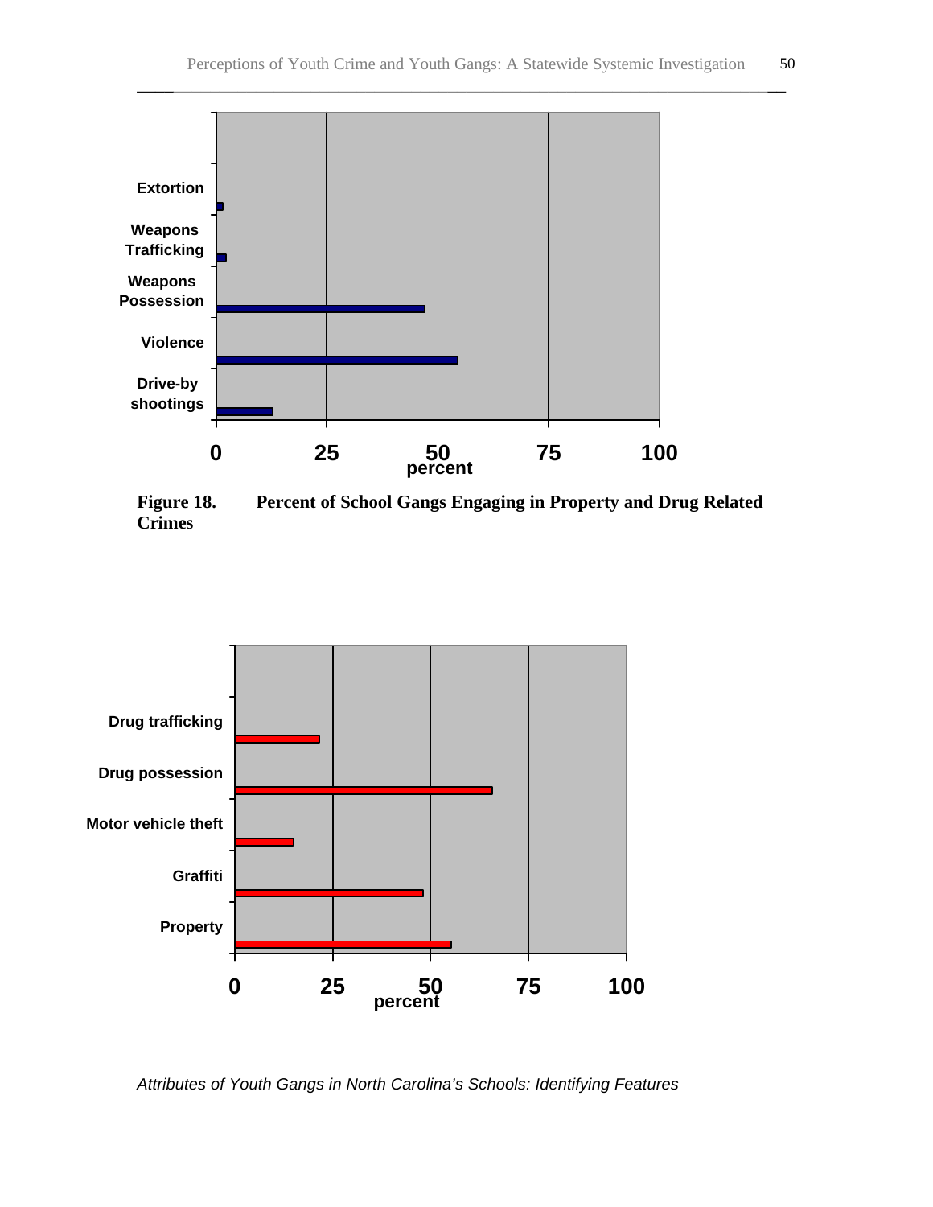Extortion

Weapons Trafficking

Weapons Possession

Violence

Drive-by shootings

0 25 50 75 100

percent

**Figure 18. Percent of School Gangs Engaging in Property and Drug Related Crimes**

Drug trafficking

Drug possession

Motor vehicle theft

Graffiti

Property

0 25 50 75 100

percent

*Attributes of Youth Gangs in North Carolina's Schools: Identifying Features*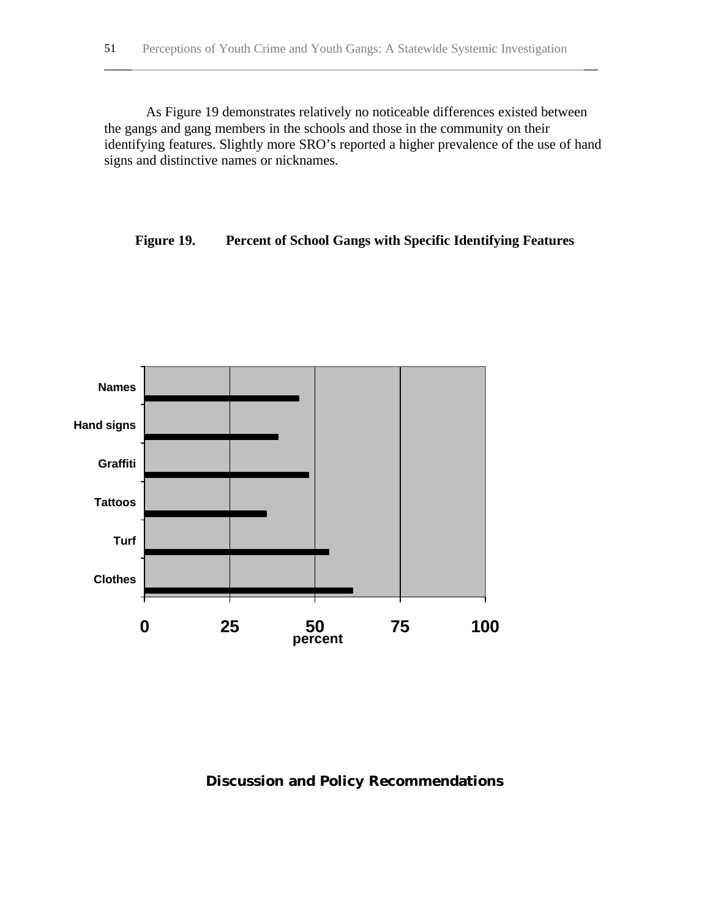As Figure 19 demonstrates relatively no noticeable differences existed between the gangs and gang members in the schools and those in the community on their identifying features. Slightly more SRO's reported a higher prevalence of the use of hand signs and distinctive names or nicknames.

**Figure 19. Percent of School Gangs with Specific Identifying Features**

Names
Hand signs
Graffiti
Tattoos
Turf
Clothes

0 25 50 75 100
percent

## Discussion and Policy Recommendations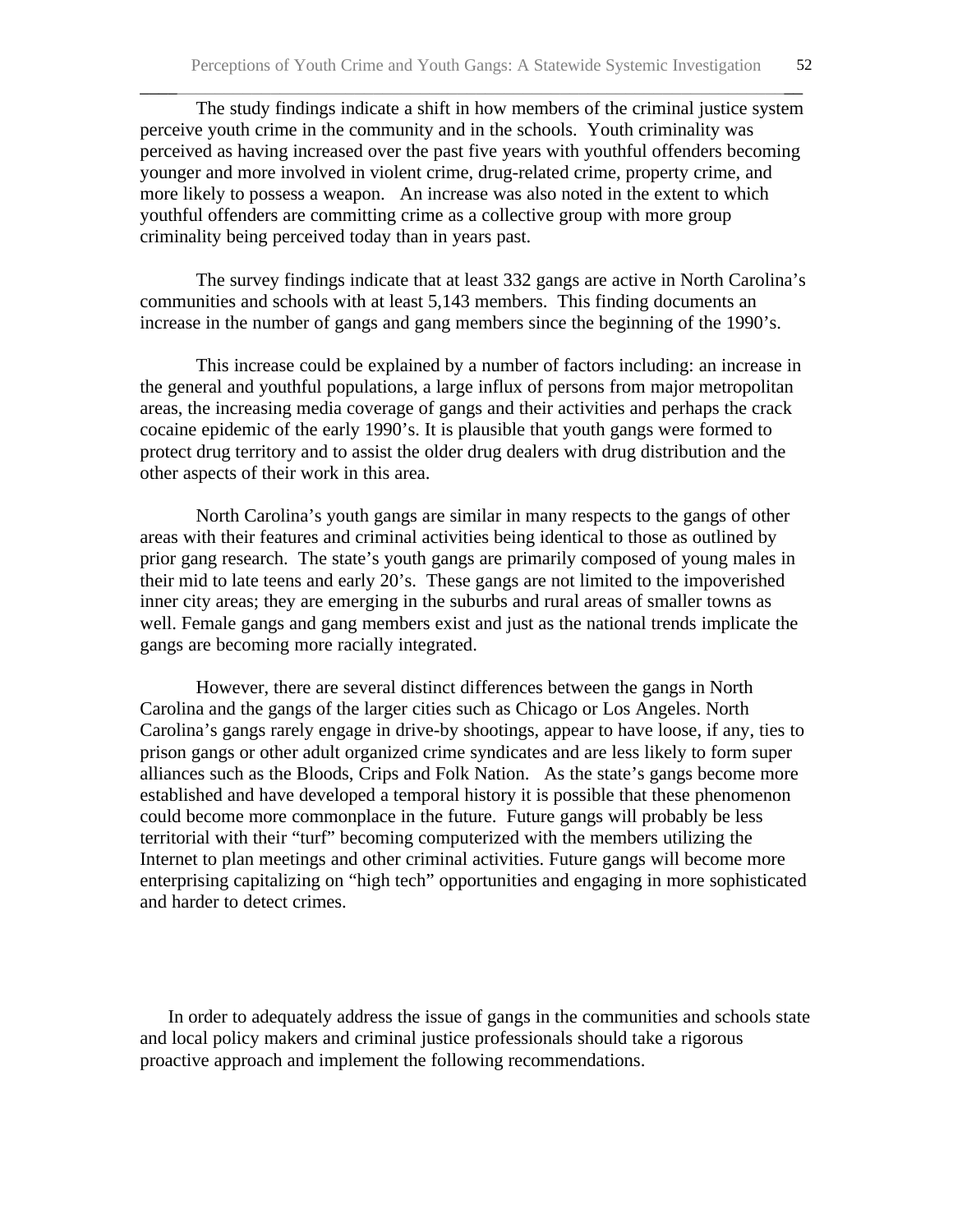The study findings indicate a shift in how members of the criminal justice system perceive youth crime in the community and in the schools. Youth criminality was perceived as having increased over the past five years with youthful offenders becoming younger and more involved in violent crime, drug-related crime, property crime, and more likely to possess a weapon. An increase was also noted in the extent to which youthful offenders are committing crime as a collective group with more group criminality being perceived today than in years past.

The survey findings indicate that at least 332 gangs are active in North Carolina's communities and schools with at least 5,143 members. This finding documents an increase in the number of gangs and gang members since the beginning of the 1990's.

This increase could be explained by a number of factors including: an increase in the general and youthful populations, a large influx of persons from major metropolitan areas, the increasing media coverage of gangs and their activities and perhaps the crack cocaine epidemic of the early 1990's. It is plausible that youth gangs were formed to protect drug territory and to assist the older drug dealers with drug distribution and the other aspects of their work in this area.

North Carolina's youth gangs are similar in many respects to the gangs of other areas with their features and criminal activities being identical to those as outlined by prior gang research. The state's youth gangs are primarily composed of young males in their mid to late teens and early 20's. These gangs are not limited to the impoverished inner city areas; they are emerging in the suburbs and rural areas of smaller towns as well. Female gangs and gang members exist and just as the national trends implicate the gangs are becoming more racially integrated.

However, there are several distinct differences between the gangs in North Carolina and the gangs of the larger cities such as Chicago or Los Angeles. North Carolina's gangs rarely engage in drive-by shootings, appear to have loose, if any, ties to prison gangs or other adult organized crime syndicates and are less likely to form super alliances such as the Bloods, Crips and Folk Nation. As the state's gangs become more established and have developed a temporal history it is possible that these phenomenon could become more commonplace in the future. Future gangs will probably be less territorial with their "turf" becoming computerized with the members utilizing the Internet to plan meetings and other criminal activities. Future gangs will become more enterprising capitalizing on "high tech" opportunities and engaging in more sophisticated and harder to detect crimes.

In order to adequately address the issue of gangs in the communities and schools state and local policy makers and criminal justice professionals should take a rigorous proactive approach and implement the following recommendations.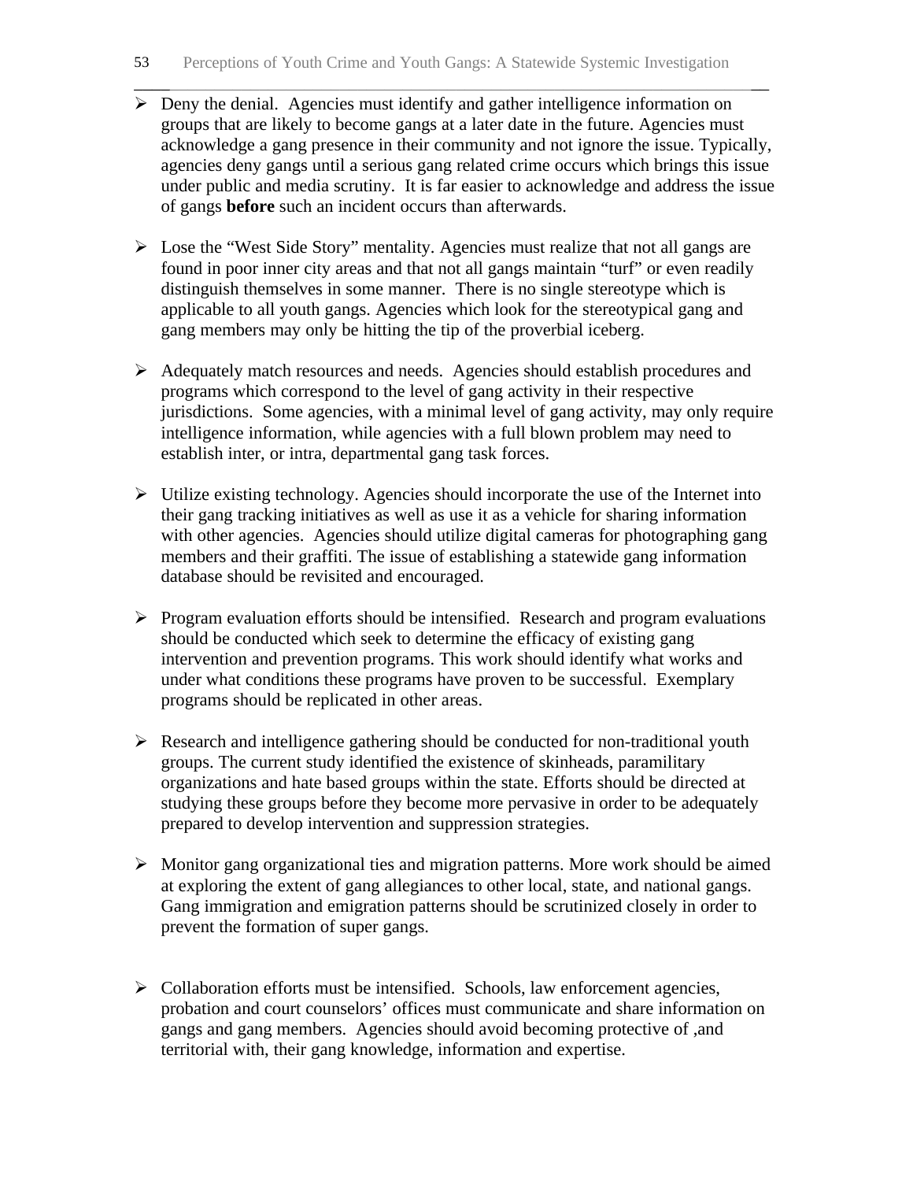- Deny the denial. Agencies must identify and gather intelligence information on groups that are likely to become gangs at a later date in the future. Agencies must acknowledge a gang presence in their community and not ignore the issue. Typically, agencies deny gangs until a serious gang related crime occurs which brings this issue under public and media scrutiny. It is far easier to acknowledge and address the issue of gangs **before** such an incident occurs than afterwards.

- Lose the "West Side Story" mentality. Agencies must realize that not all gangs are found in poor inner city areas and that not all gangs maintain "turf" or even readily distinguish themselves in some manner. There is no single stereotype which is applicable to all youth gangs. Agencies which look for the stereotypical gang and gang members may only be hitting the tip of the proverbial iceberg.

- Adequately match resources and needs. Agencies should establish procedures and programs which correspond to the level of gang activity in their respective jurisdictions. Some agencies, with a minimal level of gang activity, may only require intelligence information, while agencies with a full blown problem may need to establish inter, or intra, departmental gang task forces.

- Utilize existing technology. Agencies should incorporate the use of the Internet into their gang tracking initiatives as well as use it as a vehicle for sharing information with other agencies. Agencies should utilize digital cameras for photographing gang members and their graffiti. The issue of establishing a statewide gang information database should be revisited and encouraged.

- Program evaluation efforts should be intensified. Research and program evaluations should be conducted which seek to determine the efficacy of existing gang intervention and prevention programs. This work should identify what works and under what conditions these programs have proven to be successful. Exemplary programs should be replicated in other areas.

- Research and intelligence gathering should be conducted for non-traditional youth groups. The current study identified the existence of skinheads, paramilitary organizations and hate based groups within the state. Efforts should be directed at studying these groups before they become more pervasive in order to be adequately prepared to develop intervention and suppression strategies.

- Monitor gang organizational ties and migration patterns. More work should be aimed at exploring the extent of gang allegiances to other local, state, and national gangs. Gang immigration and emigration patterns should be scrutinized closely in order to prevent the formation of super gangs.

- Collaboration efforts must be intensified. Schools, law enforcement agencies, probation and court counselors' offices must communicate and share information on gangs and gang members. Agencies should avoid becoming protective of ,and territorial with, their gang knowledge, information and expertise.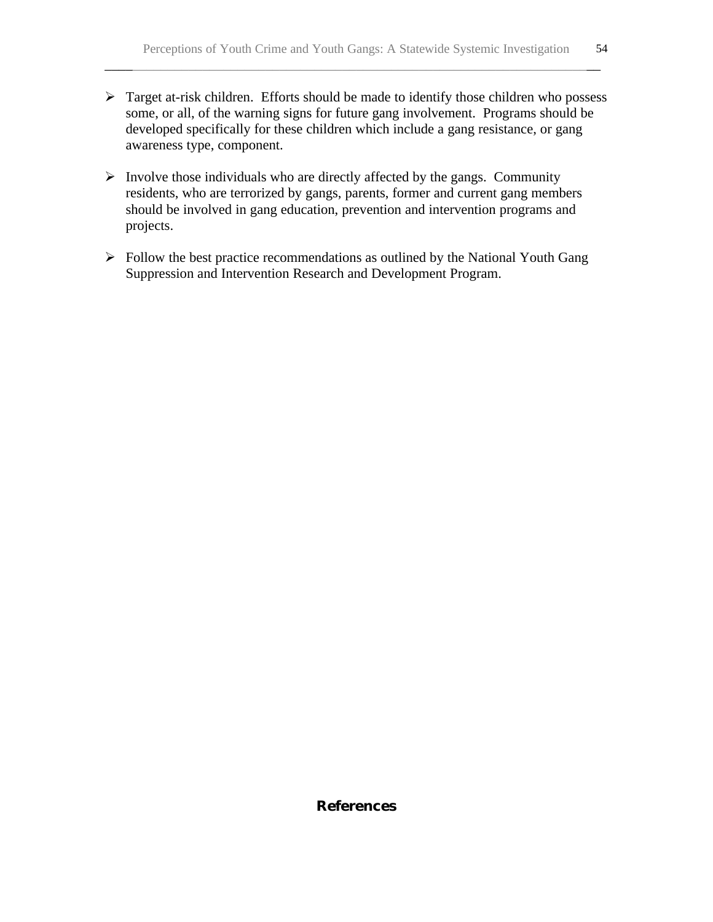- Target at-risk children. Efforts should be made to identify those children who possess some, or all, of the warning signs for future gang involvement. Programs should be developed specifically for these children which include a gang resistance, or gang awareness type, component.

- Involve those individuals who are directly affected by the gangs. Community residents, who are terrorized by gangs, parents, former and current gang members should be involved in gang education, prevention and intervention programs and projects.

- Follow the best practice recommendations as outlined by the National Youth Gang Suppression and Intervention Research and Development Program.

## References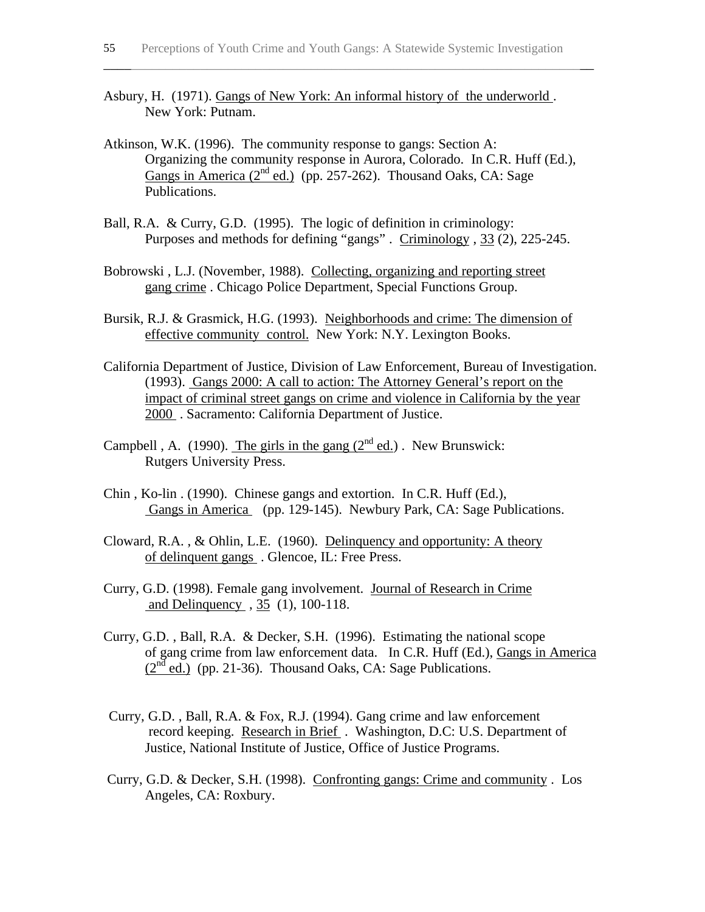Asbury, H. (1971). Gangs of New York: An informal history of the underworld. New York: Putnam.

Atkinson, W.K. (1996). The community response to gangs: Section A: Organizing the community response in Aurora, Colorado. In C.R. Huff (Ed.), Gangs in America (2nd ed.) (pp. 257-262). Thousand Oaks, CA: Sage Publications.

Ball, R.A. & Curry, G.D. (1995). The logic of definition in criminology: Purposes and methods for defining "gangs". Criminology, 33 (2), 225-245.

Bobrowski, L.J. (November, 1988). Collecting, organizing and reporting street gang crime. Chicago Police Department, Special Functions Group.

Bursik, R.J. & Grasmick, H.G. (1993). Neighborhoods and crime: The dimension of effective community control. New York: N.Y. Lexington Books.

California Department of Justice, Division of Law Enforcement, Bureau of Investigation. (1993). Gangs 2000: A call to action: The Attorney General's report on the impact of criminal street gangs on crime and violence in California by the year 2000. Sacramento: California Department of Justice.

Campbell, A. (1990). The girls in the gang (2nd ed.). New Brunswick: Rutgers University Press.

Chin, Ko-lin. (1990). Chinese gangs and extortion. In C.R. Huff (Ed.), Gangs in America (pp. 129-145). Newbury Park, CA: Sage Publications.

Cloward, R.A., & Ohlin, L.E. (1960). Delinquency and opportunity: A theory of delinquent gangs. Glencoe, IL: Free Press.

Curry, G.D. (1998). Female gang involvement. Journal of Research in Crime and Delinquency, 35 (1), 100-118.

Curry, G.D., Ball, R.A. & Decker, S.H. (1996). Estimating the national scope of gang crime from law enforcement data. In C.R. Huff (Ed.), Gangs in America (2nd ed.) (pp. 21-36). Thousand Oaks, CA: Sage Publications.

Curry, G.D., Ball, R.A. & Fox, R.J. (1994). Gang crime and law enforcement record keeping. Research in Brief. Washington, D.C: U.S. Department of Justice, National Institute of Justice, Office of Justice Programs.

Curry, G.D. & Decker, S.H. (1998). Confronting gangs: Crime and community. Los Angeles, CA: Roxbury.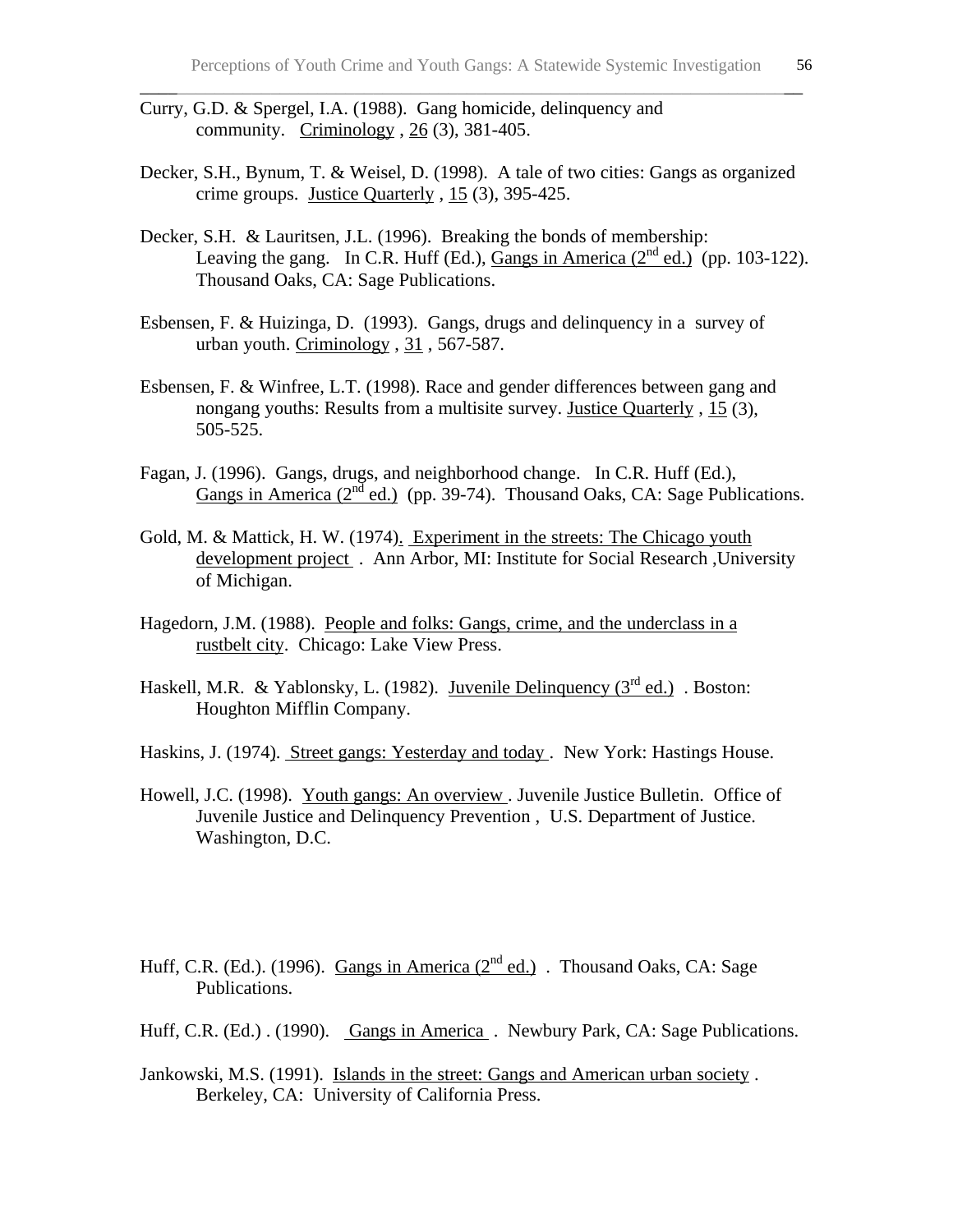Curry, G.D. & Spergel, I.A. (1988). Gang homicide, delinquency and community. Criminology , 26 (3), 381-405.

Decker, S.H., Bynum, T. & Weisel, D. (1998). A tale of two cities: Gangs as organized crime groups. Justice Quarterly , 15 (3), 395-425.

Decker, S.H. & Lauritsen, J.L. (1996). Breaking the bonds of membership: Leaving the gang. In C.R. Huff (Ed.), Gangs in America (2nd ed.) (pp. 103-122). Thousand Oaks, CA: Sage Publications.

Esbensen, F. & Huizinga, D. (1993). Gangs, drugs and delinquency in a survey of urban youth. Criminology , 31 , 567-587.

Esbensen, F. & Winfree, L.T. (1998). Race and gender differences between gang and nongang youths: Results from a multisite survey. Justice Quarterly , 15 (3), 505-525.

Fagan, J. (1996). Gangs, drugs, and neighborhood change. In C.R. Huff (Ed.), Gangs in America (2nd ed.) (pp. 39-74). Thousand Oaks, CA: Sage Publications.

Gold, M. & Mattick, H. W. (1974). Experiment in the streets: The Chicago youth development project . Ann Arbor, MI: Institute for Social Research ,University of Michigan.

Hagedorn, J.M. (1988). People and folks: Gangs, crime, and the underclass in a rustbelt city. Chicago: Lake View Press.

Haskell, M.R. & Yablonsky, L. (1982). Juvenile Delinquency (3rd ed.) . Boston: Houghton Mifflin Company.

Haskins, J. (1974). Street gangs: Yesterday and today . New York: Hastings House.

Howell, J.C. (1998). Youth gangs: An overview . Juvenile Justice Bulletin. Office of Juvenile Justice and Delinquency Prevention , U.S. Department of Justice. Washington, D.C.

Huff, C.R. (Ed.). (1996). Gangs in America (2nd ed.) . Thousand Oaks, CA: Sage Publications.

Huff, C.R. (Ed.) . (1990). Gangs in America . Newbury Park, CA: Sage Publications.

Jankowski, M.S. (1991). Islands in the street: Gangs and American urban society . Berkeley, CA: University of California Press.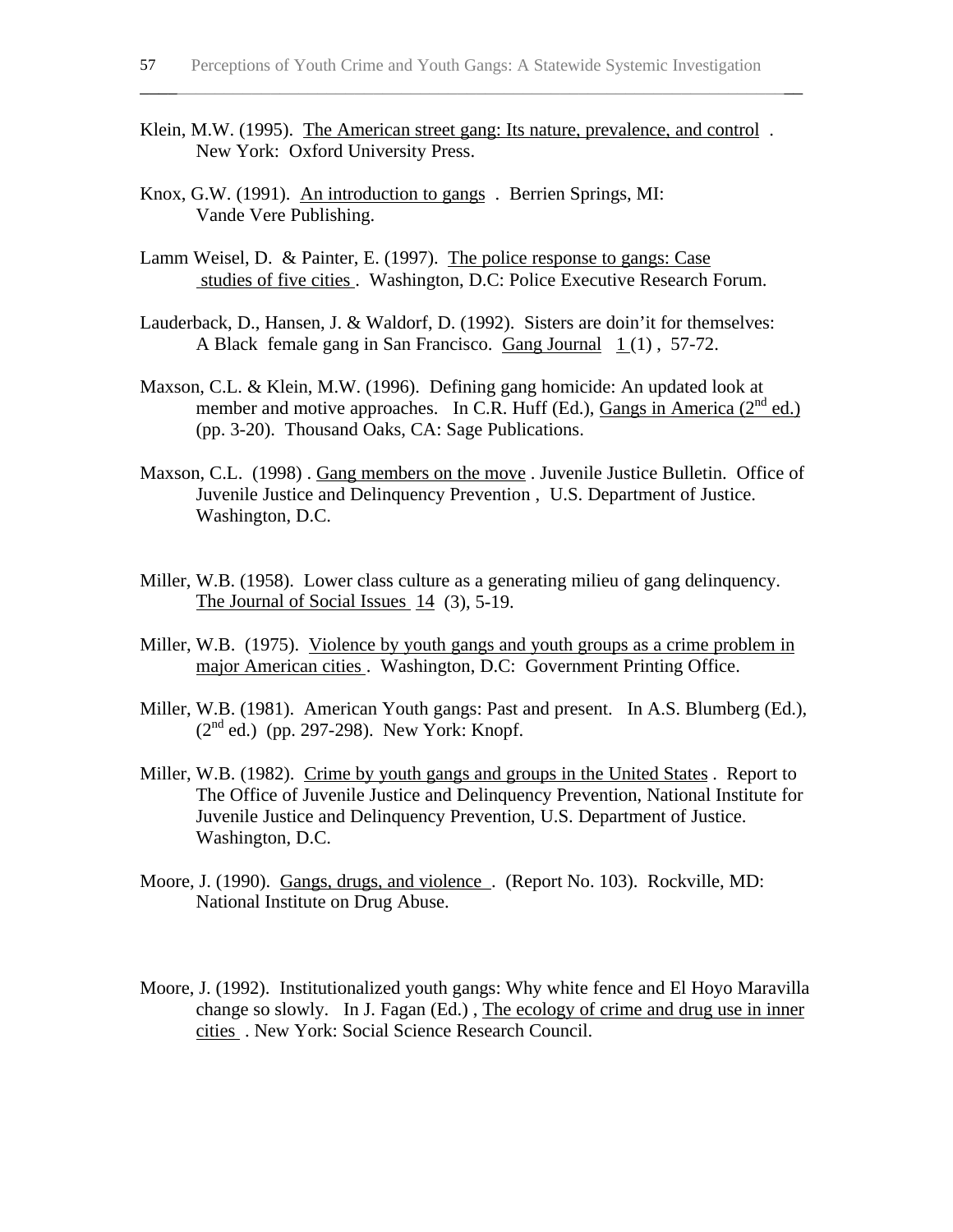Klein, M.W. (1995). <u>The American street gang: Its nature, prevalence, and control</u>. New York: Oxford University Press.

Knox, G.W. (1991). <u>An introduction to gangs</u>. Berrien Springs, MI: Vande Vere Publishing.

Lamm Weisel, D. & Painter, E. (1997). <u>The police response to gangs: Case studies of five cities</u>. Washington, D.C: Police Executive Research Forum.

Lauderback, D., Hansen, J. & Waldorf, D. (1992). Sisters are doin'it for themselves: A Black female gang in San Francisco. <u>Gang Journal</u> <u>1</u> (1), 57-72.

Maxson, C.L. & Klein, M.W. (1996). Defining gang homicide: An updated look at member and motive approaches. In C.R. Huff (Ed.), <u>Gangs in America (2nd ed.)</u> (pp. 3-20). Thousand Oaks, CA: Sage Publications.

Maxson, C.L. (1998). <u>Gang members on the move</u>. Juvenile Justice Bulletin. Office of Juvenile Justice and Delinquency Prevention, U.S. Department of Justice. Washington, D.C.

Miller, W.B. (1958). Lower class culture as a generating milieu of gang delinquency. <u>The Journal of Social Issues</u> <u>14</u> (3), 5-19.

Miller, W.B. (1975). <u>Violence by youth gangs and youth groups as a crime problem in major American cities</u>. Washington, D.C: Government Printing Office.

Miller, W.B. (1981). American Youth gangs: Past and present. In A.S. Blumberg (Ed.), (2nd ed.) (pp. 297-298). New York: Knopf.

Miller, W.B. (1982). <u>Crime by youth gangs and groups in the United States</u>. Report to The Office of Juvenile Justice and Delinquency Prevention, National Institute for Juvenile Justice and Delinquency Prevention, U.S. Department of Justice. Washington, D.C.

Moore, J. (1990). <u>Gangs, drugs, and violence</u>. (Report No. 103). Rockville, MD: National Institute on Drug Abuse.

Moore, J. (1992). Institutionalized youth gangs: Why white fence and El Hoyo Maravilla change so slowly. In J. Fagan (Ed.), <u>The ecology of crime and drug use in inner cities</u>. New York: Social Science Research Council.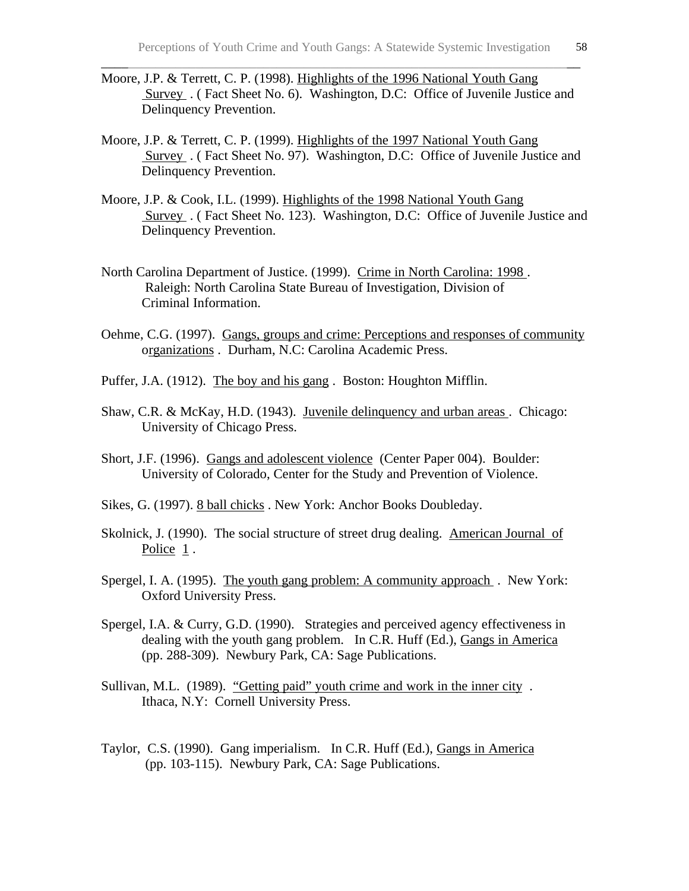Moore, J.P. & Terrett, C. P. (1998). Highlights of the 1996 National Youth Gang Survey . ( Fact Sheet No. 6). Washington, D.C: Office of Juvenile Justice and Delinquency Prevention.

Moore, J.P. & Terrett, C. P. (1999). Highlights of the 1997 National Youth Gang Survey . ( Fact Sheet No. 97). Washington, D.C: Office of Juvenile Justice and Delinquency Prevention.

Moore, J.P. & Cook, I.L. (1999). Highlights of the 1998 National Youth Gang Survey . ( Fact Sheet No. 123). Washington, D.C: Office of Juvenile Justice and Delinquency Prevention.

North Carolina Department of Justice. (1999). Crime in North Carolina: 1998 . Raleigh: North Carolina State Bureau of Investigation, Division of Criminal Information.

Oehme, C.G. (1997). Gangs, groups and crime: Perceptions and responses of community organizations . Durham, N.C: Carolina Academic Press.

Puffer, J.A. (1912). The boy and his gang . Boston: Houghton Mifflin.

Shaw, C.R. & McKay, H.D. (1943). Juvenile delinquency and urban areas . Chicago: University of Chicago Press.

Short, J.F. (1996). Gangs and adolescent violence (Center Paper 004). Boulder: University of Colorado, Center for the Study and Prevention of Violence.

Sikes, G. (1997). 8 ball chicks . New York: Anchor Books Doubleday.

Skolnick, J. (1990). The social structure of street drug dealing. American Journal of Police 1 .

Spergel, I. A. (1995). The youth gang problem: A community approach . New York: Oxford University Press.

Spergel, I.A. & Curry, G.D. (1990). Strategies and perceived agency effectiveness in dealing with the youth gang problem. In C.R. Huff (Ed.), Gangs in America (pp. 288-309). Newbury Park, CA: Sage Publications.

Sullivan, M.L. (1989). "Getting paid" youth crime and work in the inner city . Ithaca, N.Y: Cornell University Press.

Taylor, C.S. (1990). Gang imperialism. In C.R. Huff (Ed.), Gangs in America (pp. 103-115). Newbury Park, CA: Sage Publications.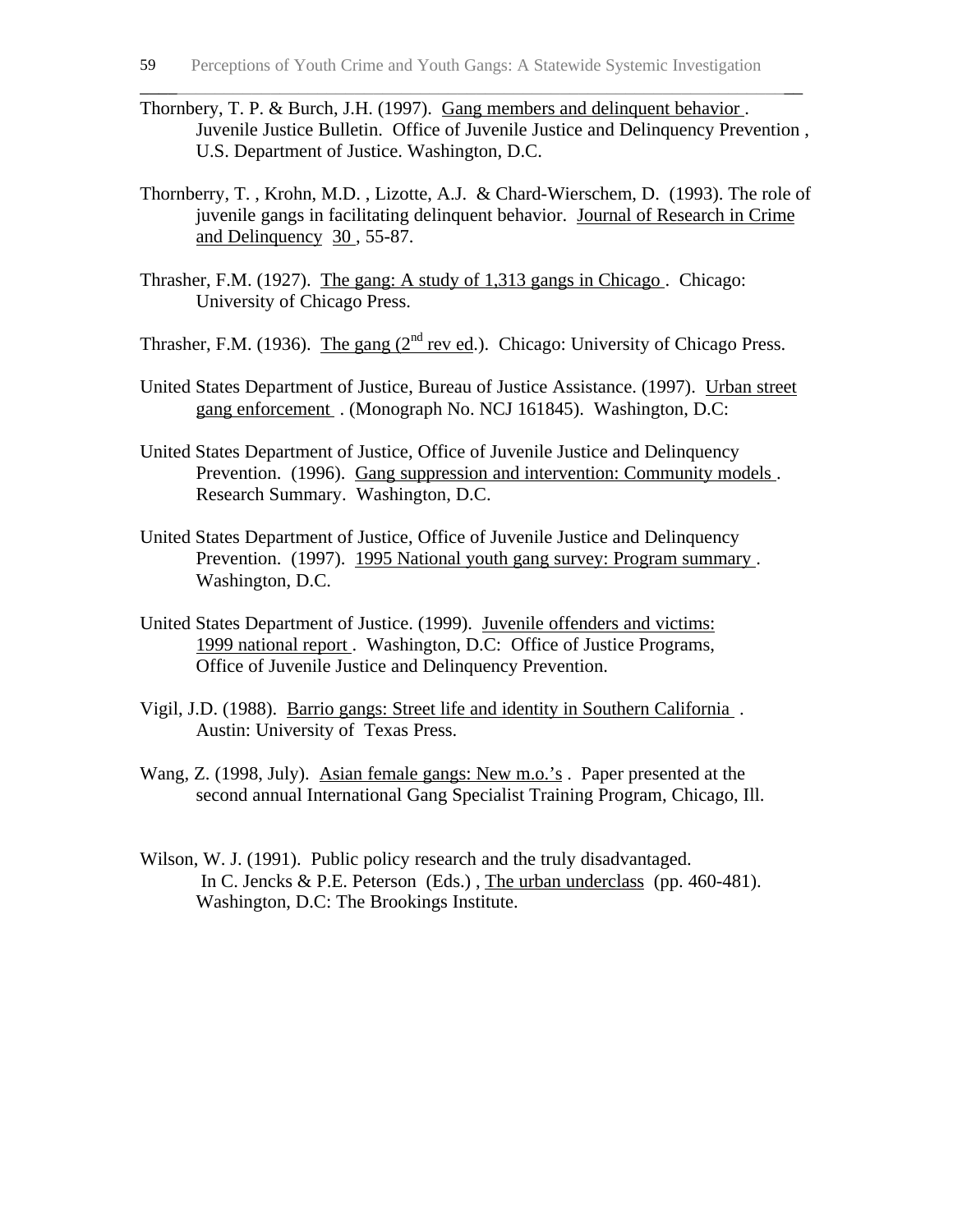Thornbery, T. P. & Burch, J.H. (1997). Gang members and delinquent behavior . Juvenile Justice Bulletin. Office of Juvenile Justice and Delinquency Prevention , U.S. Department of Justice. Washington, D.C.

Thornberry, T. , Krohn, M.D. , Lizotte, A.J. & Chard-Wierschem, D. (1993). The role of juvenile gangs in facilitating delinquent behavior. Journal of Research in Crime and Delinquency 30 , 55-87.

Thrasher, F.M. (1927). The gang: A study of 1,313 gangs in Chicago . Chicago: University of Chicago Press.

Thrasher, F.M. (1936). The gang (2nd rev ed.). Chicago: University of Chicago Press.

United States Department of Justice, Bureau of Justice Assistance. (1997). Urban street gang enforcement . (Monograph No. NCJ 161845). Washington, D.C:

United States Department of Justice, Office of Juvenile Justice and Delinquency Prevention. (1996). Gang suppression and intervention: Community models . Research Summary. Washington, D.C.

United States Department of Justice, Office of Juvenile Justice and Delinquency Prevention. (1997). 1995 National youth gang survey: Program summary . Washington, D.C.

United States Department of Justice. (1999). Juvenile offenders and victims: 1999 national report . Washington, D.C: Office of Justice Programs, Office of Juvenile Justice and Delinquency Prevention.

Vigil, J.D. (1988). Barrio gangs: Street life and identity in Southern California . Austin: University of Texas Press.

Wang, Z. (1998, July). Asian female gangs: New m.o.'s . Paper presented at the second annual International Gang Specialist Training Program, Chicago, Ill.

Wilson, W. J. (1991). Public policy research and the truly disadvantaged. In C. Jencks & P.E. Peterson (Eds.) , The urban underclass (pp. 460-481). Washington, D.C: The Brookings Institute.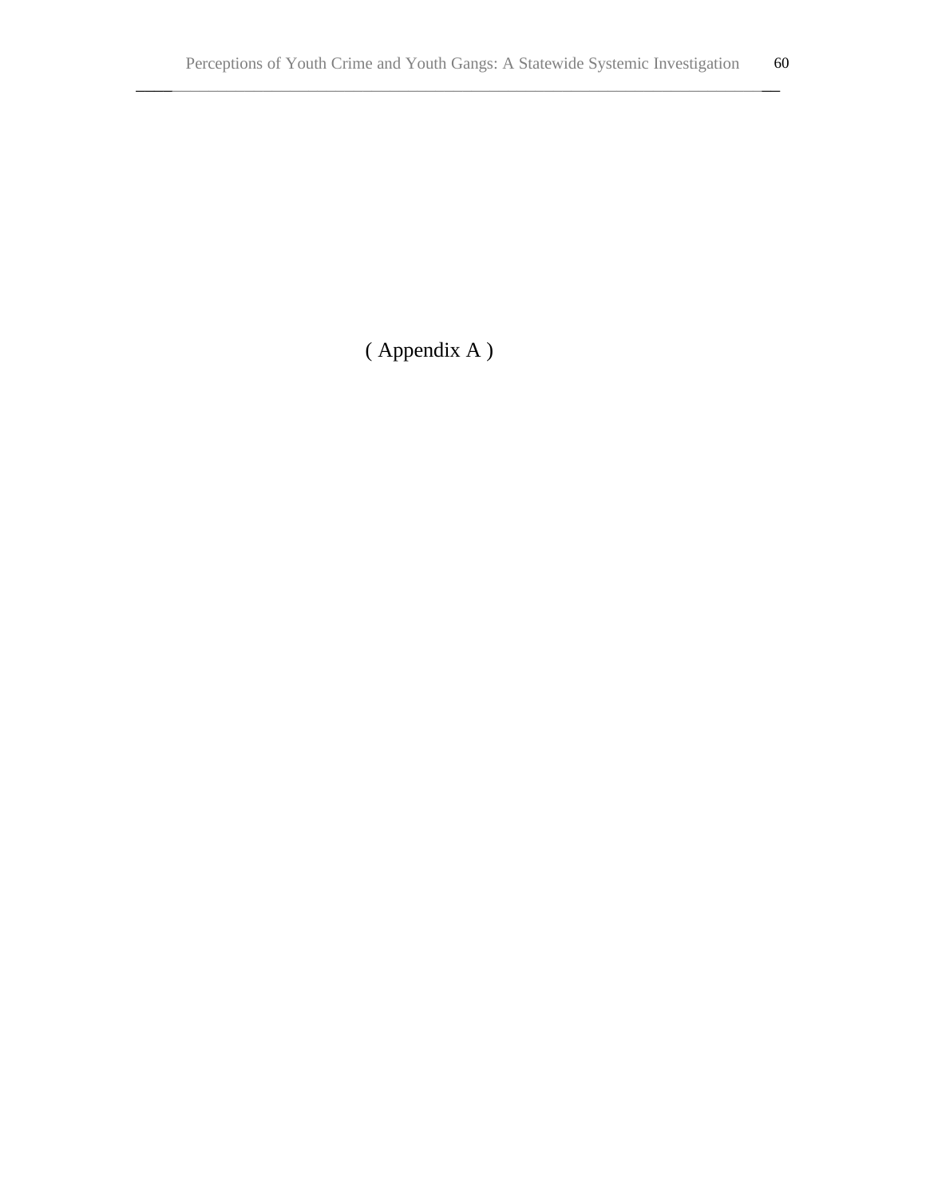( Appendix A )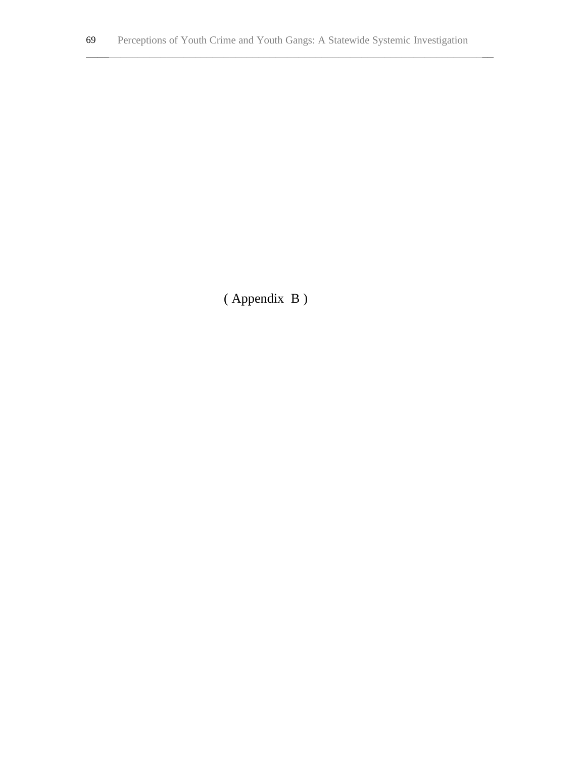( Appendix B )